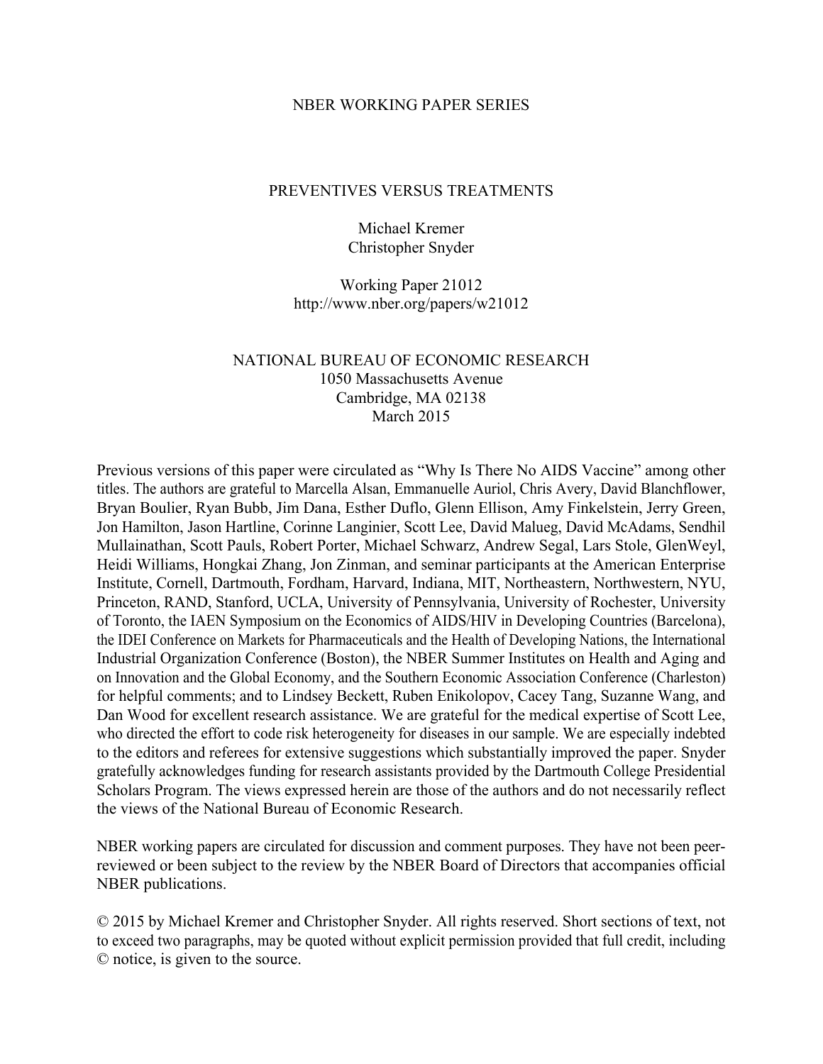NBER WORKING PAPER SERIES

# PREVENTIVES VERSUS TREATMENTS

Michael Kremer
Christopher Snyder

Working Paper 21012
http://www.nber.org/papers/w21012

NATIONAL BUREAU OF ECONOMIC RESEARCH
1050 Massachusetts Avenue
Cambridge, MA 02138
March 2015

Previous versions of this paper were circulated as "Why Is There No AIDS Vaccine" among other titles. The authors are grateful to Marcella Alsan, Emmanuelle Auriol, Chris Avery, David Blanchflower, Bryan Boulier, Ryan Bubb, Jim Dana, Esther Duflo, Glenn Ellison, Amy Finkelstein, Jerry Green, Jon Hamilton, Jason Hartline, Corinne Langinier, Scott Lee, David Malueg, David McAdams, Sendhil Mullainathan, Scott Pauls, Robert Porter, Michael Schwarz, Andrew Segal, Lars Stole, GlenWeyl, Heidi Williams, Hongkai Zhang, Jon Zinman, and seminar participants at the American Enterprise Institute, Cornell, Dartmouth, Fordham, Harvard, Indiana, MIT, Northeastern, Northwestern, NYU, Princeton, RAND, Stanford, UCLA, University of Pennsylvania, University of Rochester, University of Toronto, the IAEN Symposium on the Economics of AIDS/HIV in Developing Countries (Barcelona), the IDEI Conference on Markets for Pharmaceuticals and the Health of Developing Nations, the International Industrial Organization Conference (Boston), the NBER Summer Institutes on Health and Aging and on Innovation and the Global Economy, and the Southern Economic Association Conference (Charleston) for helpful comments; and to Lindsey Beckett, Ruben Enikolopov, Cacey Tang, Suzanne Wang, and Dan Wood for excellent research assistance. We are grateful for the medical expertise of Scott Lee, who directed the effort to code risk heterogeneity for diseases in our sample. We are especially indebted to the editors and referees for extensive suggestions which substantially improved the paper. Snyder gratefully acknowledges funding for research assistants provided by the Dartmouth College Presidential Scholars Program. The views expressed herein are those of the authors and do not necessarily reflect the views of the National Bureau of Economic Research.

NBER working papers are circulated for discussion and comment purposes. They have not been peer-reviewed or been subject to the review by the NBER Board of Directors that accompanies official NBER publications.

© 2015 by Michael Kremer and Christopher Snyder. All rights reserved. Short sections of text, not to exceed two paragraphs, may be quoted without explicit permission provided that full credit, including © notice, is given to the source.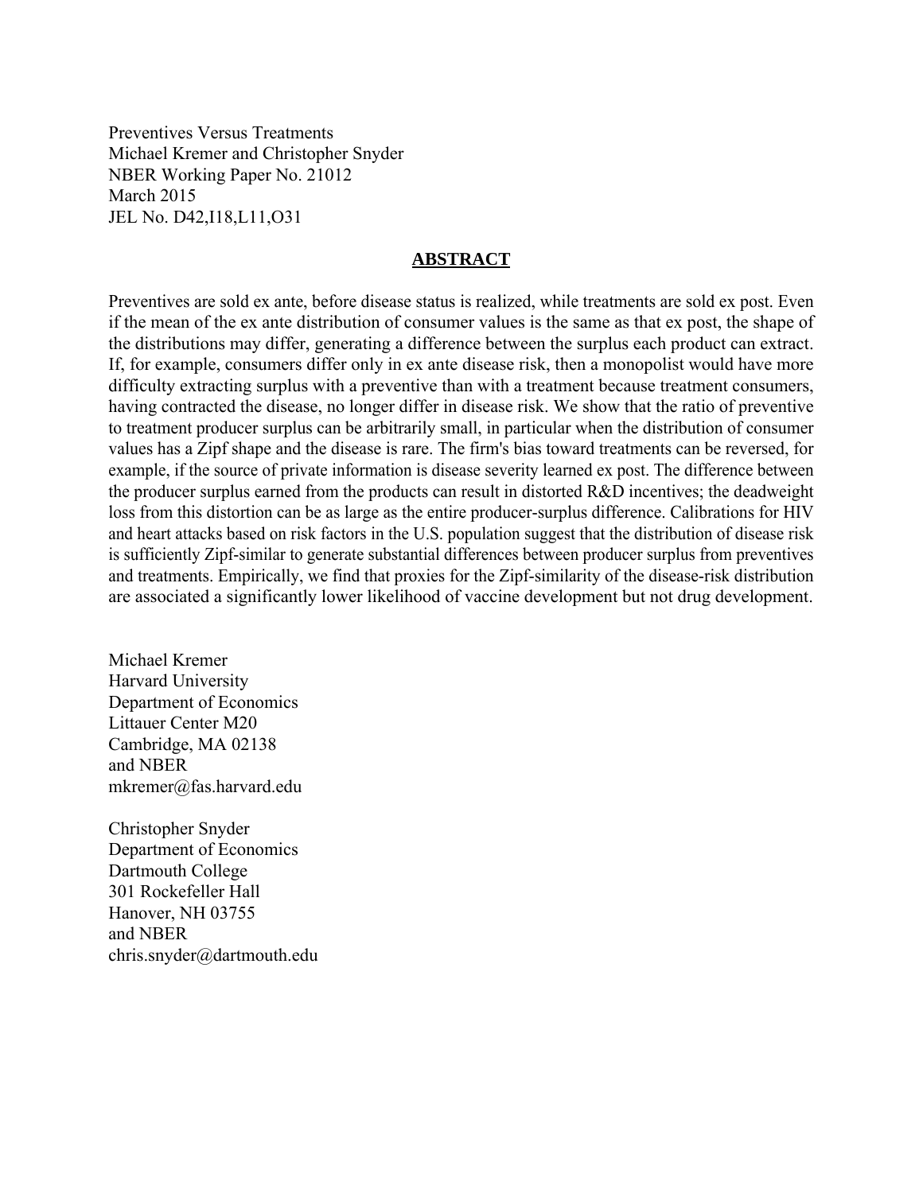Preventives Versus Treatments
Michael Kremer and Christopher Snyder
NBER Working Paper No. 21012
March 2015
JEL No. D42,I18,L11,O31

## ABSTRACT

Preventives are sold ex ante, before disease status is realized, while treatments are sold ex post. Even if the mean of the ex ante distribution of consumer values is the same as that ex post, the shape of the distributions may differ, generating a difference between the surplus each product can extract. If, for example, consumers differ only in ex ante disease risk, then a monopolist would have more difficulty extracting surplus with a preventive than with a treatment because treatment consumers, having contracted the disease, no longer differ in disease risk. We show that the ratio of preventive to treatment producer surplus can be arbitrarily small, in particular when the distribution of consumer values has a Zipf shape and the disease is rare. The firm's bias toward treatments can be reversed, for example, if the source of private information is disease severity learned ex post. The difference between the producer surplus earned from the products can result in distorted R&D incentives; the deadweight loss from this distortion can be as large as the entire producer-surplus difference. Calibrations for HIV and heart attacks based on risk factors in the U.S. population suggest that the distribution of disease risk is sufficiently Zipf-similar to generate substantial differences between producer surplus from preventives and treatments. Empirically, we find that proxies for the Zipf-similarity of the disease-risk distribution are associated a significantly lower likelihood of vaccine development but not drug development.

Michael Kremer
Harvard University
Department of Economics
Littauer Center M20
Cambridge, MA 02138
and NBER
mkremer@fas.harvard.edu

Christopher Snyder
Department of Economics
Dartmouth College
301 Rockefeller Hall
Hanover, NH 03755
and NBER
chris.snyder@dartmouth.edu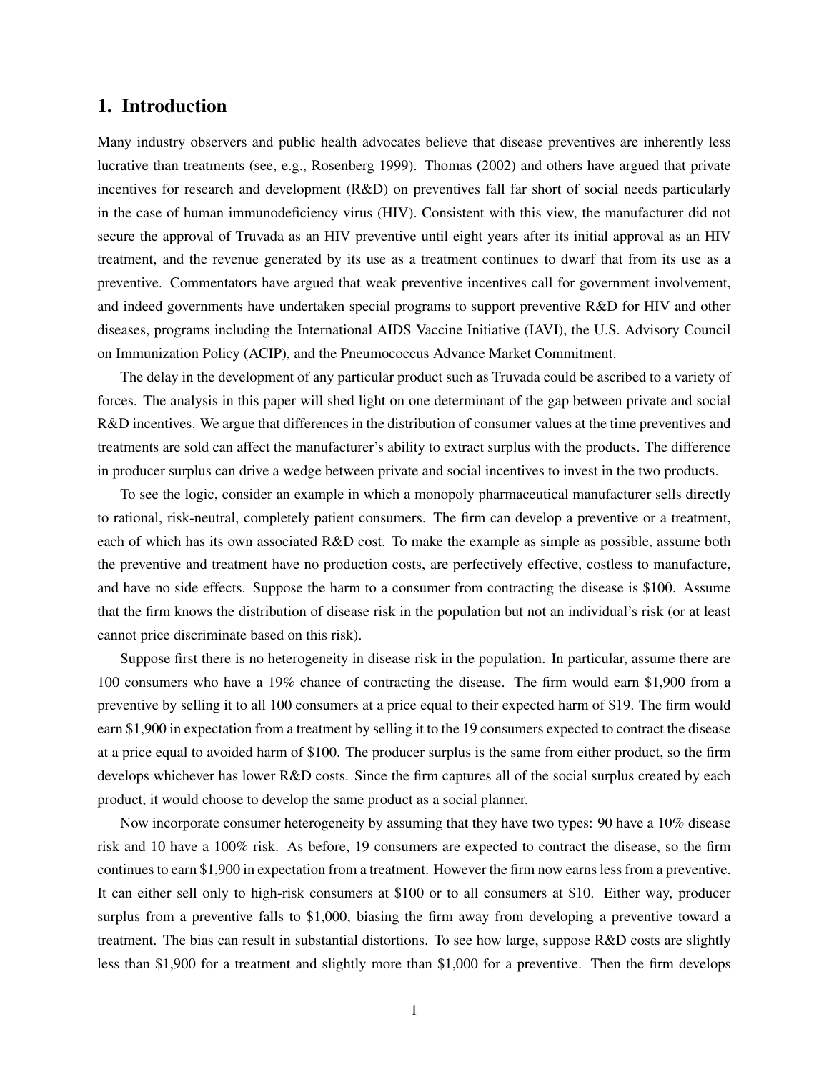## 1. Introduction

Many industry observers and public health advocates believe that disease preventives are inherently less lucrative than treatments (see, e.g., Rosenberg 1999). Thomas (2002) and others have argued that private incentives for research and development (R&D) on preventives fall far short of social needs particularly in the case of human immunodeficiency virus (HIV). Consistent with this view, the manufacturer did not secure the approval of Truvada as an HIV preventive until eight years after its initial approval as an HIV treatment, and the revenue generated by its use as a treatment continues to dwarf that from its use as a preventive. Commentators have argued that weak preventive incentives call for government involvement, and indeed governments have undertaken special programs to support preventive R&D for HIV and other diseases, programs including the International AIDS Vaccine Initiative (IAVI), the U.S. Advisory Council on Immunization Policy (ACIP), and the Pneumococcus Advance Market Commitment.

The delay in the development of any particular product such as Truvada could be ascribed to a variety of forces. The analysis in this paper will shed light on one determinant of the gap between private and social R&D incentives. We argue that differences in the distribution of consumer values at the time preventives and treatments are sold can affect the manufacturer's ability to extract surplus with the products. The difference in producer surplus can drive a wedge between private and social incentives to invest in the two products.

To see the logic, consider an example in which a monopoly pharmaceutical manufacturer sells directly to rational, risk-neutral, completely patient consumers. The firm can develop a preventive or a treatment, each of which has its own associated R&D cost. To make the example as simple as possible, assume both the preventive and treatment have no production costs, are perfectively effective, costless to manufacture, and have no side effects. Suppose the harm to a consumer from contracting the disease is \$100. Assume that the firm knows the distribution of disease risk in the population but not an individual's risk (or at least cannot price discriminate based on this risk).

Suppose first there is no heterogeneity in disease risk in the population. In particular, assume there are 100 consumers who have a 19% chance of contracting the disease. The firm would earn \$1,900 from a preventive by selling it to all 100 consumers at a price equal to their expected harm of \$19. The firm would earn \$1,900 in expectation from a treatment by selling it to the 19 consumers expected to contract the disease at a price equal to avoided harm of \$100. The producer surplus is the same from either product, so the firm develops whichever has lower R&D costs. Since the firm captures all of the social surplus created by each product, it would choose to develop the same product as a social planner.

Now incorporate consumer heterogeneity by assuming that they have two types: 90 have a 10% disease risk and 10 have a 100% risk. As before, 19 consumers are expected to contract the disease, so the firm continues to earn \$1,900 in expectation from a treatment. However the firm now earns less from a preventive. It can either sell only to high-risk consumers at \$100 or to all consumers at \$10. Either way, producer surplus from a preventive falls to \$1,000, biasing the firm away from developing a preventive toward a treatment. The bias can result in substantial distortions. To see how large, suppose R&D costs are slightly less than \$1,900 for a treatment and slightly more than \$1,000 for a preventive. Then the firm develops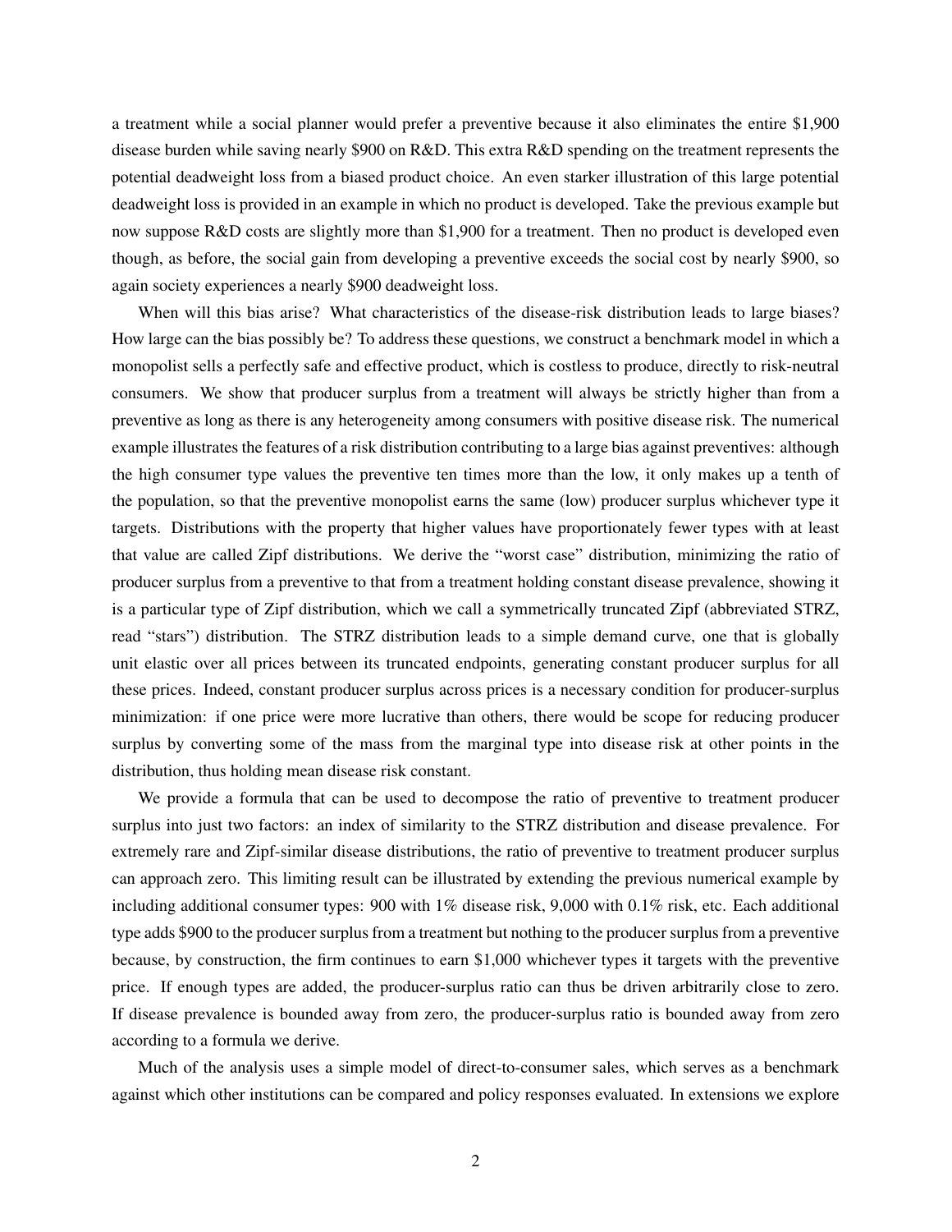a treatment while a social planner would prefer a preventive because it also eliminates the entire $1,900 disease burden while saving nearly $900 on R&D. This extra R&D spending on the treatment represents the potential deadweight loss from a biased product choice. An even starker illustration of this large potential deadweight loss is provided in an example in which no product is developed. Take the previous example but now suppose R&D costs are slightly more than $1,900 for a treatment. Then no product is developed even though, as before, the social gain from developing a preventive exceeds the social cost by nearly $900, so again society experiences a nearly $900 deadweight loss.

When will this bias arise? What characteristics of the disease-risk distribution leads to large biases? How large can the bias possibly be? To address these questions, we construct a benchmark model in which a monopolist sells a perfectly safe and effective product, which is costless to produce, directly to risk-neutral consumers. We show that producer surplus from a treatment will always be strictly higher than from a preventive as long as there is any heterogeneity among consumers with positive disease risk. The numerical example illustrates the features of a risk distribution contributing to a large bias against preventives: although the high consumer type values the preventive ten times more than the low, it only makes up a tenth of the population, so that the preventive monopolist earns the same (low) producer surplus whichever type it targets. Distributions with the property that higher values have proportionately fewer types with at least that value are called Zipf distributions. We derive the "worst case" distribution, minimizing the ratio of producer surplus from a preventive to that from a treatment holding constant disease prevalence, showing it is a particular type of Zipf distribution, which we call a symmetrically truncated Zipf (abbreviated STRZ, read "stars") distribution. The STRZ distribution leads to a simple demand curve, one that is globally unit elastic over all prices between its truncated endpoints, generating constant producer surplus for all these prices. Indeed, constant producer surplus across prices is a necessary condition for producer-surplus minimization: if one price were more lucrative than others, there would be scope for reducing producer surplus by converting some of the mass from the marginal type into disease risk at other points in the distribution, thus holding mean disease risk constant.

We provide a formula that can be used to decompose the ratio of preventive to treatment producer surplus into just two factors: an index of similarity to the STRZ distribution and disease prevalence. For extremely rare and Zipf-similar disease distributions, the ratio of preventive to treatment producer surplus can approach zero. This limiting result can be illustrated by extending the previous numerical example by including additional consumer types: 900 with 1% disease risk, 9,000 with 0.1% risk, etc. Each additional type adds $900 to the producer surplus from a treatment but nothing to the producer surplus from a preventive because, by construction, the firm continues to earn $1,000 whichever types it targets with the preventive price. If enough types are added, the producer-surplus ratio can thus be driven arbitrarily close to zero. If disease prevalence is bounded away from zero, the producer-surplus ratio is bounded away from zero according to a formula we derive.

Much of the analysis uses a simple model of direct-to-consumer sales, which serves as a benchmark against which other institutions can be compared and policy responses evaluated. In extensions we explore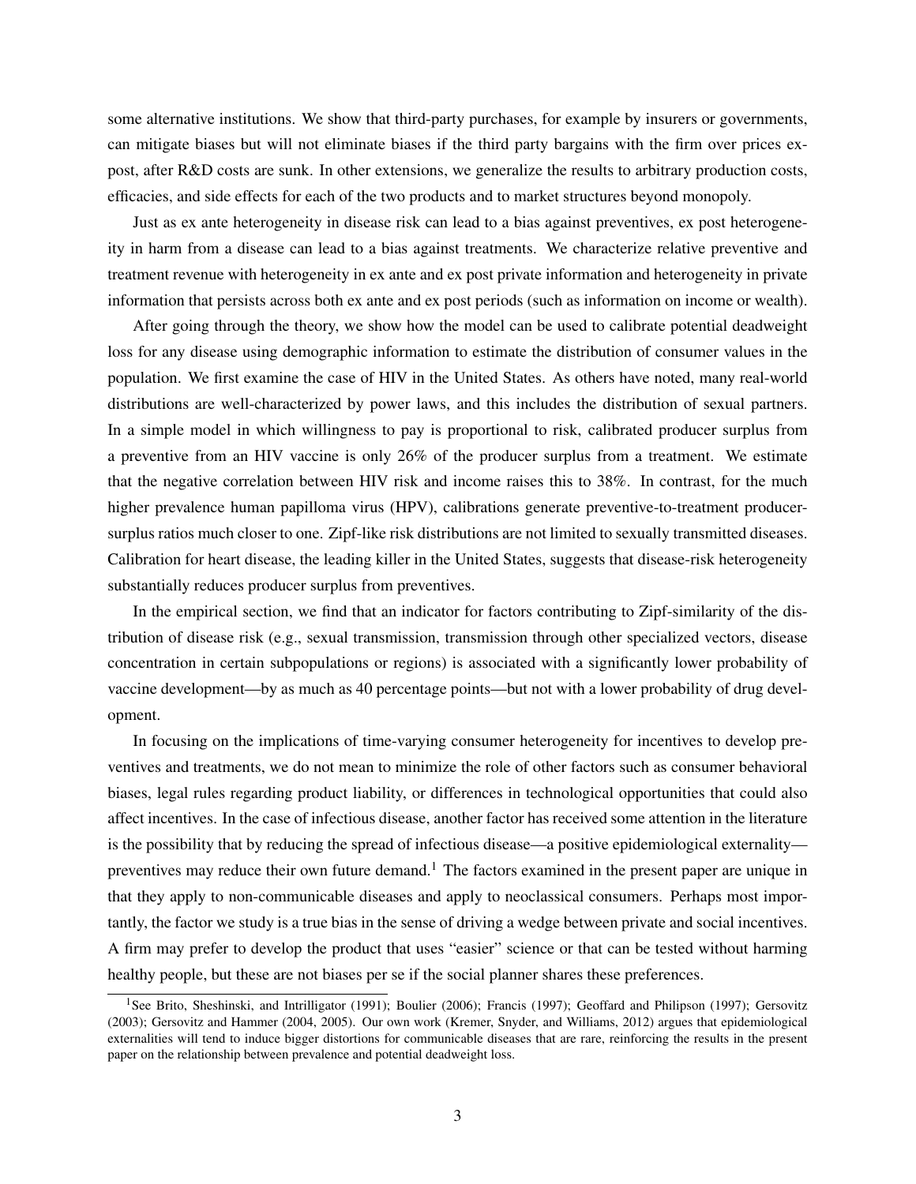some alternative institutions. We show that third-party purchases, for example by insurers or governments, can mitigate biases but will not eliminate biases if the third party bargains with the firm over prices ex-post, after R&D costs are sunk. In other extensions, we generalize the results to arbitrary production costs, efficacies, and side effects for each of the two products and to market structures beyond monopoly.

Just as ex ante heterogeneity in disease risk can lead to a bias against preventives, ex post heterogeneity in harm from a disease can lead to a bias against treatments. We characterize relative preventive and treatment revenue with heterogeneity in ex ante and ex post private information and heterogeneity in private information that persists across both ex ante and ex post periods (such as information on income or wealth).

After going through the theory, we show how the model can be used to calibrate potential deadweight loss for any disease using demographic information to estimate the distribution of consumer values in the population. We first examine the case of HIV in the United States. As others have noted, many real-world distributions are well-characterized by power laws, and this includes the distribution of sexual partners. In a simple model in which willingness to pay is proportional to risk, calibrated producer surplus from a preventive from an HIV vaccine is only 26% of the producer surplus from a treatment. We estimate that the negative correlation between HIV risk and income raises this to 38%. In contrast, for the much higher prevalence human papilloma virus (HPV), calibrations generate preventive-to-treatment producer-surplus ratios much closer to one. Zipf-like risk distributions are not limited to sexually transmitted diseases. Calibration for heart disease, the leading killer in the United States, suggests that disease-risk heterogeneity substantially reduces producer surplus from preventives.

In the empirical section, we find that an indicator for factors contributing to Zipf-similarity of the distribution of disease risk (e.g., sexual transmission, transmission through other specialized vectors, disease concentration in certain subpopulations or regions) is associated with a significantly lower probability of vaccine development—by as much as 40 percentage points—but not with a lower probability of drug development.

In focusing on the implications of time-varying consumer heterogeneity for incentives to develop preventives and treatments, we do not mean to minimize the role of other factors such as consumer behavioral biases, legal rules regarding product liability, or differences in technological opportunities that could also affect incentives. In the case of infectious disease, another factor has received some attention in the literature is the possibility that by reducing the spread of infectious disease—a positive epidemiological externality—preventives may reduce their own future demand.[1] The factors examined in the present paper are unique in that they apply to non-communicable diseases and apply to neoclassical consumers. Perhaps most importantly, the factor we study is a true bias in the sense of driving a wedge between private and social incentives. A firm may prefer to develop the product that uses "easier" science or that can be tested without harming healthy people, but these are not biases per se if the social planner shares these preferences.

[1] See Brito, Sheshinski, and Intrilligator (1991); Boulier (2006); Francis (1997); Geoffard and Philipson (1997); Gersovitz (2003); Gersovitz and Hammer (2004, 2005). Our own work (Kremer, Snyder, and Williams, 2012) argues that epidemiological externalities will tend to induce bigger distortions for communicable diseases that are rare, reinforcing the results in the present paper on the relationship between prevalence and potential deadweight loss.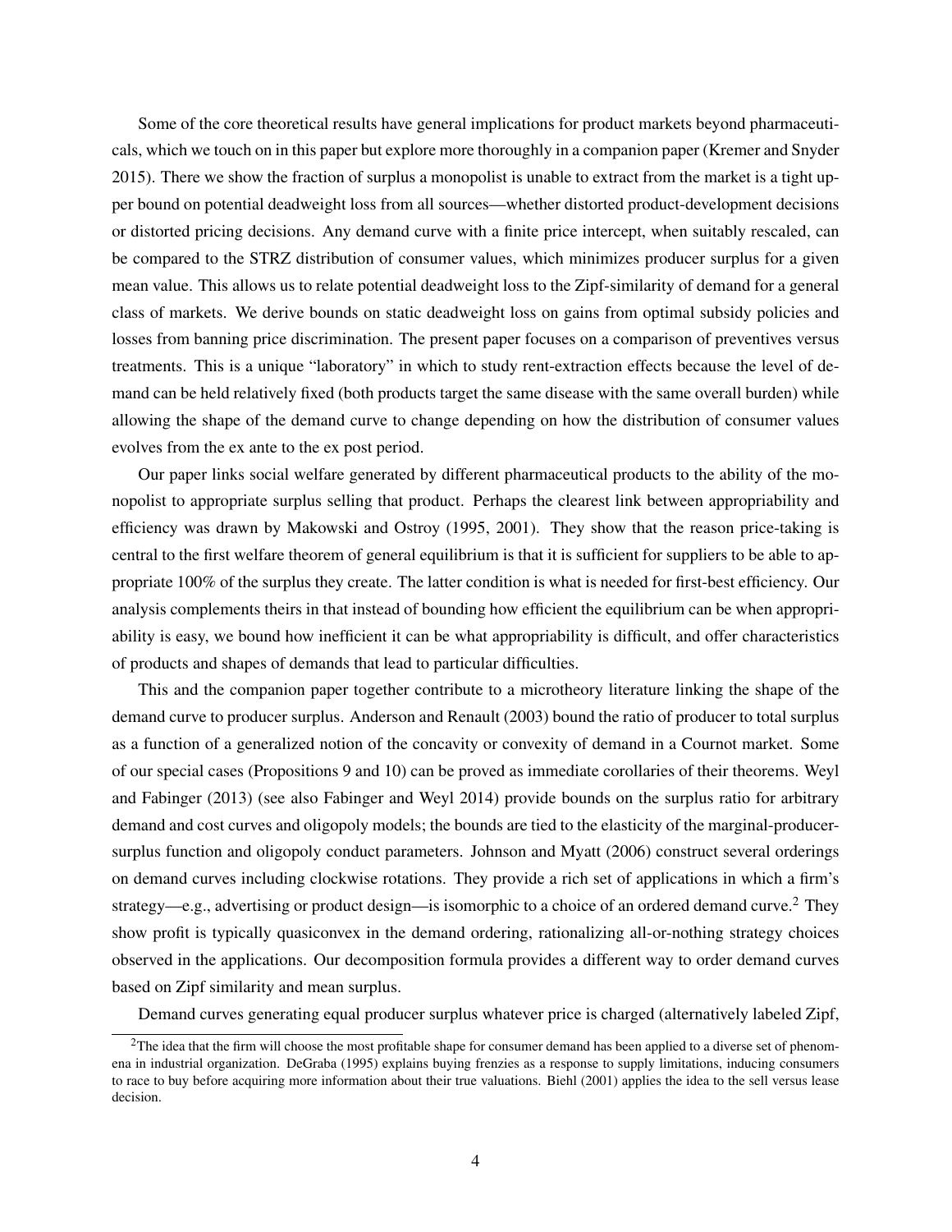Some of the core theoretical results have general implications for product markets beyond pharmaceuticals, which we touch on in this paper but explore more thoroughly in a companion paper (Kremer and Snyder 2015). There we show the fraction of surplus a monopolist is unable to extract from the market is a tight upper bound on potential deadweight loss from all sources—whether distorted product-development decisions or distorted pricing decisions. Any demand curve with a finite price intercept, when suitably rescaled, can be compared to the STRZ distribution of consumer values, which minimizes producer surplus for a given mean value. This allows us to relate potential deadweight loss to the Zipf-similarity of demand for a general class of markets. We derive bounds on static deadweight loss on gains from optimal subsidy policies and losses from banning price discrimination. The present paper focuses on a comparison of preventives versus treatments. This is a unique "laboratory" in which to study rent-extraction effects because the level of demand can be held relatively fixed (both products target the same disease with the same overall burden) while allowing the shape of the demand curve to change depending on how the distribution of consumer values evolves from the ex ante to the ex post period.

Our paper links social welfare generated by different pharmaceutical products to the ability of the monopolist to appropriate surplus selling that product. Perhaps the clearest link between appropriability and efficiency was drawn by Makowski and Ostroy (1995, 2001). They show that the reason price-taking is central to the first welfare theorem of general equilibrium is that it is sufficient for suppliers to be able to appropriate 100% of the surplus they create. The latter condition is what is needed for first-best efficiency. Our analysis complements theirs in that instead of bounding how efficient the equilibrium can be when appropriability is easy, we bound how inefficient it can be what appropriability is difficult, and offer characteristics of products and shapes of demands that lead to particular difficulties.

This and the companion paper together contribute to a microtheory literature linking the shape of the demand curve to producer surplus. Anderson and Renault (2003) bound the ratio of producer to total surplus as a function of a generalized notion of the concavity or convexity of demand in a Cournot market. Some of our special cases (Propositions 9 and 10) can be proved as immediate corollaries of their theorems. Weyl and Fabinger (2013) (see also Fabinger and Weyl 2014) provide bounds on the surplus ratio for arbitrary demand and cost curves and oligopoly models; the bounds are tied to the elasticity of the marginal-producer-surplus function and oligopoly conduct parameters. Johnson and Myatt (2006) construct several orderings on demand curves including clockwise rotations. They provide a rich set of applications in which a firm's strategy—e.g., advertising or product design—is isomorphic to a choice of an ordered demand curve.[2] They show profit is typically quasiconvex in the demand ordering, rationalizing all-or-nothing strategy choices observed in the applications. Our decomposition formula provides a different way to order demand curves based on Zipf similarity and mean surplus.

Demand curves generating equal producer surplus whatever price is charged (alternatively labeled Zipf,

[2]The idea that the firm will choose the most profitable shape for consumer demand has been applied to a diverse set of phenomena in industrial organization. DeGraba (1995) explains buying frenzies as a response to supply limitations, inducing consumers to race to buy before acquiring more information about their true valuations. Biehl (2001) applies the idea to the sell versus lease decision.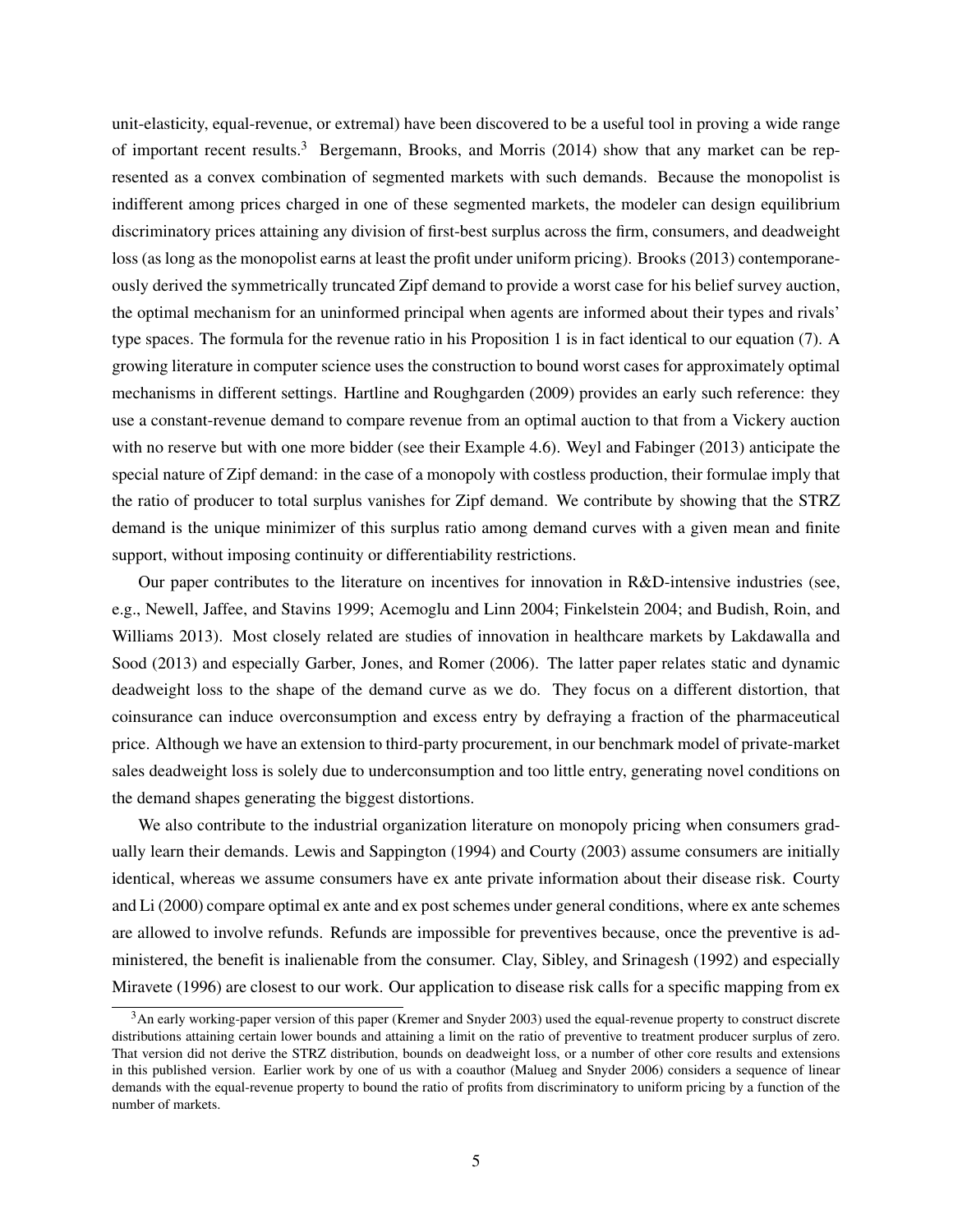unit-elasticity, equal-revenue, or extremal) have been discovered to be a useful tool in proving a wide range of important recent results.[3] Bergemann, Brooks, and Morris (2014) show that any market can be represented as a convex combination of segmented markets with such demands. Because the monopolist is indifferent among prices charged in one of these segmented markets, the modeler can design equilibrium discriminatory prices attaining any division of first-best surplus across the firm, consumers, and deadweight loss (as long as the monopolist earns at least the profit under uniform pricing). Brooks (2013) contemporaneously derived the symmetrically truncated Zipf demand to provide a worst case for his belief survey auction, the optimal mechanism for an uninformed principal when agents are informed about their types and rivals' type spaces. The formula for the revenue ratio in his Proposition 1 is in fact identical to our equation (7). A growing literature in computer science uses the construction to bound worst cases for approximately optimal mechanisms in different settings. Hartline and Roughgarden (2009) provides an early such reference: they use a constant-revenue demand to compare revenue from an optimal auction to that from a Vickery auction with no reserve but with one more bidder (see their Example 4.6). Weyl and Fabinger (2013) anticipate the special nature of Zipf demand: in the case of a monopoly with costless production, their formulae imply that the ratio of producer to total surplus vanishes for Zipf demand. We contribute by showing that the STRZ demand is the unique minimizer of this surplus ratio among demand curves with a given mean and finite support, without imposing continuity or differentiability restrictions.

Our paper contributes to the literature on incentives for innovation in R&D-intensive industries (see, e.g., Newell, Jaffee, and Stavins 1999; Acemoglu and Linn 2004; Finkelstein 2004; and Budish, Roin, and Williams 2013). Most closely related are studies of innovation in healthcare markets by Lakdawalla and Sood (2013) and especially Garber, Jones, and Romer (2006). The latter paper relates static and dynamic deadweight loss to the shape of the demand curve as we do. They focus on a different distortion, that coinsurance can induce overconsumption and excess entry by defraying a fraction of the pharmaceutical price. Although we have an extension to third-party procurement, in our benchmark model of private-market sales deadweight loss is solely due to underconsumption and too little entry, generating novel conditions on the demand shapes generating the biggest distortions.

We also contribute to the industrial organization literature on monopoly pricing when consumers gradually learn their demands. Lewis and Sappington (1994) and Courty (2003) assume consumers are initially identical, whereas we assume consumers have ex ante private information about their disease risk. Courty and Li (2000) compare optimal ex ante and ex post schemes under general conditions, where ex ante schemes are allowed to involve refunds. Refunds are impossible for preventives because, once the preventive is administered, the benefit is inalienable from the consumer. Clay, Sibley, and Srinagesh (1992) and especially Miravete (1996) are closest to our work. Our application to disease risk calls for a specific mapping from ex

[3]An early working-paper version of this paper (Kremer and Snyder 2003) used the equal-revenue property to construct discrete distributions attaining certain lower bounds and attaining a limit on the ratio of preventive to treatment producer surplus of zero. That version did not derive the STRZ distribution, bounds on deadweight loss, or a number of other core results and extensions in this published version. Earlier work by one of us with a coauthor (Malueg and Snyder 2006) considers a sequence of linear demands with the equal-revenue property to bound the ratio of profits from discriminatory to uniform pricing by a function of the number of markets.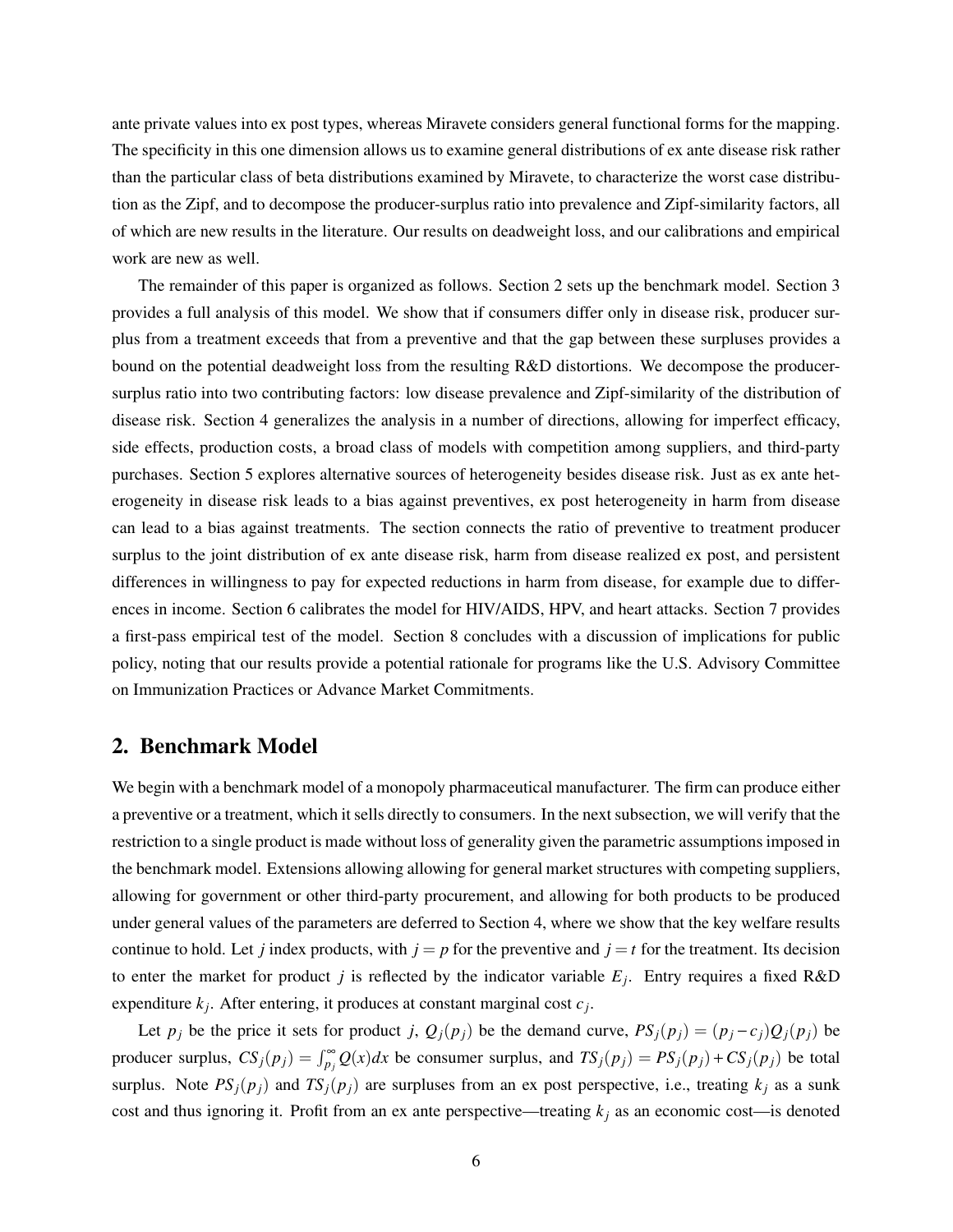ante private values into ex post types, whereas Miravete considers general functional forms for the mapping. The specificity in this one dimension allows us to examine general distributions of ex ante disease risk rather than the particular class of beta distributions examined by Miravete, to characterize the worst case distribution as the Zipf, and to decompose the producer-surplus ratio into prevalence and Zipf-similarity factors, all of which are new results in the literature. Our results on deadweight loss, and our calibrations and empirical work are new as well.

The remainder of this paper is organized as follows. Section 2 sets up the benchmark model. Section 3 provides a full analysis of this model. We show that if consumers differ only in disease risk, producer surplus from a treatment exceeds that from a preventive and that the gap between these surpluses provides a bound on the potential deadweight loss from the resulting R&D distortions. We decompose the producer-surplus ratio into two contributing factors: low disease prevalence and Zipf-similarity of the distribution of disease risk. Section 4 generalizes the analysis in a number of directions, allowing for imperfect efficacy, side effects, production costs, a broad class of models with competition among suppliers, and third-party purchases. Section 5 explores alternative sources of heterogeneity besides disease risk. Just as ex ante heterogeneity in disease risk leads to a bias against preventives, ex post heterogeneity in harm from disease can lead to a bias against treatments. The section connects the ratio of preventive to treatment producer surplus to the joint distribution of ex ante disease risk, harm from disease realized ex post, and persistent differences in willingness to pay for expected reductions in harm from disease, for example due to differences in income. Section 6 calibrates the model for HIV/AIDS, HPV, and heart attacks. Section 7 provides a first-pass empirical test of the model. Section 8 concludes with a discussion of implications for public policy, noting that our results provide a potential rationale for programs like the U.S. Advisory Committee on Immunization Practices or Advance Market Commitments.

## 2. Benchmark Model

We begin with a benchmark model of a monopoly pharmaceutical manufacturer. The firm can produce either a preventive or a treatment, which it sells directly to consumers. In the next subsection, we will verify that the restriction to a single product is made without loss of generality given the parametric assumptions imposed in the benchmark model. Extensions allowing allowing for general market structures with competing suppliers, allowing for government or other third-party procurement, and allowing for both products to be produced under general values of the parameters are deferred to Section 4, where we show that the key welfare results continue to hold. Let $j$ index products, with $j = p$ for the preventive and $j = t$ for the treatment. Its decision to enter the market for product $j$ is reflected by the indicator variable $E_j$. Entry requires a fixed R&D expenditure $k_j$. After entering, it produces at constant marginal cost $c_j$.

Let $p_j$ be the price it sets for product $j$, $Q_j(p_j)$ be the demand curve, $PS_j(p_j) = (p_j - c_j)Q_j(p_j)$ be producer surplus, $CS_j(p_j) = \int_{p_j}^{\infty} Q(x)dx$ be consumer surplus, and $TS_j(p_j) = PS_j(p_j) + CS_j(p_j)$ be total surplus. Note $PS_j(p_j)$ and $TS_j(p_j)$ are surpluses from an ex post perspective, i.e., treating $k_j$ as a sunk cost and thus ignoring it. Profit from an ex ante perspective—treating $k_j$ as an economic cost—is denoted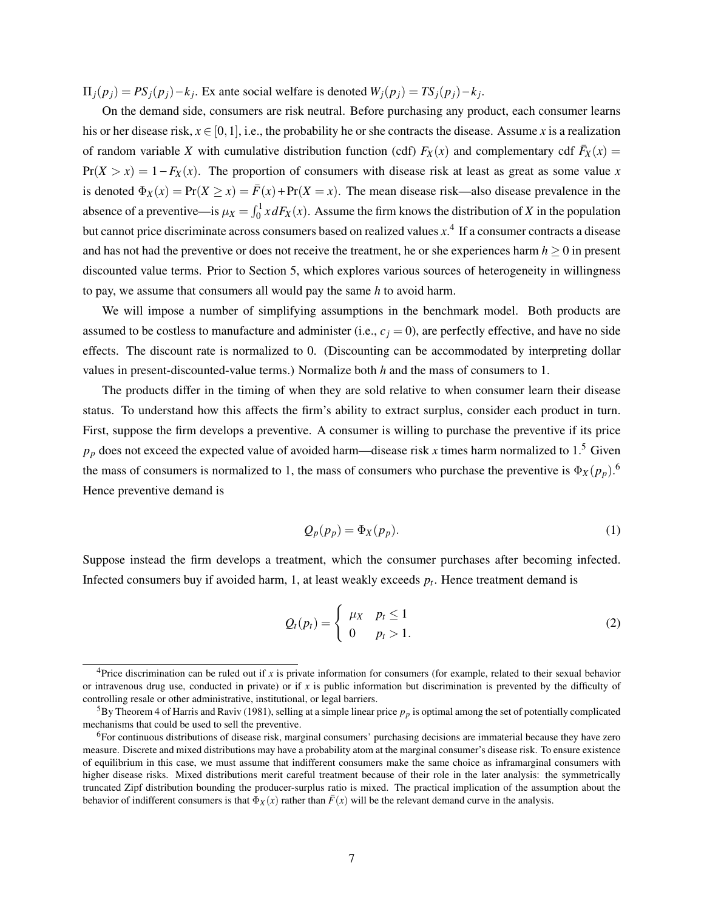$\Pi_j(p_j) = PS_j(p_j) - k_j$. Ex ante social welfare is denoted $W_j(p_j) = TS_j(p_j) - k_j$.

On the demand side, consumers are risk neutral. Before purchasing any product, each consumer learns his or her disease risk, $x \in [0,1]$, i.e., the probability he or she contracts the disease. Assume $x$ is a realization of random variable $X$ with cumulative distribution function (cdf) $F_X(x)$ and complementary cdf $\bar{F}_X(x) = \Pr(X > x) = 1 - F_X(x)$. The proportion of consumers with disease risk at least as great as some value $x$ is denoted $\Phi_X(x) = \Pr(X \geq x) = \bar{F}(x) + \Pr(X = x)$. The mean disease risk—also disease prevalence in the absence of a preventive—is $\mu_X = \int_0^1 x\,dF_X(x)$. Assume the firm knows the distribution of $X$ in the population but cannot price discriminate across consumers based on realized values $x$.[4] If a consumer contracts a disease and has not had the preventive or does not receive the treatment, he or she experiences harm $h \geq 0$ in present discounted value terms. Prior to Section 5, which explores various sources of heterogeneity in willingness to pay, we assume that consumers all would pay the same $h$ to avoid harm.

We will impose a number of simplifying assumptions in the benchmark model. Both products are assumed to be costless to manufacture and administer (i.e., $c_j = 0$), are perfectly effective, and have no side effects. The discount rate is normalized to 0. (Discounting can be accommodated by interpreting dollar values in present-discounted-value terms.) Normalize both $h$ and the mass of consumers to 1.

The products differ in the timing of when they are sold relative to when consumer learn their disease status. To understand how this affects the firm's ability to extract surplus, consider each product in turn. First, suppose the firm develops a preventive. A consumer is willing to purchase the preventive if its price $p_p$ does not exceed the expected value of avoided harm—disease risk $x$ times harm normalized to 1.[5] Given the mass of consumers is normalized to 1, the mass of consumers who purchase the preventive is $\Phi_X(p_p)$.[6] Hence preventive demand is

$$Q_p(p_p) = \Phi_X(p_p). \tag{1}$$

Suppose instead the firm develops a treatment, which the consumer purchases after becoming infected. Infected consumers buy if avoided harm, 1, at least weakly exceeds $p_t$. Hence treatment demand is

$$Q_t(p_t) = \begin{cases} \mu_X & p_t \leq 1 \\ 0 & p_t > 1. \end{cases} \tag{2}$$

[4] Price discrimination can be ruled out if $x$ is private information for consumers (for example, related to their sexual behavior or intravenous drug use, conducted in private) or if $x$ is public information but discrimination is prevented by the difficulty of controlling resale or other administrative, institutional, or legal barriers.

[5] By Theorem 4 of Harris and Raviv (1981), selling at a simple linear price $p_p$ is optimal among the set of potentially complicated mechanisms that could be used to sell the preventive.

[6] For continuous distributions of disease risk, marginal consumers' purchasing decisions are immaterial because they have zero measure. Discrete and mixed distributions may have a probability atom at the marginal consumer's disease risk. To ensure existence of equilibrium in this case, we must assume that indifferent consumers make the same choice as inframarginal consumers with higher disease risks. Mixed distributions merit careful treatment because of their role in the later analysis: the symmetrically truncated Zipf distribution bounding the producer-surplus ratio is mixed. The practical implication of the assumption about the behavior of indifferent consumers is that $\Phi_X(x)$ rather than $\bar{F}(x)$ will be the relevant demand curve in the analysis.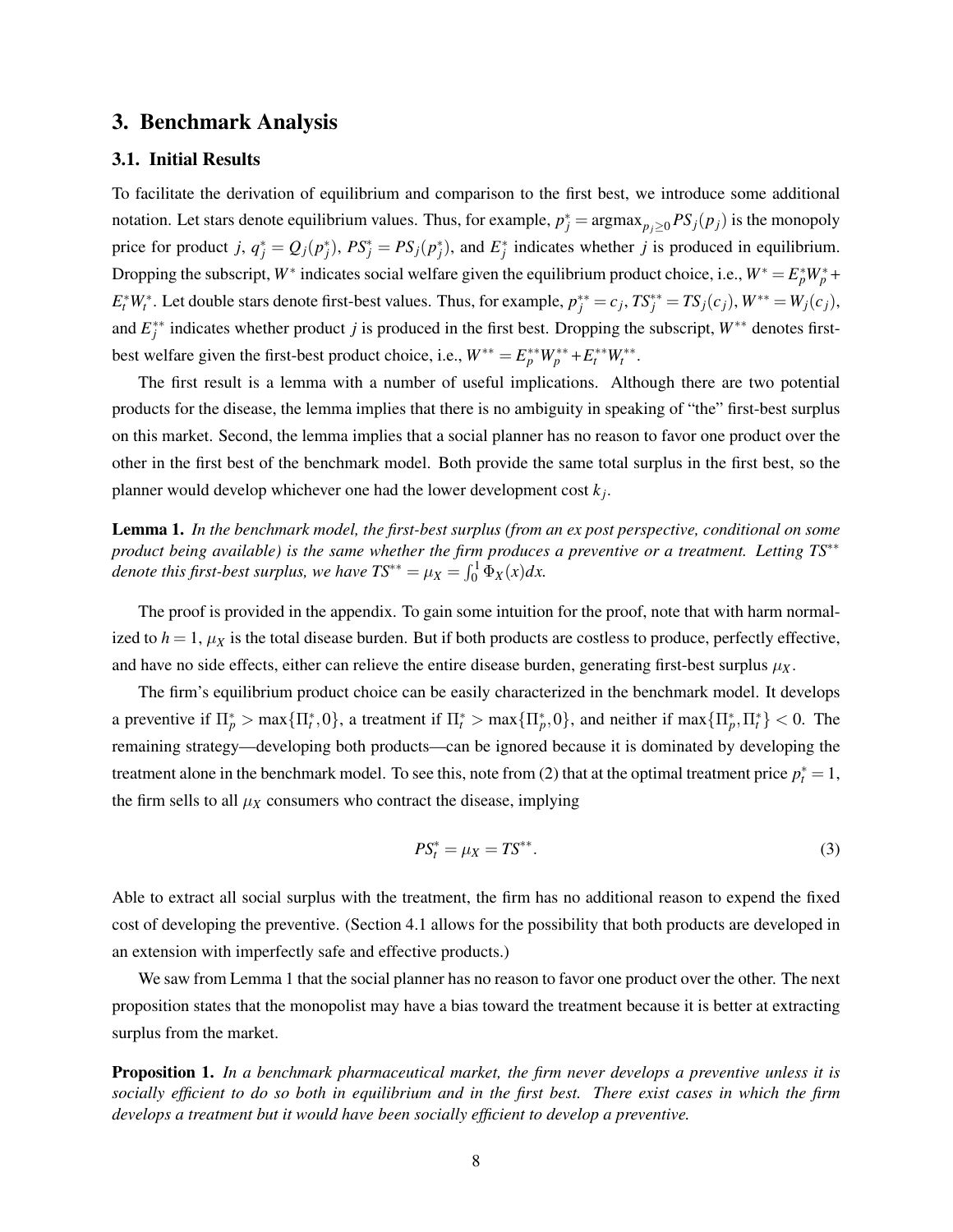## 3. Benchmark Analysis

### 3.1. Initial Results

To facilitate the derivation of equilibrium and comparison to the first best, we introduce some additional notation. Let stars denote equilibrium values. Thus, for example, $p_j^* = \text{argmax}_{p_j \geq 0} PS_j(p_j)$ is the monopoly price for product $j$, $q_j^* = Q_j(p_j^*)$, $PS_j^* = PS_j(p_j^*)$, and $E_j^*$ indicates whether $j$ is produced in equilibrium. Dropping the subscript, $W^*$ indicates social welfare given the equilibrium product choice, i.e., $W^* = E_p^* W_p^* + E_t^* W_t^*$. Let double stars denote first-best values. Thus, for example, $p_j^{**} = c_j$, $TS_j^{**} = TS_j(c_j)$, $W^{**} = W_j(c_j)$, and $E_j^{**}$ indicates whether product $j$ is produced in the first best. Dropping the subscript, $W^{**}$ denotes first-best welfare given the first-best product choice, i.e., $W^{**} = E_p^{**} W_p^{**} + E_t^{**} W_t^{**}$.

The first result is a lemma with a number of useful implications. Although there are two potential products for the disease, the lemma implies that there is no ambiguity in speaking of "the" first-best surplus on this market. Second, the lemma implies that a social planner has no reason to favor one product over the other in the first best of the benchmark model. Both provide the same total surplus in the first best, so the planner would develop whichever one had the lower development cost $k_j$.

**Lemma 1.** *In the benchmark model, the first-best surplus (from an ex post perspective, conditional on some product being available) is the same whether the firm produces a preventive or a treatment. Letting $TS^{**}$ denote this first-best surplus, we have $TS^{**} = \mu_X = \int_0^1 \Phi_X(x)dx$.*

The proof is provided in the appendix. To gain some intuition for the proof, note that with harm normalized to $h = 1$, $\mu_X$ is the total disease burden. But if both products are costless to produce, perfectly effective, and have no side effects, either can relieve the entire disease burden, generating first-best surplus $\mu_X$.

The firm's equilibrium product choice can be easily characterized in the benchmark model. It develops a preventive if $\Pi_p^* > \max\{\Pi_t^*, 0\}$, a treatment if $\Pi_t^* > \max\{\Pi_p^*, 0\}$, and neither if $\max\{\Pi_p^*, \Pi_t^*\} < 0$. The remaining strategy—developing both products—can be ignored because it is dominated by developing the treatment alone in the benchmark model. To see this, note from (2) that at the optimal treatment price $p_t^* = 1$, the firm sells to all $\mu_X$ consumers who contract the disease, implying

$$PS_t^* = \mu_X = TS^{**}. \tag{3}$$

Able to extract all social surplus with the treatment, the firm has no additional reason to expend the fixed cost of developing the preventive. (Section 4.1 allows for the possibility that both products are developed in an extension with imperfectly safe and effective products.)

We saw from Lemma 1 that the social planner has no reason to favor one product over the other. The next proposition states that the monopolist may have a bias toward the treatment because it is better at extracting surplus from the market.

**Proposition 1.** *In a benchmark pharmaceutical market, the firm never develops a preventive unless it is socially efficient to do so both in equilibrium and in the first best. There exist cases in which the firm develops a treatment but it would have been socially efficient to develop a preventive.*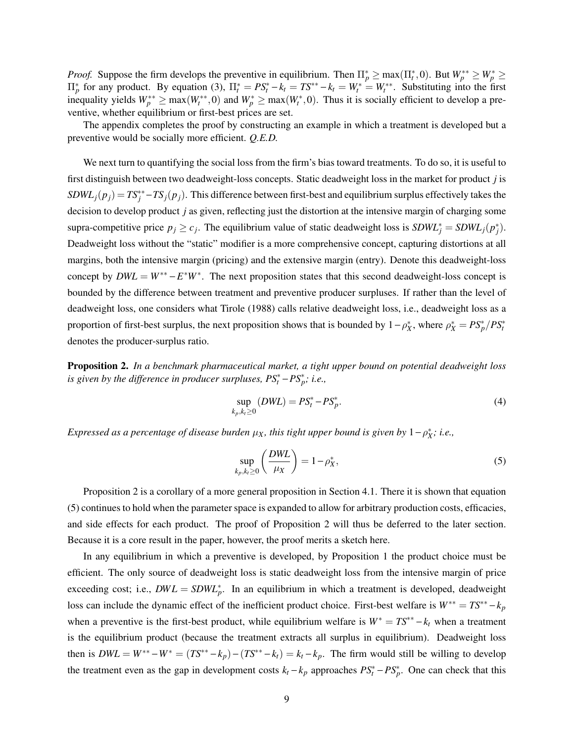*Proof.* Suppose the firm develops the preventive in equilibrium. Then $\Pi_p^* \geq \max(\Pi_t^*, 0)$. But $W_p^{**} \geq W_p^* \geq \Pi_p^*$ for any product. By equation (3), $\Pi_t^* = PS_t^* - k_t = TS^{**} - k_t = W_t^* = W_t^{**}$. Substituting into the first inequality yields $W_p^{**} \geq \max(W_t^{**}, 0)$ and $W_p^* \geq \max(W_t^*, 0)$. Thus it is socially efficient to develop a preventive, whether equilibrium or first-best prices are set.

The appendix completes the proof by constructing an example in which a treatment is developed but a preventive would be socially more efficient. *Q.E.D.*

We next turn to quantifying the social loss from the firm's bias toward treatments. To do so, it is useful to first distinguish between two deadweight-loss concepts. Static deadweight loss in the market for product $j$ is $SDWL_j(p_j) = TS_j^{**} - TS_j(p_j)$. This difference between first-best and equilibrium surplus effectively takes the decision to develop product $j$ as given, reflecting just the distortion at the intensive margin of charging some supra-competitive price $p_j \geq c_j$. The equilibrium value of static deadweight loss is $SDWL_j^* = SDWL_j(p_j^*)$. Deadweight loss without the "static" modifier is a more comprehensive concept, capturing distortions at all margins, both the intensive margin (pricing) and the extensive margin (entry). Denote this deadweight-loss concept by $DWL = W^{**} - E^*W^*$. The next proposition states that this second deadweight-loss concept is bounded by the difference between treatment and preventive producer surpluses. If rather than the level of deadweight loss, one considers what Tirole (1988) calls relative deadweight loss, i.e., deadweight loss as a proportion of first-best surplus, the next proposition shows that is bounded by $1 - \rho_X^*$, where $\rho_X^* = PS_p^*/PS_t^*$ denotes the producer-surplus ratio.

**Proposition 2.** *In a benchmark pharmaceutical market, a tight upper bound on potential deadweight loss is given by the difference in producer surpluses, $PS_t^* - PS_p^*$; i.e.,*

$$\sup_{k_p, k_t \geq 0} (DWL) = PS_t^* - PS_p^*. \tag{4}$$

*Expressed as a percentage of disease burden $\mu_X$, this tight upper bound is given by $1 - \rho_X^*$; i.e.,*

$$\sup_{k_p, k_t \geq 0} \left( \frac{DWL}{\mu_X} \right) = 1 - \rho_X^*, \tag{5}$$

Proposition 2 is a corollary of a more general proposition in Section 4.1. There it is shown that equation (5) continues to hold when the parameter space is expanded to allow for arbitrary production costs, efficacies, and side effects for each product. The proof of Proposition 2 will thus be deferred to the later section. Because it is a core result in the paper, however, the proof merits a sketch here.

In any equilibrium in which a preventive is developed, by Proposition 1 the product choice must be efficient. The only source of deadweight loss is static deadweight loss from the intensive margin of price exceeding cost; i.e., $DWL = SDWL_p^*$. In an equilibrium in which a treatment is developed, deadweight loss can include the dynamic effect of the inefficient product choice. First-best welfare is $W^{**} = TS^{**} - k_p$ when a preventive is the first-best product, while equilibrium welfare is $W^* = TS^{**} - k_t$ when a treatment is the equilibrium product (because the treatment extracts all surplus in equilibrium). Deadweight loss then is $DWL = W^{**} - W^* = (TS^{**} - k_p) - (TS^{**} - k_t) = k_t - k_p$. The firm would still be willing to develop the treatment even as the gap in development costs $k_t - k_p$ approaches $PS_t^* - PS_p^*$. One can check that this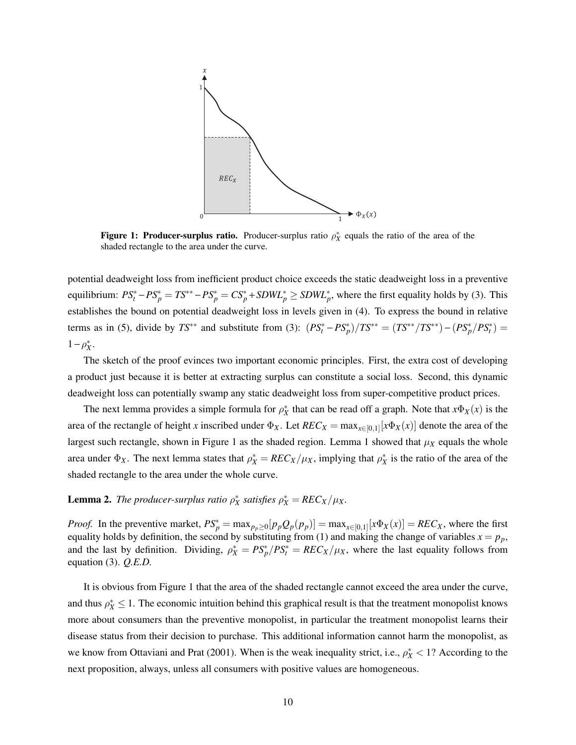**Figure 1: Producer-surplus ratio.** Producer-surplus ratio $\rho_X^*$ equals the ratio of the area of the shaded rectangle to the area under the curve.

potential deadweight loss from inefficient product choice exceeds the static deadweight loss in a preventive equilibrium: $PS_t^* - PS_p^* = TS^{**} - PS_p^* = CS_p^* + SDWL_p^* \geq SDWL_p^*$, where the first equality holds by (3). This establishes the bound on potential deadweight loss in levels given in (4). To express the bound in relative terms as in (5), divide by $TS^{**}$ and substitute from (3): $(PS_t^* - PS_p^*)/TS^{**} = (TS^{**}/TS^{**}) - (PS_p^*/PS_t^*) = 1 - \rho_X^*$.

The sketch of the proof evinces two important economic principles. First, the extra cost of developing a product just because it is better at extracting surplus can constitute a social loss. Second, this dynamic deadweight loss can potentially swamp any static deadweight loss from super-competitive product prices.

The next lemma provides a simple formula for $\rho_X^*$ that can be read off a graph. Note that $x\Phi_X(x)$ is the area of the rectangle of height $x$ inscribed under $\Phi_X$. Let $REC_X = \max_{x \in [0,1]}[x\Phi_X(x)]$ denote the area of the largest such rectangle, shown in Figure 1 as the shaded region. Lemma 1 showed that $\mu_X$ equals the whole area under $\Phi_X$. The next lemma states that $\rho_X^* = REC_X/\mu_X$, implying that $\rho_X^*$ is the ratio of the area of the shaded rectangle to the area under the whole curve.

**Lemma 2.** *The producer-surplus ratio $\rho_X^*$ satisfies $\rho_X^* = REC_X/\mu_X$.*

*Proof.* In the preventive market, $PS_p^* = \max_{p_p \geq 0}[p_p Q_p(p_p)] = \max_{x \in [0,1]}[x\Phi_X(x)] = REC_X$, where the first equality holds by definition, the second by substituting from (1) and making the change of variables $x = p_p$, and the last by definition. Dividing, $\rho_X^* = PS_p^*/PS_t^* = REC_X/\mu_X$, where the last equality follows from equation (3). *Q.E.D.*

It is obvious from Figure 1 that the area of the shaded rectangle cannot exceed the area under the curve, and thus $\rho_X^* \leq 1$. The economic intuition behind this graphical result is that the treatment monopolist knows more about consumers than the preventive monopolist, in particular the treatment monopolist learns their disease status from their decision to purchase. This additional information cannot harm the monopolist, as we know from Ottaviani and Prat (2001). When is the weak inequality strict, i.e., $\rho_X^* < 1$? According to the next proposition, always, unless all consumers with positive values are homogeneous.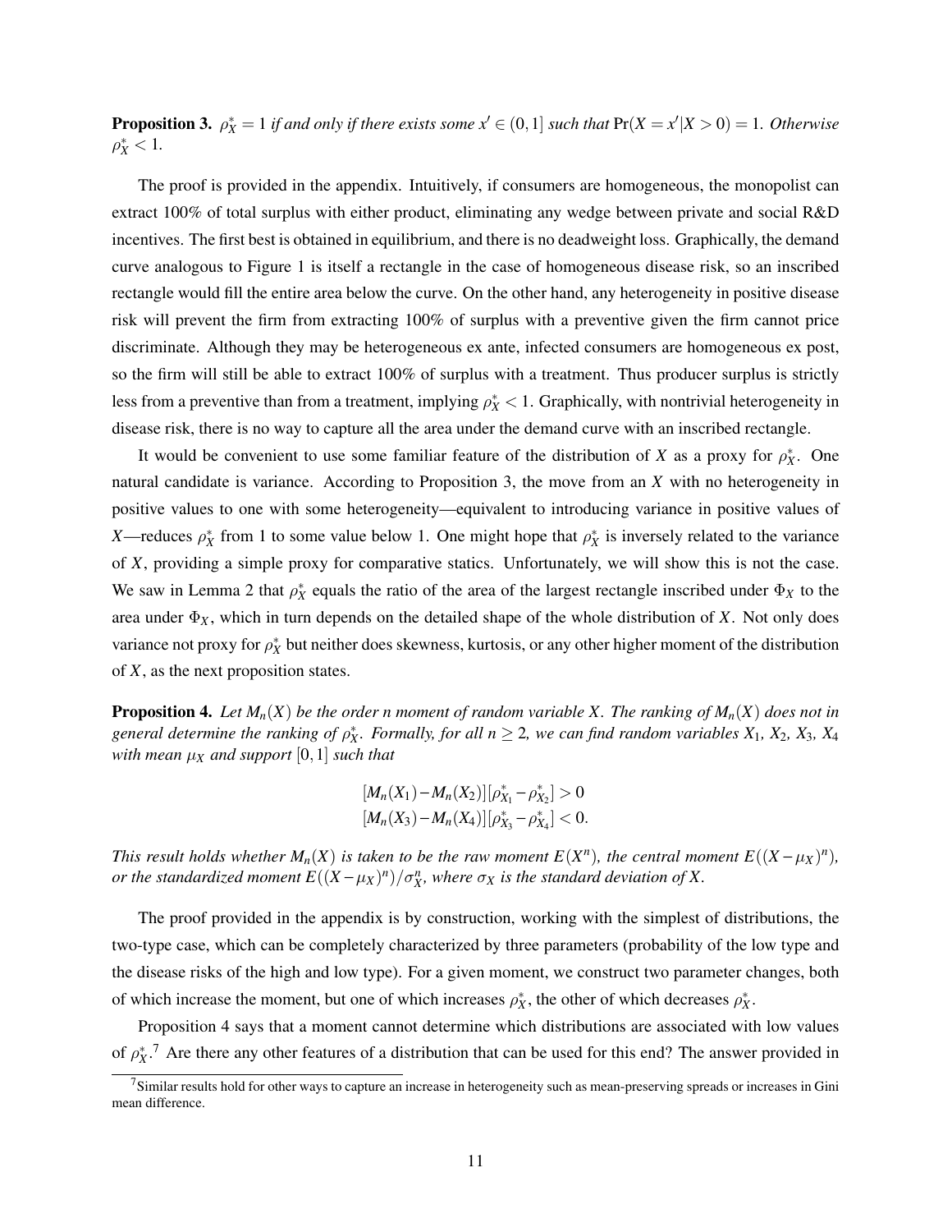**Proposition 3.** *$\rho_X^* = 1$ if and only if there exists some $x' \in (0,1]$ such that $\Pr(X = x'|X > 0) = 1$. Otherwise $\rho_X^* < 1$.*

The proof is provided in the appendix. Intuitively, if consumers are homogeneous, the monopolist can extract 100% of total surplus with either product, eliminating any wedge between private and social R&D incentives. The first best is obtained in equilibrium, and there is no deadweight loss. Graphically, the demand curve analogous to Figure 1 is itself a rectangle in the case of homogeneous disease risk, so an inscribed rectangle would fill the entire area below the curve. On the other hand, any heterogeneity in positive disease risk will prevent the firm from extracting 100% of surplus with a preventive given the firm cannot price discriminate. Although they may be heterogeneous ex ante, infected consumers are homogeneous ex post, so the firm will still be able to extract 100% of surplus with a treatment. Thus producer surplus is strictly less from a preventive than from a treatment, implying $\rho_X^* < 1$. Graphically, with nontrivial heterogeneity in disease risk, there is no way to capture all the area under the demand curve with an inscribed rectangle.

It would be convenient to use some familiar feature of the distribution of $X$ as a proxy for $\rho_X^*$. One natural candidate is variance. According to Proposition 3, the move from an $X$ with no heterogeneity in positive values to one with some heterogeneity—equivalent to introducing variance in positive values of $X$—reduces $\rho_X^*$ from 1 to some value below 1. One might hope that $\rho_X^*$ is inversely related to the variance of $X$, providing a simple proxy for comparative statics. Unfortunately, we will show this is not the case. We saw in Lemma 2 that $\rho_X^*$ equals the ratio of the area of the largest rectangle inscribed under $\Phi_X$ to the area under $\Phi_X$, which in turn depends on the detailed shape of the whole distribution of $X$. Not only does variance not proxy for $\rho_X^*$ but neither does skewness, kurtosis, or any other higher moment of the distribution of $X$, as the next proposition states.

**Proposition 4.** *Let $M_n(X)$ be the order n moment of random variable $X$. The ranking of $M_n(X)$ does not in general determine the ranking of $\rho_X^*$. Formally, for all $n \geq 2$, we can find random variables $X_1$, $X_2$, $X_3$, $X_4$ with mean $\mu_X$ and support $[0,1]$ such that*

$$[M_n(X_1) - M_n(X_2)][\rho_{X_1}^* - \rho_{X_2}^*] > 0$$
$$[M_n(X_3) - M_n(X_4)][\rho_{X_3}^* - \rho_{X_4}^*] < 0.$$

*This result holds whether $M_n(X)$ is taken to be the raw moment $E(X^n)$, the central moment $E((X-\mu_X)^n)$, or the standardized moment $E((X-\mu_X)^n)/\sigma_X^n$, where $\sigma_X$ is the standard deviation of $X$.*

The proof provided in the appendix is by construction, working with the simplest of distributions, the two-type case, which can be completely characterized by three parameters (probability of the low type and the disease risks of the high and low type). For a given moment, we construct two parameter changes, both of which increase the moment, but one of which increases $\rho_X^*$, the other of which decreases $\rho_X^*$.

Proposition 4 says that a moment cannot determine which distributions are associated with low values of $\rho_X^*$.[7] Are there any other features of a distribution that can be used for this end? The answer provided in

[7] Similar results hold for other ways to capture an increase in heterogeneity such as mean-preserving spreads or increases in Gini mean difference.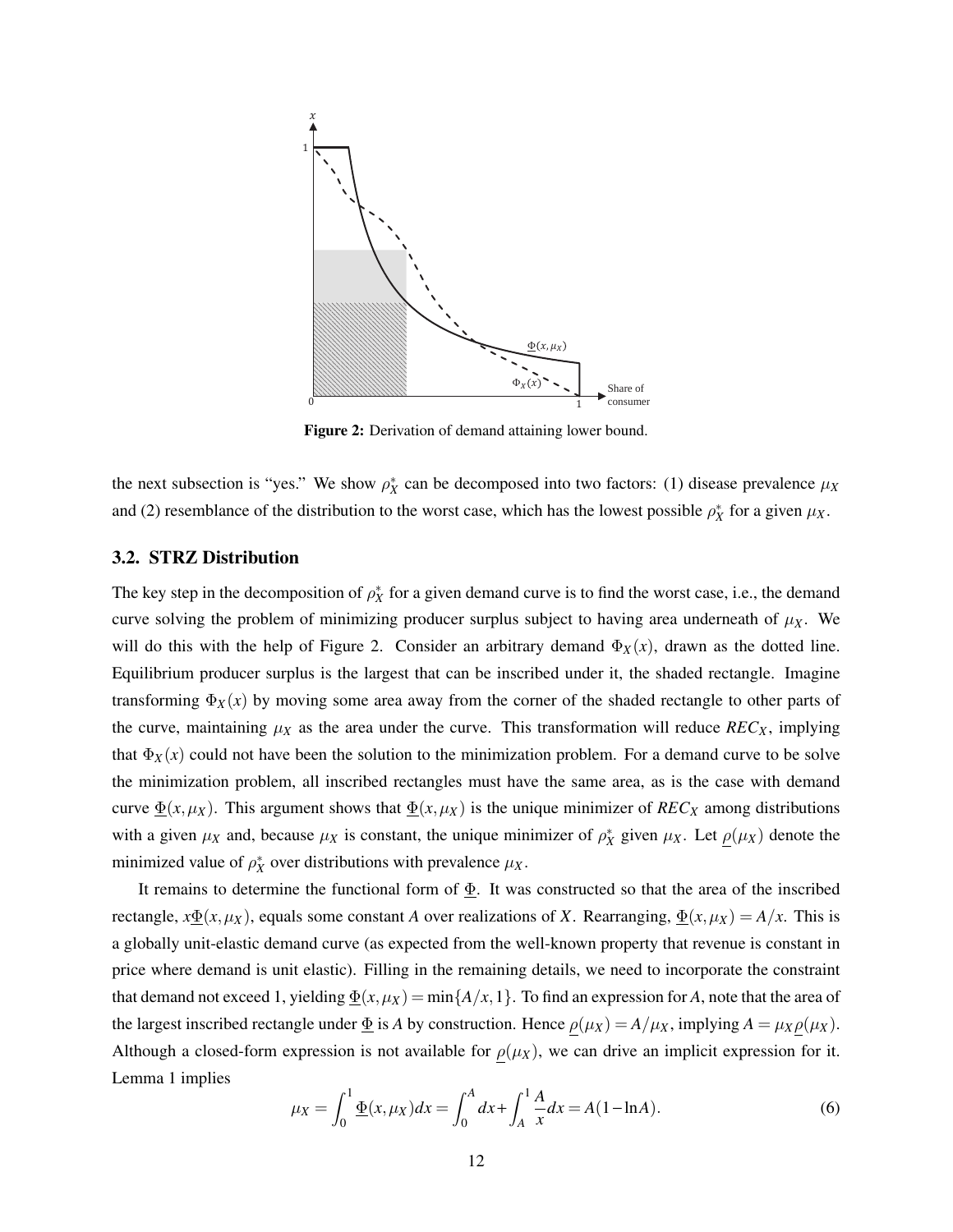**Figure 2:** Derivation of demand attaining lower bound.

the next subsection is "yes." We show $\rho_X^*$ can be decomposed into two factors: (1) disease prevalence $\mu_X$ and (2) resemblance of the distribution to the worst case, which has the lowest possible $\rho_X^*$ for a given $\mu_X$.

### 3.2. STRZ Distribution

The key step in the decomposition of $\rho_X^*$ for a given demand curve is to find the worst case, i.e., the demand curve solving the problem of minimizing producer surplus subject to having area underneath of $\mu_X$. We will do this with the help of Figure 2. Consider an arbitrary demand $\Phi_X(x)$, drawn as the dotted line. Equilibrium producer surplus is the largest that can be inscribed under it, the shaded rectangle. Imagine transforming $\Phi_X(x)$ by moving some area away from the corner of the shaded rectangle to other parts of the curve, maintaining $\mu_X$ as the area under the curve. This transformation will reduce $REC_X$, implying that $\Phi_X(x)$ could not have been the solution to the minimization problem. For a demand curve to be solve the minimization problem, all inscribed rectangles must have the same area, as is the case with demand curve $\underline{\Phi}(x,\mu_X)$. This argument shows that $\underline{\Phi}(x,\mu_X)$ is the unique minimizer of $REC_X$ among distributions with a given $\mu_X$ and, because $\mu_X$ is constant, the unique minimizer of $\rho_X^*$ given $\mu_X$. Let $\underline{\rho}(\mu_X)$ denote the minimized value of $\rho_X^*$ over distributions with prevalence $\mu_X$.

It remains to determine the functional form of $\underline{\Phi}$. It was constructed so that the area of the inscribed rectangle, $x\underline{\Phi}(x,\mu_X)$, equals some constant $A$ over realizations of $X$. Rearranging, $\underline{\Phi}(x,\mu_X) = A/x$. This is a globally unit-elastic demand curve (as expected from the well-known property that revenue is constant in price where demand is unit elastic). Filling in the remaining details, we need to incorporate the constraint that demand not exceed 1, yielding $\underline{\Phi}(x,\mu_X) = \min\{A/x, 1\}$. To find an expression for $A$, note that the area of the largest inscribed rectangle under $\underline{\Phi}$ is $A$ by construction. Hence $\underline{\rho}(\mu_X) = A/\mu_X$, implying $A = \mu_X \underline{\rho}(\mu_X)$. Although a closed-form expression is not available for $\underline{\rho}(\mu_X)$, we can drive an implicit expression for it. Lemma 1 implies

$$\mu_X = \int_0^1 \underline{\Phi}(x,\mu_X)dx = \int_0^A dx + \int_A^1 \frac{A}{x}dx = A(1-\ln A). \tag{6}$$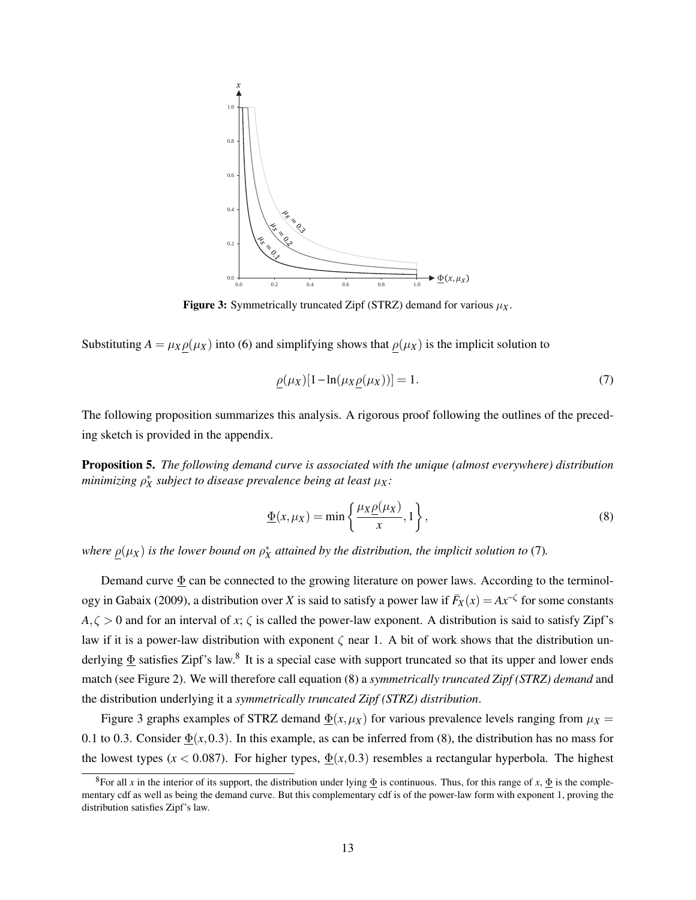**Figure 3:** Symmetrically truncated Zipf (STRZ) demand for various $\mu_X$.

Substituting $A = \mu_X \underline{\rho}(\mu_X)$ into (6) and simplifying shows that $\underline{\rho}(\mu_X)$ is the implicit solution to

$$\underline{\rho}(\mu_X)[1 - \ln(\mu_X \underline{\rho}(\mu_X))] = 1. \tag{7}$$

The following proposition summarizes this analysis. A rigorous proof following the outlines of the preceding sketch is provided in the appendix.

**Proposition 5.** *The following demand curve is associated with the unique (almost everywhere) distribution minimizing $\rho_X^*$ subject to disease prevalence being at least $\mu_X$:*

$$\underline{\Phi}(x, \mu_X) = \min\left\{ \frac{\mu_X \underline{\rho}(\mu_X)}{x}, 1 \right\}, \tag{8}$$

*where $\underline{\rho}(\mu_X)$ is the lower bound on $\rho_X^*$ attained by the distribution, the implicit solution to* (7)*.*

Demand curve $\underline{\Phi}$ can be connected to the growing literature on power laws. According to the terminology in Gabaix (2009), a distribution over $X$ is said to satisfy a power law if $\bar{F}_X(x) = Ax^{-\zeta}$ for some constants $A, \zeta > 0$ and for an interval of $x$; $\zeta$ is called the power-law exponent. A distribution is said to satisfy Zipf's law if it is a power-law distribution with exponent $\zeta$ near 1. A bit of work shows that the distribution underlying $\underline{\Phi}$ satisfies Zipf's law.[8] It is a special case with support truncated so that its upper and lower ends match (see Figure 2). We will therefore call equation (8) a *symmetrically truncated Zipf (STRZ) demand* and the distribution underlying it a *symmetrically truncated Zipf (STRZ) distribution*.

Figure 3 graphs examples of STRZ demand $\underline{\Phi}(x, \mu_X)$ for various prevalence levels ranging from $\mu_X = 0.1$ to 0.3. Consider $\underline{\Phi}(x, 0.3)$. In this example, as can be inferred from (8), the distribution has no mass for the lowest types ($x < 0.087$). For higher types, $\underline{\Phi}(x, 0.3)$ resembles a rectangular hyperbola. The highest

[8] For all $x$ in the interior of its support, the distribution under lying $\underline{\Phi}$ is continuous. Thus, for this range of $x$, $\underline{\Phi}$ is the complementary cdf as well as being the demand curve. But this complementary cdf is of the power-law form with exponent 1, proving the distribution satisfies Zipf's law.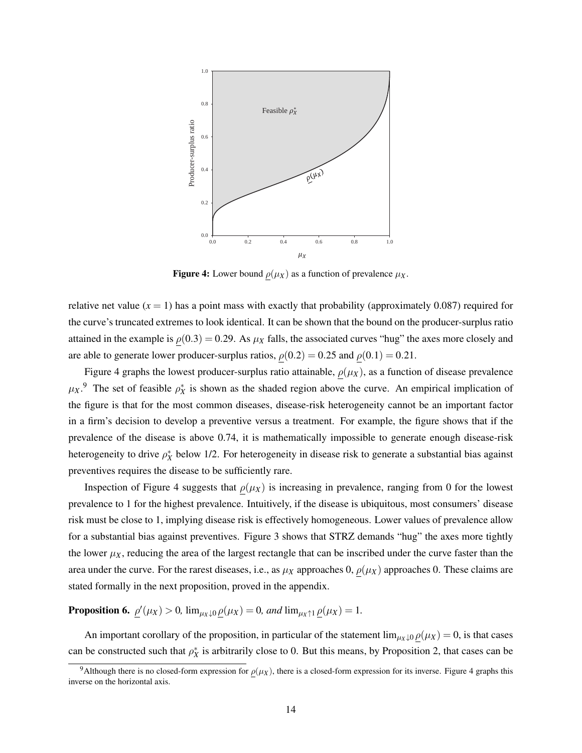**Figure 4:** Lower bound $\underline{\rho}(\mu_X)$ as a function of prevalence $\mu_X$.

relative net value ($x = 1$) has a point mass with exactly that probability (approximately 0.087) required for the curve's truncated extremes to look identical. It can be shown that the bound on the producer-surplus ratio attained in the example is $\underline{\rho}(0.3) = 0.29$. As $\mu_X$ falls, the associated curves "hug" the axes more closely and are able to generate lower producer-surplus ratios, $\underline{\rho}(0.2) = 0.25$ and $\underline{\rho}(0.1) = 0.21$.

Figure 4 graphs the lowest producer-surplus ratio attainable, $\underline{\rho}(\mu_X)$, as a function of disease prevalence $\mu_X$.[9] The set of feasible $\rho_X^*$ is shown as the shaded region above the curve. An empirical implication of the figure is that for the most common diseases, disease-risk heterogeneity cannot be an important factor in a firm's decision to develop a preventive versus a treatment. For example, the figure shows that if the prevalence of the disease is above 0.74, it is mathematically impossible to generate enough disease-risk heterogeneity to drive $\rho_X^*$ below 1/2. For heterogeneity in disease risk to generate a substantial bias against preventives requires the disease to be sufficiently rare.

Inspection of Figure 4 suggests that $\underline{\rho}(\mu_X)$ is increasing in prevalence, ranging from 0 for the lowest prevalence to 1 for the highest prevalence. Intuitively, if the disease is ubiquitous, most consumers' disease risk must be close to 1, implying disease risk is effectively homogeneous. Lower values of prevalence allow for a substantial bias against preventives. Figure 3 shows that STRZ demands "hug" the axes more tightly the lower $\mu_X$, reducing the area of the largest rectangle that can be inscribed under the curve faster than the area under the curve. For the rarest diseases, i.e., as $\mu_X$ approaches 0, $\underline{\rho}(\mu_X)$ approaches 0. These claims are stated formally in the next proposition, proved in the appendix.

**Proposition 6.** *$\underline{\rho}'(\mu_X) > 0$, $\lim_{\mu_X \downarrow 0} \underline{\rho}(\mu_X) = 0$, and $\lim_{\mu_X \uparrow 1} \underline{\rho}(\mu_X) = 1$.*

An important corollary of the proposition, in particular of the statement $\lim_{\mu_X \downarrow 0} \underline{\rho}(\mu_X) = 0$, is that cases can be constructed such that $\rho_X^*$ is arbitrarily close to 0. But this means, by Proposition 2, that cases can be

[9] Although there is no closed-form expression for $\underline{\rho}(\mu_X)$, there is a closed-form expression for its inverse. Figure 4 graphs this inverse on the horizontal axis.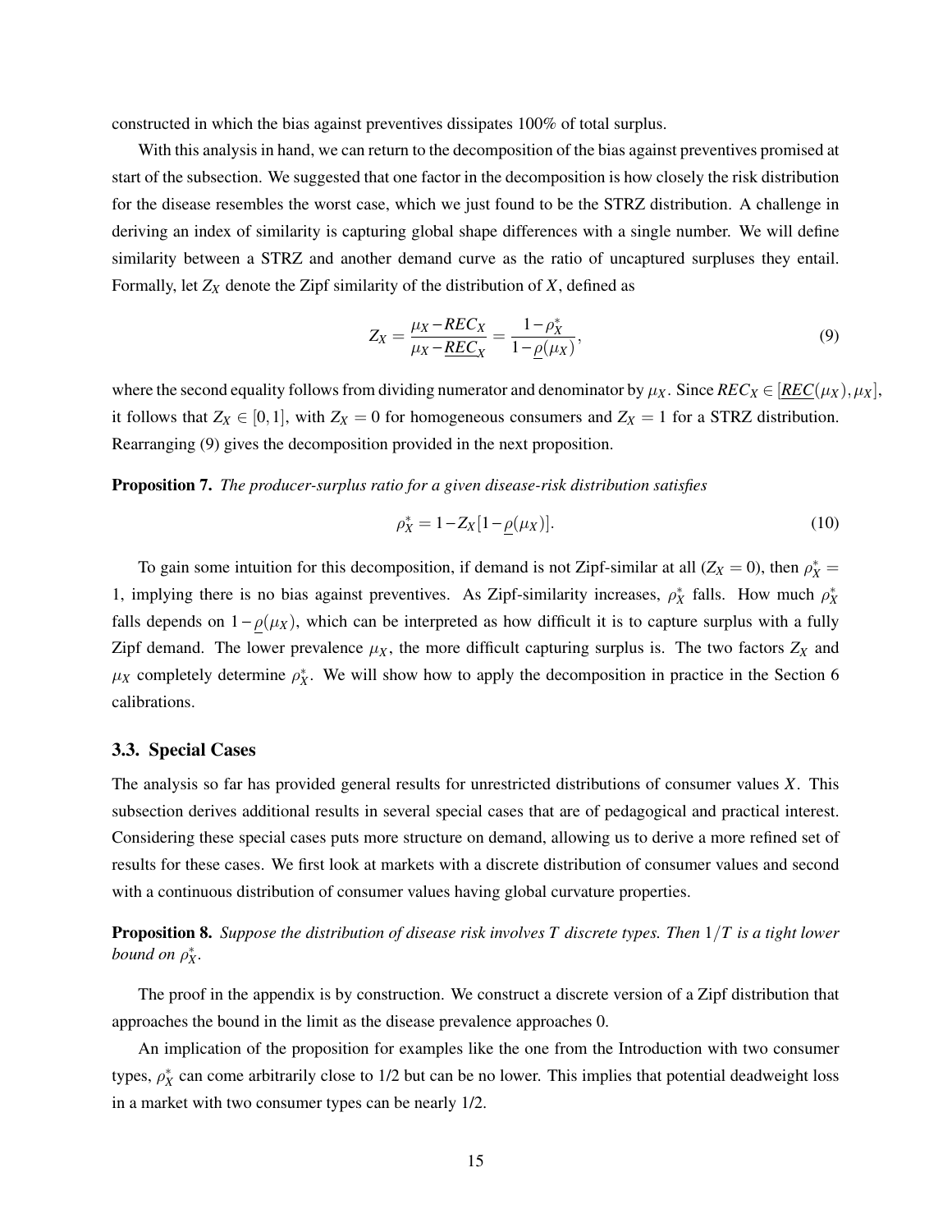constructed in which the bias against preventives dissipates 100% of total surplus.

With this analysis in hand, we can return to the decomposition of the bias against preventives promised at start of the subsection. We suggested that one factor in the decomposition is how closely the risk distribution for the disease resembles the worst case, which we just found to be the STRZ distribution. A challenge in deriving an index of similarity is capturing global shape differences with a single number. We will define similarity between a STRZ and another demand curve as the ratio of uncaptured surpluses they entail. Formally, let $Z_X$ denote the Zipf similarity of the distribution of $X$, defined as

$$Z_X = \frac{\mu_X - REC_X}{\mu_X - \underline{REC}_X} = \frac{1-\rho_X^*}{1-\underline{\rho}(\mu_X)}, \tag{9}$$

where the second equality follows from dividing numerator and denominator by $\mu_X$. Since $REC_X \in [\underline{REC}(\mu_X), \mu_X]$, it follows that $Z_X \in [0,1]$, with $Z_X = 0$ for homogeneous consumers and $Z_X = 1$ for a STRZ distribution. Rearranging (9) gives the decomposition provided in the next proposition.

**Proposition 7.** *The producer-surplus ratio for a given disease-risk distribution satisfies*

$$\rho_X^* = 1 - Z_X[1-\underline{\rho}(\mu_X)]. \tag{10}$$

To gain some intuition for this decomposition, if demand is not Zipf-similar at all ($Z_X = 0$), then $\rho_X^* = 1$, implying there is no bias against preventives. As Zipf-similarity increases, $\rho_X^*$ falls. How much $\rho_X^*$ falls depends on $1-\underline{\rho}(\mu_X)$, which can be interpreted as how difficult it is to capture surplus with a fully Zipf demand. The lower prevalence $\mu_X$, the more difficult capturing surplus is. The two factors $Z_X$ and $\mu_X$ completely determine $\rho_X^*$. We will show how to apply the decomposition in practice in the Section 6 calibrations.

### 3.3. Special Cases

The analysis so far has provided general results for unrestricted distributions of consumer values $X$. This subsection derives additional results in several special cases that are of pedagogical and practical interest. Considering these special cases puts more structure on demand, allowing us to derive a more refined set of results for these cases. We first look at markets with a discrete distribution of consumer values and second with a continuous distribution of consumer values having global curvature properties.

**Proposition 8.** *Suppose the distribution of disease risk involves $T$ discrete types. Then $1/T$ is a tight lower bound on $\rho_X^*$.*

The proof in the appendix is by construction. We construct a discrete version of a Zipf distribution that approaches the bound in the limit as the disease prevalence approaches 0.

An implication of the proposition for examples like the one from the Introduction with two consumer types, $\rho_X^*$ can come arbitrarily close to 1/2 but can be no lower. This implies that potential deadweight loss in a market with two consumer types can be nearly 1/2.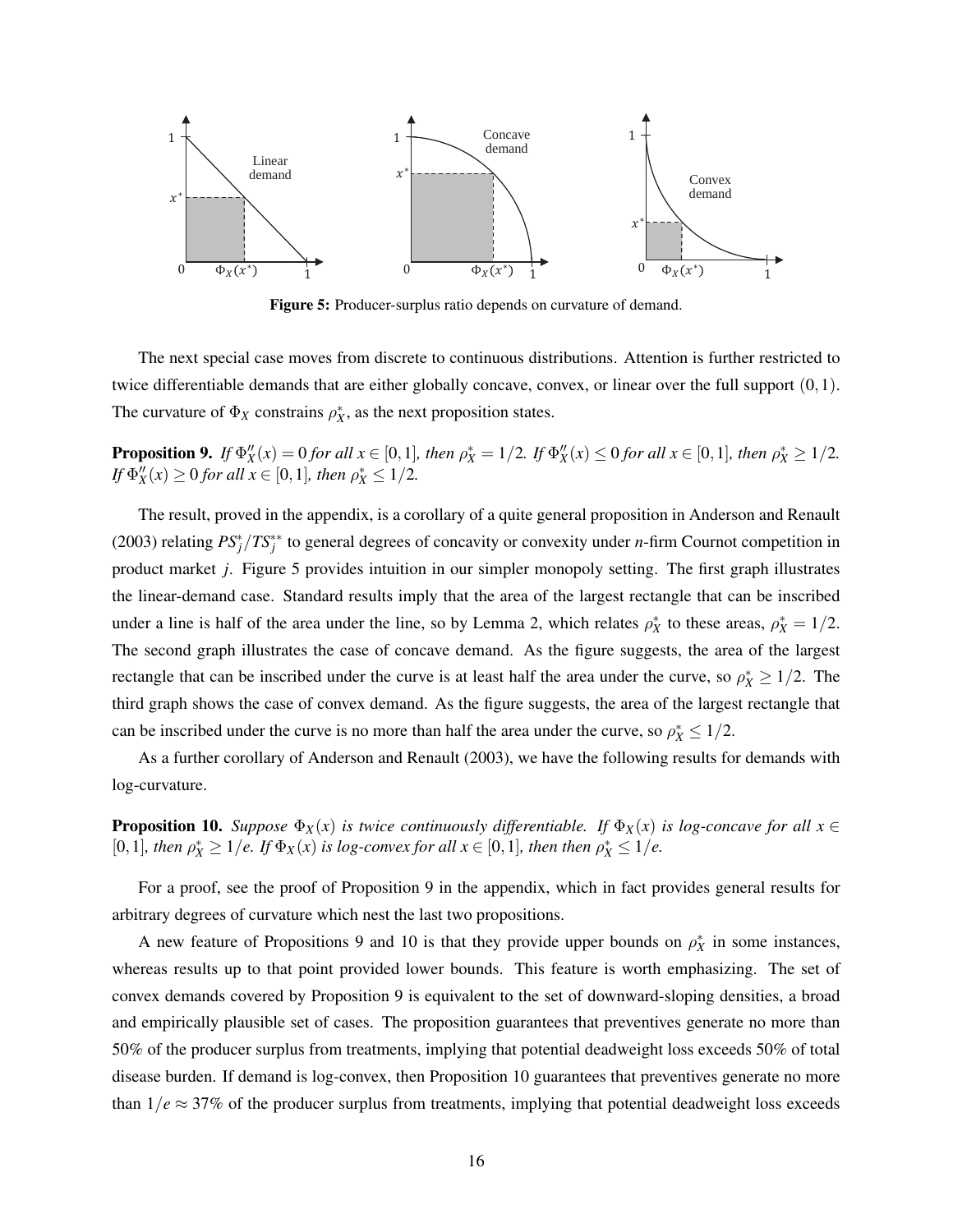**Figure 5:** Producer-surplus ratio depends on curvature of demand.

The next special case moves from discrete to continuous distributions. Attention is further restricted to twice differentiable demands that are either globally concave, convex, or linear over the full support $(0,1)$. The curvature of $\Phi_X$ constrains $\rho_X^*$, as the next proposition states.

**Proposition 9.** *If $\Phi_X''(x) = 0$ for all $x \in [0,1]$, then $\rho_X^* = 1/2$. If $\Phi_X''(x) \leq 0$ for all $x \in [0,1]$, then $\rho_X^* \geq 1/2$. If $\Phi_X''(x) \geq 0$ for all $x \in [0,1]$, then $\rho_X^* \leq 1/2$.*

The result, proved in the appendix, is a corollary of a quite general proposition in Anderson and Renault (2003) relating $PS_j^*/TS_j^{**}$ to general degrees of concavity or convexity under *n*-firm Cournot competition in product market *j*. Figure 5 provides intuition in our simpler monopoly setting. The first graph illustrates the linear-demand case. Standard results imply that the area of the largest rectangle that can be inscribed under a line is half of the area under the line, so by Lemma 2, which relates $\rho_X^*$ to these areas, $\rho_X^* = 1/2$. The second graph illustrates the case of concave demand. As the figure suggests, the area of the largest rectangle that can be inscribed under the curve is at least half the area under the curve, so $\rho_X^* \geq 1/2$. The third graph shows the case of convex demand. As the figure suggests, the area of the largest rectangle that can be inscribed under the curve is no more than half the area under the curve, so $\rho_X^* \leq 1/2$.

As a further corollary of Anderson and Renault (2003), we have the following results for demands with log-curvature.

**Proposition 10.** *Suppose $\Phi_X(x)$ is twice continuously differentiable. If $\Phi_X(x)$ is log-concave for all $x \in [0,1]$, then $\rho_X^* \geq 1/e$. If $\Phi_X(x)$ is log-convex for all $x \in [0,1]$, then then $\rho_X^* \leq 1/e$.*

For a proof, see the proof of Proposition 9 in the appendix, which in fact provides general results for arbitrary degrees of curvature which nest the last two propositions.

A new feature of Propositions 9 and 10 is that they provide upper bounds on $\rho_X^*$ in some instances, whereas results up to that point provided lower bounds. This feature is worth emphasizing. The set of convex demands covered by Proposition 9 is equivalent to the set of downward-sloping densities, a broad and empirically plausible set of cases. The proposition guarantees that preventives generate no more than 50% of the producer surplus from treatments, implying that potential deadweight loss exceeds 50% of total disease burden. If demand is log-convex, then Proposition 10 guarantees that preventives generate no more than $1/e \approx 37\%$ of the producer surplus from treatments, implying that potential deadweight loss exceeds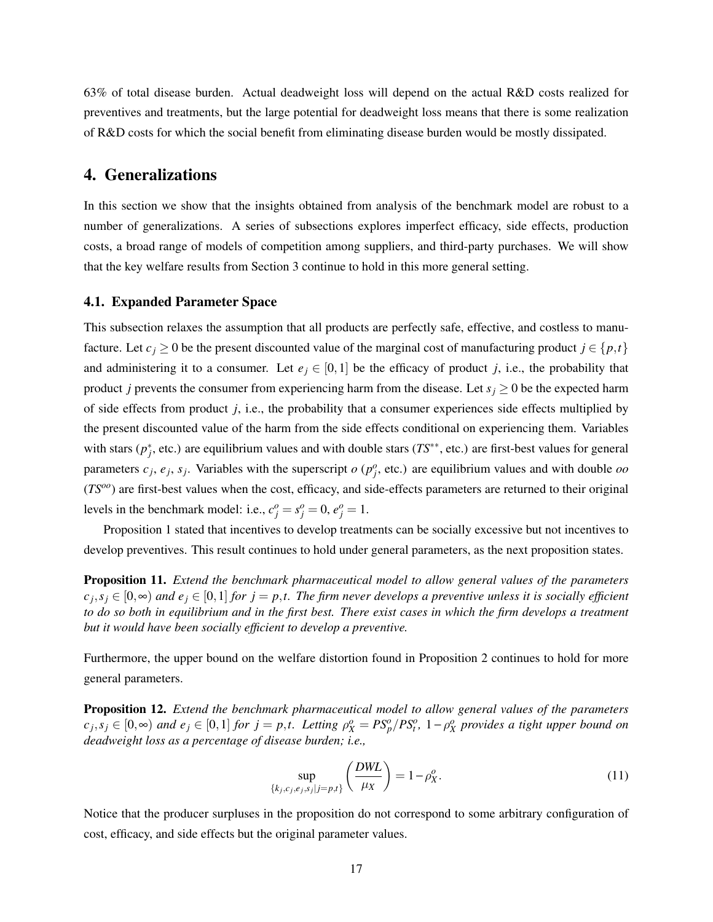63% of total disease burden. Actual deadweight loss will depend on the actual R&D costs realized for preventives and treatments, but the large potential for deadweight loss means that there is some realization of R&D costs for which the social benefit from eliminating disease burden would be mostly dissipated.

## 4. Generalizations

In this section we show that the insights obtained from analysis of the benchmark model are robust to a number of generalizations. A series of subsections explores imperfect efficacy, side effects, production costs, a broad range of models of competition among suppliers, and third-party purchases. We will show that the key welfare results from Section 3 continue to hold in this more general setting.

### 4.1. Expanded Parameter Space

This subsection relaxes the assumption that all products are perfectly safe, effective, and costless to manufacture. Let $c_j \geq 0$ be the present discounted value of the marginal cost of manufacturing product $j \in \{p,t\}$ and administering it to a consumer. Let $e_j \in [0,1]$ be the efficacy of product $j$, i.e., the probability that product $j$ prevents the consumer from experiencing harm from the disease. Let $s_j \geq 0$ be the expected harm of side effects from product $j$, i.e., the probability that a consumer experiences side effects multiplied by the present discounted value of the harm from the side effects conditional on experiencing them. Variables with stars ($p_j^*$, etc.) are equilibrium values and with double stars ($TS^{**}$, etc.) are first-best values for general parameters $c_j$, $e_j$, $s_j$. Variables with the superscript $o$ ($p_j^o$, etc.) are equilibrium values and with double $oo$ ($TS^{oo}$) are first-best values when the cost, efficacy, and side-effects parameters are returned to their original levels in the benchmark model: i.e., $c_j^o = s_j^o = 0$, $e_j^o = 1$.

Proposition 1 stated that incentives to develop treatments can be socially excessive but not incentives to develop preventives. This result continues to hold under general parameters, as the next proposition states.

**Proposition 11.** *Extend the benchmark pharmaceutical model to allow general values of the parameters $c_j, s_j \in [0,\infty)$ and $e_j \in [0,1]$ for $j = p,t$. The firm never develops a preventive unless it is socially efficient to do so both in equilibrium and in the first best. There exist cases in which the firm develops a treatment but it would have been socially efficient to develop a preventive.*

Furthermore, the upper bound on the welfare distortion found in Proposition 2 continues to hold for more general parameters.

**Proposition 12.** *Extend the benchmark pharmaceutical model to allow general values of the parameters $c_j, s_j \in [0,\infty)$ and $e_j \in [0,1]$ for $j = p,t$. Letting $\rho_X^o = PS_p^o/PS_t^o$, $1-\rho_X^o$ provides a tight upper bound on deadweight loss as a percentage of disease burden; i.e.,*

$$\sup_{\{k_j,c_j,e_j,s_j|j=p,t\}} \left(\frac{DWL}{\mu_X}\right) = 1-\rho_X^o. \tag{11}$$

Notice that the producer surpluses in the proposition do not correspond to some arbitrary configuration of cost, efficacy, and side effects but the original parameter values.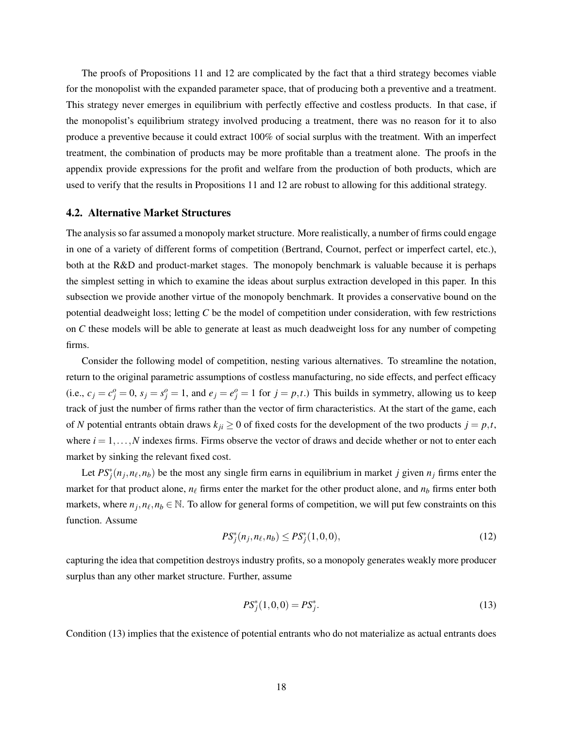The proofs of Propositions 11 and 12 are complicated by the fact that a third strategy becomes viable for the monopolist with the expanded parameter space, that of producing both a preventive and a treatment. This strategy never emerges in equilibrium with perfectly effective and costless products. In that case, if the monopolist's equilibrium strategy involved producing a treatment, there was no reason for it to also produce a preventive because it could extract 100% of social surplus with the treatment. With an imperfect treatment, the combination of products may be more profitable than a treatment alone. The proofs in the appendix provide expressions for the profit and welfare from the production of both products, which are used to verify that the results in Propositions 11 and 12 are robust to allowing for this additional strategy.

### 4.2. Alternative Market Structures

The analysis so far assumed a monopoly market structure. More realistically, a number of firms could engage in one of a variety of different forms of competition (Bertrand, Cournot, perfect or imperfect cartel, etc.), both at the R&D and product-market stages. The monopoly benchmark is valuable because it is perhaps the simplest setting in which to examine the ideas about surplus extraction developed in this paper. In this subsection we provide another virtue of the monopoly benchmark. It provides a conservative bound on the potential deadweight loss; letting $C$ be the model of competition under consideration, with few restrictions on $C$ these models will be able to generate at least as much deadweight loss for any number of competing firms.

Consider the following model of competition, nesting various alternatives. To streamline the notation, return to the original parametric assumptions of costless manufacturing, no side effects, and perfect efficacy (i.e., $c_j = c_j^o = 0$, $s_j = s_j^o = 1$, and $e_j = e_j^o = 1$ for $j = p, t$.) This builds in symmetry, allowing us to keep track of just the number of firms rather than the vector of firm characteristics. At the start of the game, each of $N$ potential entrants obtain draws $k_{ji} \geq 0$ of fixed costs for the development of the two products $j = p, t$, where $i = 1, \ldots, N$ indexes firms. Firms observe the vector of draws and decide whether or not to enter each market by sinking the relevant fixed cost.

Let $PS_j^*(n_j, n_\ell, n_b)$ be the most any single firm earns in equilibrium in market $j$ given $n_j$ firms enter the market for that product alone, $n_\ell$ firms enter the market for the other product alone, and $n_b$ firms enter both markets, where $n_j, n_\ell, n_b \in \mathbb{N}$. To allow for general forms of competition, we will put few constraints on this function. Assume

$$PS_j^*(n_j, n_\ell, n_b) \leq PS_j^*(1, 0, 0), \tag{12}$$

capturing the idea that competition destroys industry profits, so a monopoly generates weakly more producer surplus than any other market structure. Further, assume

$$PS_j^*(1, 0, 0) = PS_j^*. \tag{13}$$

Condition (13) implies that the existence of potential entrants who do not materialize as actual entrants does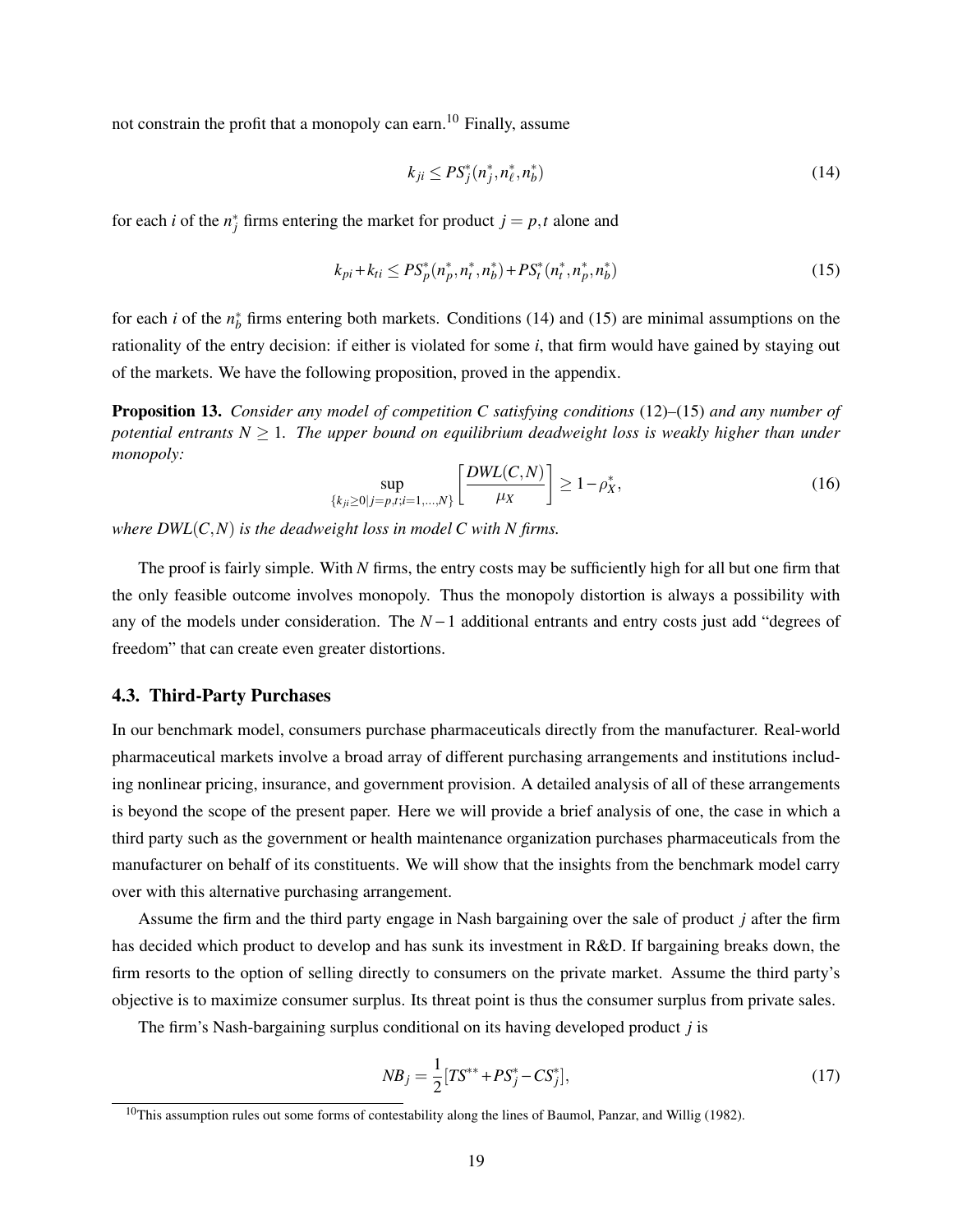not constrain the profit that a monopoly can earn.[10] Finally, assume

$$k_{ji} \leq PS_j^*(n_j^*, n_\ell^*, n_b^*) \tag{14}$$

for each $i$ of the $n_j^*$ firms entering the market for product $j = p, t$ alone and

$$k_{pi} + k_{ti} \leq PS_p^*(n_p^*, n_t^*, n_b^*) + PS_t^*(n_t^*, n_p^*, n_b^*) \tag{15}$$

for each $i$ of the $n_b^*$ firms entering both markets. Conditions (14) and (15) are minimal assumptions on the rationality of the entry decision: if either is violated for some $i$, that firm would have gained by staying out of the markets. We have the following proposition, proved in the appendix.

**Proposition 13.** *Consider any model of competition $C$ satisfying conditions* (12)–(15) *and any number of potential entrants $N \geq 1$. The upper bound on equilibrium deadweight loss is weakly higher than under monopoly:*

$$\sup_{\{k_{ji} \geq 0 | j=p,t; i=1,\ldots,N\}} \left[ \frac{DWL(C,N)}{\mu_X} \right] \geq 1 - \rho_X^*, \tag{16}$$

*where $DWL(C,N)$ is the deadweight loss in model $C$ with $N$ firms.*

The proof is fairly simple. With $N$ firms, the entry costs may be sufficiently high for all but one firm that the only feasible outcome involves monopoly. Thus the monopoly distortion is always a possibility with any of the models under consideration. The $N-1$ additional entrants and entry costs just add "degrees of freedom" that can create even greater distortions.

### 4.3. Third-Party Purchases

In our benchmark model, consumers purchase pharmaceuticals directly from the manufacturer. Real-world pharmaceutical markets involve a broad array of different purchasing arrangements and institutions including nonlinear pricing, insurance, and government provision. A detailed analysis of all of these arrangements is beyond the scope of the present paper. Here we will provide a brief analysis of one, the case in which a third party such as the government or health maintenance organization purchases pharmaceuticals from the manufacturer on behalf of its constituents. We will show that the insights from the benchmark model carry over with this alternative purchasing arrangement.

Assume the firm and the third party engage in Nash bargaining over the sale of product $j$ after the firm has decided which product to develop and has sunk its investment in R&D. If bargaining breaks down, the firm resorts to the option of selling directly to consumers on the private market. Assume the third party's objective is to maximize consumer surplus. Its threat point is thus the consumer surplus from private sales.

The firm's Nash-bargaining surplus conditional on its having developed product $j$ is

$$NB_j = \frac{1}{2}[TS^{**} + PS_j^* - CS_j^*], \tag{17}$$

[10] This assumption rules out some forms of contestability along the lines of Baumol, Panzar, and Willig (1982).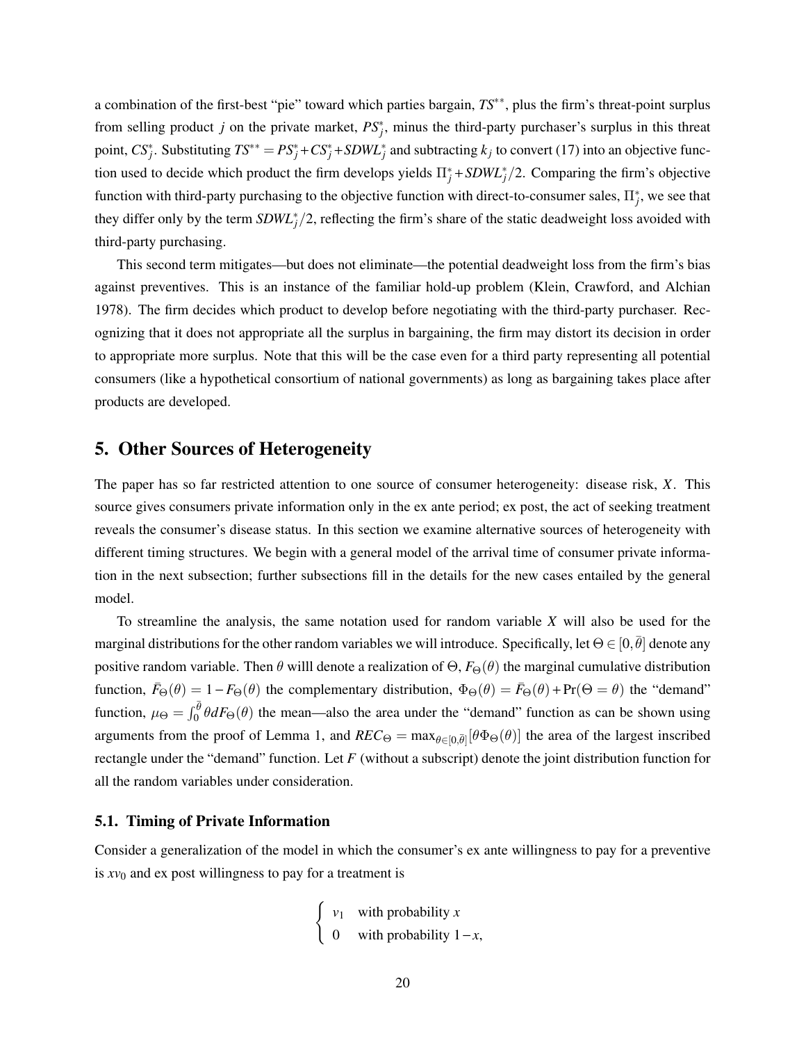a combination of the first-best "pie" toward which parties bargain, $TS^{**}$, plus the firm's threat-point surplus from selling product $j$ on the private market, $PS_j^*$, minus the third-party purchaser's surplus in this threat point, $CS_j^*$. Substituting $TS^{**} = PS_j^* + CS_j^* + SDWL_j^*$ and subtracting $k_j$ to convert (17) into an objective function used to decide which product the firm develops yields $\Pi_j^* + SDWL_j^*/2$. Comparing the firm's objective function with third-party purchasing to the objective function with direct-to-consumer sales, $\Pi_j^*$, we see that they differ only by the term $SDWL_j^*/2$, reflecting the firm's share of the static deadweight loss avoided with third-party purchasing.

This second term mitigates—but does not eliminate—the potential deadweight loss from the firm's bias against preventives. This is an instance of the familiar hold-up problem (Klein, Crawford, and Alchian 1978). The firm decides which product to develop before negotiating with the third-party purchaser. Recognizing that it does not appropriate all the surplus in bargaining, the firm may distort its decision in order to appropriate more surplus. Note that this will be the case even for a third party representing all potential consumers (like a hypothetical consortium of national governments) as long as bargaining takes place after products are developed.

## 5. Other Sources of Heterogeneity

The paper has so far restricted attention to one source of consumer heterogeneity: disease risk, $X$. This source gives consumers private information only in the ex ante period; ex post, the act of seeking treatment reveals the consumer's disease status. In this section we examine alternative sources of heterogeneity with different timing structures. We begin with a general model of the arrival time of consumer private information in the next subsection; further subsections fill in the details for the new cases entailed by the general model.

To streamline the analysis, the same notation used for random variable $X$ will also be used for the marginal distributions for the other random variables we will introduce. Specifically, let $\Theta \in [0, \bar{\theta}]$ denote any positive random variable. Then $\theta$ willl denote a realization of $\Theta$, $F_\Theta(\theta)$ the marginal cumulative distribution function, $\bar{F}_\Theta(\theta) = 1 - F_\Theta(\theta)$ the complementary distribution, $\Phi_\Theta(\theta) = \bar{F}_\Theta(\theta) + \Pr(\Theta = \theta)$ the "demand" function, $\mu_\Theta = \int_0^{\bar{\theta}} \theta dF_\Theta(\theta)$ the mean—also the area under the "demand" function as can be shown using arguments from the proof of Lemma 1, and $REC_\Theta = \max_{\theta \in [0,\bar{\theta}]}[\theta \Phi_\Theta(\theta)]$ the area of the largest inscribed rectangle under the "demand" function. Let $F$ (without a subscript) denote the joint distribution function for all the random variables under consideration.

### 5.1. Timing of Private Information

Consider a generalization of the model in which the consumer's ex ante willingness to pay for a preventive is $xv_0$ and ex post willingness to pay for a treatment is

$$
\begin{cases} v_1 & \text{with probability } x \\ 0 & \text{with probability } 1-x, \end{cases}
$$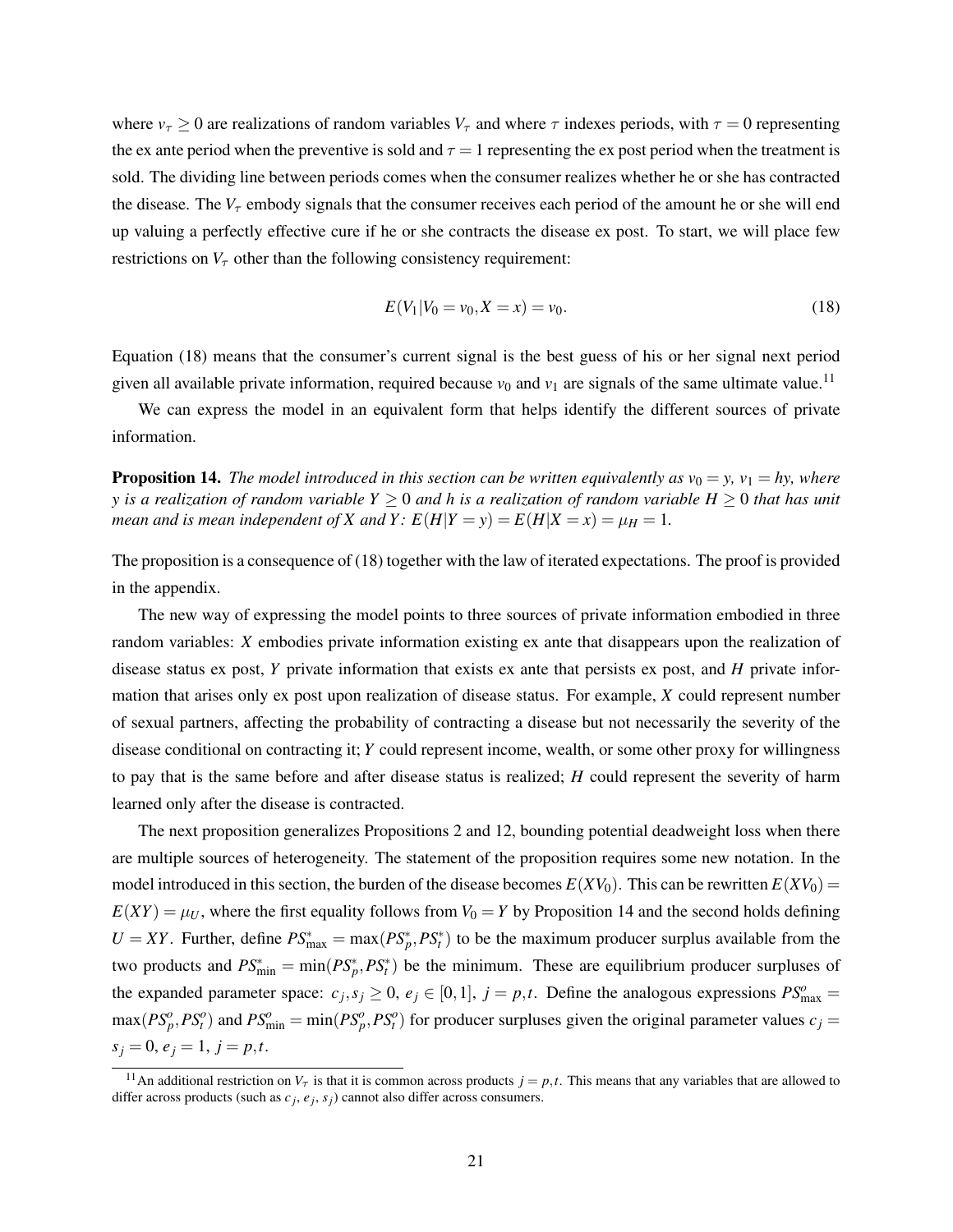where $v_\tau \geq 0$ are realizations of random variables $V_\tau$ and where $\tau$ indexes periods, with $\tau = 0$ representing the ex ante period when the preventive is sold and $\tau = 1$ representing the ex post period when the treatment is sold. The dividing line between periods comes when the consumer realizes whether he or she has contracted the disease. The $V_\tau$ embody signals that the consumer receives each period of the amount he or she will end up valuing a perfectly effective cure if he or she contracts the disease ex post. To start, we will place few restrictions on $V_\tau$ other than the following consistency requirement:

$$E(V_1 | V_0 = v_0, X = x) = v_0. \tag{18}$$

Equation (18) means that the consumer's current signal is the best guess of his or her signal next period given all available private information, required because $v_0$ and $v_1$ are signals of the same ultimate value.[11]

We can express the model in an equivalent form that helps identify the different sources of private information.

**Proposition 14.** *The model introduced in this section can be written equivalently as $v_0 = y$, $v_1 = hy$, where $y$ is a realization of random variable $Y \geq 0$ and $h$ is a realization of random variable $H \geq 0$ that has unit mean and is mean independent of $X$ and $Y$: $E(H|Y = y) = E(H|X = x) = \mu_H = 1$.*

The proposition is a consequence of (18) together with the law of iterated expectations. The proof is provided in the appendix.

The new way of expressing the model points to three sources of private information embodied in three random variables: $X$ embodies private information existing ex ante that disappears upon the realization of disease status ex post, $Y$ private information that exists ex ante that persists ex post, and $H$ private information that arises only ex post upon realization of disease status. For example, $X$ could represent number of sexual partners, affecting the probability of contracting a disease but not necessarily the severity of the disease conditional on contracting it; $Y$ could represent income, wealth, or some other proxy for willingness to pay that is the same before and after disease status is realized; $H$ could represent the severity of harm learned only after the disease is contracted.

The next proposition generalizes Propositions 2 and 12, bounding potential deadweight loss when there are multiple sources of heterogeneity. The statement of the proposition requires some new notation. In the model introduced in this section, the burden of the disease becomes $E(XV_0)$. This can be rewritten $E(XV_0) = E(XY) = \mu_U$, where the first equality follows from $V_0 = Y$ by Proposition 14 and the second holds defining $U = XY$. Further, define $PS^*_{\max} = \max(PS^*_p, PS^*_t)$ to be the maximum producer surplus available from the two products and $PS^*_{\min} = \min(PS^*_p, PS^*_t)$ be the minimum. These are equilibrium producer surpluses of the expanded parameter space: $c_j, s_j \geq 0$, $e_j \in [0,1]$, $j = p,t$. Define the analogous expressions $PS^o_{\max} = \max(PS^o_p, PS^o_t)$ and $PS^o_{\min} = \min(PS^o_p, PS^o_t)$ for producer surpluses given the original parameter values $c_j = s_j = 0$, $e_j = 1$, $j = p,t$.

[11] An additional restriction on $V_\tau$ is that it is common across products $j = p,t$. This means that any variables that are allowed to differ across products (such as $c_j$, $e_j$, $s_j$) cannot also differ across consumers.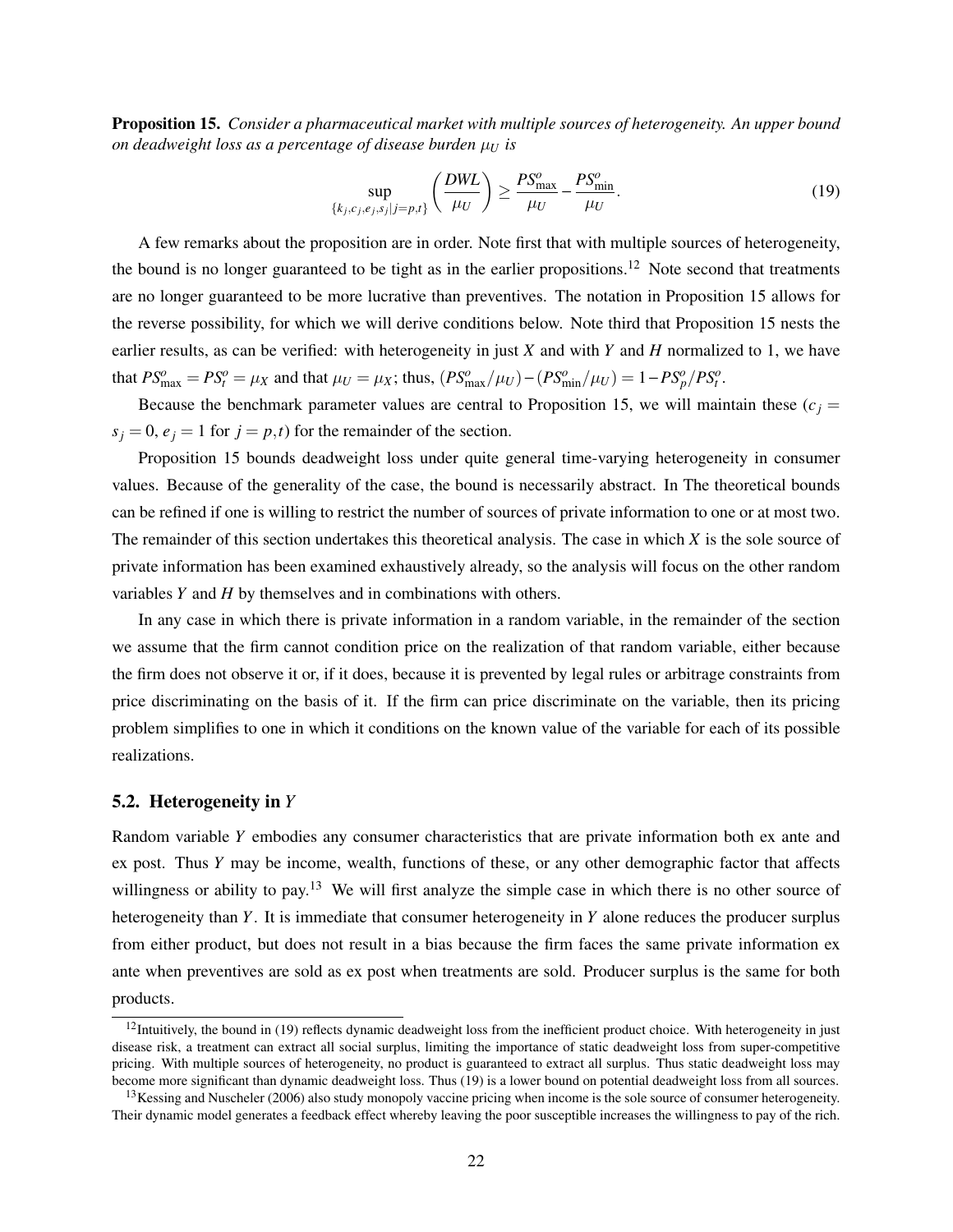**Proposition 15.** *Consider a pharmaceutical market with multiple sources of heterogeneity. An upper bound on deadweight loss as a percentage of disease burden $\mu_U$ is*

$$\sup_{\{k_j,c_j,e_j,s_j|j=p,t\}} \left(\frac{DWL}{\mu_U}\right) \geq \frac{PS^o_{\max}}{\mu_U} - \frac{PS^o_{\min}}{\mu_U}. \tag{19}$$

A few remarks about the proposition are in order. Note first that with multiple sources of heterogeneity, the bound is no longer guaranteed to be tight as in the earlier propositions.[12] Note second that treatments are no longer guaranteed to be more lucrative than preventives. The notation in Proposition 15 allows for the reverse possibility, for which we will derive conditions below. Note third that Proposition 15 nests the earlier results, as can be verified: with heterogeneity in just $X$ and with $Y$ and $H$ normalized to 1, we have that $PS^o_{\max} = PS^o_t = \mu_X$ and that $\mu_U = \mu_X$; thus, $(PS^o_{\max}/\mu_U) - (PS^o_{\min}/\mu_U) = 1 - PS^o_p/PS^o_t$.

Because the benchmark parameter values are central to Proposition 15, we will maintain these ($c_j = s_j = 0$, $e_j = 1$ for $j = p,t$) for the remainder of the section.

Proposition 15 bounds deadweight loss under quite general time-varying heterogeneity in consumer values. Because of the generality of the case, the bound is necessarily abstract. In The theoretical bounds can be refined if one is willing to restrict the number of sources of private information to one or at most two. The remainder of this section undertakes this theoretical analysis. The case in which $X$ is the sole source of private information has been examined exhaustively already, so the analysis will focus on the other random variables $Y$ and $H$ by themselves and in combinations with others.

In any case in which there is private information in a random variable, in the remainder of the section we assume that the firm cannot condition price on the realization of that random variable, either because the firm does not observe it or, if it does, because it is prevented by legal rules or arbitrage constraints from price discriminating on the basis of it. If the firm can price discriminate on the variable, then its pricing problem simplifies to one in which it conditions on the known value of the variable for each of its possible realizations.

### 5.2. Heterogeneity in $Y$

Random variable $Y$ embodies any consumer characteristics that are private information both ex ante and ex post. Thus $Y$ may be income, wealth, functions of these, or any other demographic factor that affects willingness or ability to pay.[13] We will first analyze the simple case in which there is no other source of heterogeneity than $Y$. It is immediate that consumer heterogeneity in $Y$ alone reduces the producer surplus from either product, but does not result in a bias because the firm faces the same private information ex ante when preventives are sold as ex post when treatments are sold. Producer surplus is the same for both products.

[12] Intuitively, the bound in (19) reflects dynamic deadweight loss from the inefficient product choice. With heterogeneity in just disease risk, a treatment can extract all social surplus, limiting the importance of static deadweight loss from super-competitive pricing. With multiple sources of heterogeneity, no product is guaranteed to extract all surplus. Thus static deadweight loss may become more significant than dynamic deadweight loss. Thus (19) is a lower bound on potential deadweight loss from all sources.

[13] Kessing and Nuscheler (2006) also study monopoly vaccine pricing when income is the sole source of consumer heterogeneity. Their dynamic model generates a feedback effect whereby leaving the poor susceptible increases the willingness to pay of the rich.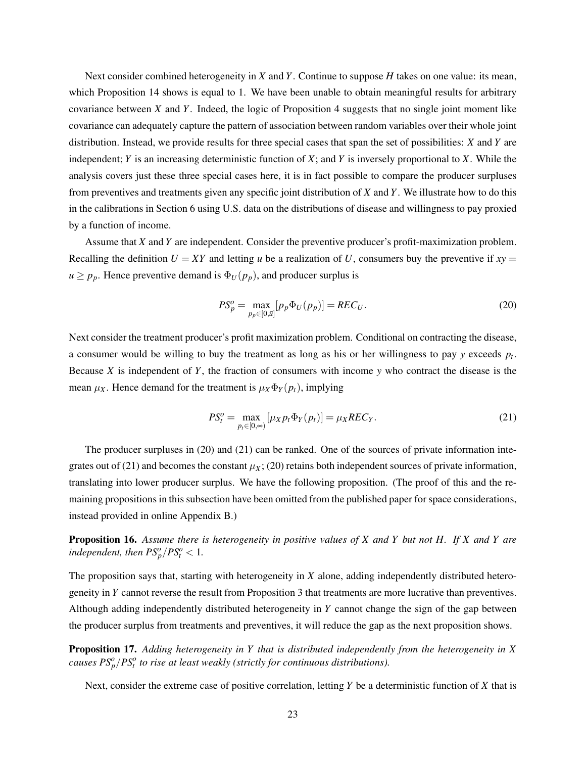Next consider combined heterogeneity in $X$ and $Y$. Continue to suppose $H$ takes on one value: its mean, which Proposition 14 shows is equal to 1. We have been unable to obtain meaningful results for arbitrary covariance between $X$ and $Y$. Indeed, the logic of Proposition 4 suggests that no single joint moment like covariance can adequately capture the pattern of association between random variables over their whole joint distribution. Instead, we provide results for three special cases that span the set of possibilities: $X$ and $Y$ are independent; $Y$ is an increasing deterministic function of $X$; and $Y$ is inversely proportional to $X$. While the analysis covers just these three special cases here, it is in fact possible to compare the producer surpluses from preventives and treatments given any specific joint distribution of $X$ and $Y$. We illustrate how to do this in the calibrations in Section 6 using U.S. data on the distributions of disease and willingness to pay proxied by a function of income.

Assume that $X$ and $Y$ are independent. Consider the preventive producer's profit-maximization problem. Recalling the definition $U = XY$ and letting $u$ be a realization of $U$, consumers buy the preventive if $xy = u \geq p_p$. Hence preventive demand is $\Phi_U(p_p)$, and producer surplus is

$$PS_p^o = \max_{p_p \in [0,\bar{u}]} [p_p \Phi_U(p_p)] = REC_U. \tag{20}$$

Next consider the treatment producer's profit maximization problem. Conditional on contracting the disease, a consumer would be willing to buy the treatment as long as his or her willingness to pay $y$ exceeds $p_t$. Because $X$ is independent of $Y$, the fraction of consumers with income $y$ who contract the disease is the mean $\mu_X$. Hence demand for the treatment is $\mu_X \Phi_Y(p_t)$, implying

$$PS_t^o = \max_{p_t \in [0,\infty)} [\mu_X p_t \Phi_Y(p_t)] = \mu_X REC_Y. \tag{21}$$

The producer surpluses in (20) and (21) can be ranked. One of the sources of private information integrates out of (21) and becomes the constant $\mu_X$; (20) retains both independent sources of private information, translating into lower producer surplus. We have the following proposition. (The proof of this and the remaining propositions in this subsection have been omitted from the published paper for space considerations, instead provided in online Appendix B.)

**Proposition 16.** *Assume there is heterogeneity in positive values of $X$ and $Y$ but not $H$. If $X$ and $Y$ are independent, then $PS_p^o/PS_t^o < 1$.*

The proposition says that, starting with heterogeneity in $X$ alone, adding independently distributed heterogeneity in $Y$ cannot reverse the result from Proposition 3 that treatments are more lucrative than preventives. Although adding independently distributed heterogeneity in $Y$ cannot change the sign of the gap between the producer surplus from treatments and preventives, it will reduce the gap as the next proposition shows.

**Proposition 17.** *Adding heterogeneity in $Y$ that is distributed independently from the heterogeneity in $X$ causes $PS_p^o/PS_t^o$ to rise at least weakly (strictly for continuous distributions).*

Next, consider the extreme case of positive correlation, letting $Y$ be a deterministic function of $X$ that is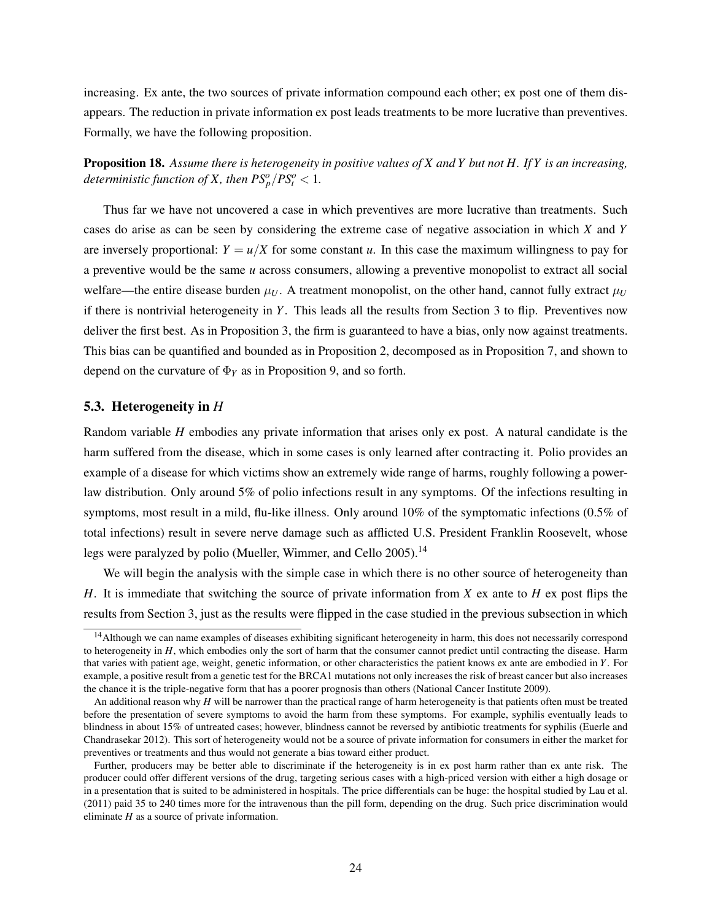increasing. Ex ante, the two sources of private information compound each other; ex post one of them disappears. The reduction in private information ex post leads treatments to be more lucrative than preventives. Formally, we have the following proposition.

**Proposition 18.** *Assume there is heterogeneity in positive values of $X$ and $Y$ but not $H$. If $Y$ is an increasing, deterministic function of $X$, then $PS_p^o/PS_t^o < 1$.*

Thus far we have not uncovered a case in which preventives are more lucrative than treatments. Such cases do arise as can be seen by considering the extreme case of negative association in which $X$ and $Y$ are inversely proportional: $Y = u/X$ for some constant $u$. In this case the maximum willingness to pay for a preventive would be the same $u$ across consumers, allowing a preventive monopolist to extract all social welfare—the entire disease burden $\mu_U$. A treatment monopolist, on the other hand, cannot fully extract $\mu_U$ if there is nontrivial heterogeneity in $Y$. This leads all the results from Section 3 to flip. Preventives now deliver the first best. As in Proposition 3, the firm is guaranteed to have a bias, only now against treatments. This bias can be quantified and bounded as in Proposition 2, decomposed as in Proposition 7, and shown to depend on the curvature of $\Phi_Y$ as in Proposition 9, and so forth.

### 5.3. Heterogeneity in $H$

Random variable $H$ embodies any private information that arises only ex post. A natural candidate is the harm suffered from the disease, which in some cases is only learned after contracting it. Polio provides an example of a disease for which victims show an extremely wide range of harms, roughly following a power-law distribution. Only around 5% of polio infections result in any symptoms. Of the infections resulting in symptoms, most result in a mild, flu-like illness. Only around 10% of the symptomatic infections (0.5% of total infections) result in severe nerve damage such as afflicted U.S. President Franklin Roosevelt, whose legs were paralyzed by polio (Mueller, Wimmer, and Cello 2005).[14]

We will begin the analysis with the simple case in which there is no other source of heterogeneity than $H$. It is immediate that switching the source of private information from $X$ ex ante to $H$ ex post flips the results from Section 3, just as the results were flipped in the case studied in the previous subsection in which

[14] Although we can name examples of diseases exhibiting significant heterogeneity in harm, this does not necessarily correspond to heterogeneity in $H$, which embodies only the sort of harm that the consumer cannot predict until contracting the disease. Harm that varies with patient age, weight, genetic information, or other characteristics the patient knows ex ante are embodied in $Y$. For example, a positive result from a genetic test for the BRCA1 mutations not only increases the risk of breast cancer but also increases the chance it is the triple-negative form that has a poorer prognosis than others (National Cancer Institute 2009).

An additional reason why $H$ will be narrower than the practical range of harm heterogeneity is that patients often must be treated before the presentation of severe symptoms to avoid the harm from these symptoms. For example, syphilis eventually leads to blindness in about 15% of untreated cases; however, blindness cannot be reversed by antibiotic treatments for syphilis (Euerle and Chandrasekar 2012). This sort of heterogeneity would not be a source of private information for consumers in either the market for preventives or treatments and thus would not generate a bias toward either product.

Further, producers may be better able to discriminate if the heterogeneity is in ex post harm rather than ex ante risk. The producer could offer different versions of the drug, targeting serious cases with a high-priced version with either a high dosage or in a presentation that is suited to be administered in hospitals. The price differentials can be huge: the hospital studied by Lau et al. (2011) paid 35 to 240 times more for the intravenous than the pill form, depending on the drug. Such price discrimination would eliminate $H$ as a source of private information.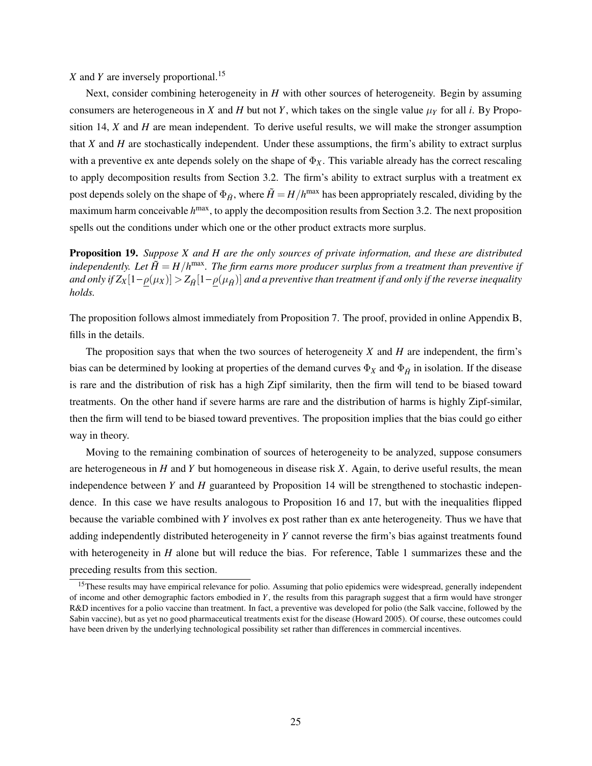$X$ and $Y$ are inversely proportional.[15]

Next, consider combining heterogeneity in $H$ with other sources of heterogeneity. Begin by assuming consumers are heterogeneous in $X$ and $H$ but not $Y$, which takes on the single value $\mu_Y$ for all $i$. By Proposition 14, $X$ and $H$ are mean independent. To derive useful results, we will make the stronger assumption that $X$ and $H$ are stochastically independent. Under these assumptions, the firm's ability to extract surplus with a preventive ex ante depends solely on the shape of $\Phi_X$. This variable already has the correct rescaling to apply decomposition results from Section 3.2. The firm's ability to extract surplus with a treatment ex post depends solely on the shape of $\Phi_{\tilde{H}}$, where $\tilde{H} = H/h^{\max}$ has been appropriately rescaled, dividing by the maximum harm conceivable $h^{\max}$, to apply the decomposition results from Section 3.2. The next proposition spells out the conditions under which one or the other product extracts more surplus.

**Proposition 19.** *Suppose $X$ and $H$ are the only sources of private information, and these are distributed independently. Let $\tilde{H} = H/h^{\max}$. The firm earns more producer surplus from a treatment than preventive if and only if $Z_X[1-\underline{\rho}(\mu_X)] > Z_{\tilde{H}}[1-\underline{\rho}(\mu_{\tilde{H}})]$ and a preventive than treatment if and only if the reverse inequality holds.*

The proposition follows almost immediately from Proposition 7. The proof, provided in online Appendix B, fills in the details.

The proposition says that when the two sources of heterogeneity $X$ and $H$ are independent, the firm's bias can be determined by looking at properties of the demand curves $\Phi_X$ and $\Phi_{\tilde{H}}$ in isolation. If the disease is rare and the distribution of risk has a high Zipf similarity, then the firm will tend to be biased toward treatments. On the other hand if severe harms are rare and the distribution of harms is highly Zipf-similar, then the firm will tend to be biased toward preventives. The proposition implies that the bias could go either way in theory.

Moving to the remaining combination of sources of heterogeneity to be analyzed, suppose consumers are heterogeneous in $H$ and $Y$ but homogeneous in disease risk $X$. Again, to derive useful results, the mean independence between $Y$ and $H$ guaranteed by Proposition 14 will be strengthened to stochastic independence. In this case we have results analogous to Proposition 16 and 17, but with the inequalities flipped because the variable combined with $Y$ involves ex post rather than ex ante heterogeneity. Thus we have that adding independently distributed heterogeneity in $Y$ cannot reverse the firm's bias against treatments found with heterogeneity in $H$ alone but will reduce the bias. For reference, Table 1 summarizes these and the preceding results from this section.

[15] These results may have empirical relevance for polio. Assuming that polio epidemics were widespread, generally independent of income and other demographic factors embodied in $Y$, the results from this paragraph suggest that a firm would have stronger R&D incentives for a polio vaccine than treatment. In fact, a preventive was developed for polio (the Salk vaccine, followed by the Sabin vaccine), but as yet no good pharmaceutical treatments exist for the disease (Howard 2005). Of course, these outcomes could have been driven by the underlying technological possibility set rather than differences in commercial incentives.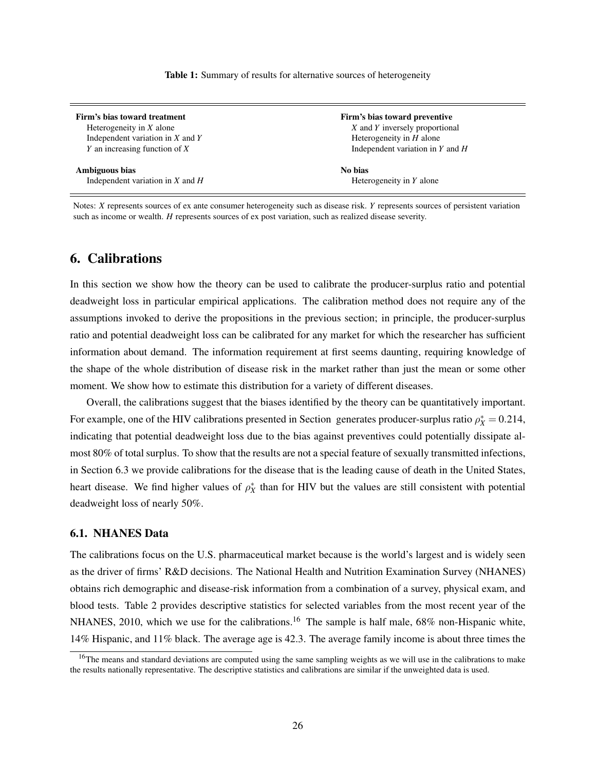**Table 1:** Summary of results for alternative sources of heterogeneity

| | |
|---|---|
| **Firm's bias toward treatment** | **Firm's bias toward preventive** |
| Heterogeneity in $X$ alone | $X$ and $Y$ inversely proportional |
| Independent variation in $X$ and $Y$ | Heterogeneity in $H$ alone |
| $Y$ an increasing function of $X$ | Independent variation in $Y$ and $H$ |
| **Ambiguous bias** | **No bias** |
| Independent variation in $X$ and $H$ | Heterogeneity in $Y$ alone |

Notes: $X$ represents sources of ex ante consumer heterogeneity such as disease risk. $Y$ represents sources of persistent variation such as income or wealth. $H$ represents sources of ex post variation, such as realized disease severity.

## 6. Calibrations

In this section we show how the theory can be used to calibrate the producer-surplus ratio and potential deadweight loss in particular empirical applications. The calibration method does not require any of the assumptions invoked to derive the propositions in the previous section; in principle, the producer-surplus ratio and potential deadweight loss can be calibrated for any market for which the researcher has sufficient information about demand. The information requirement at first seems daunting, requiring knowledge of the shape of the whole distribution of disease risk in the market rather than just the mean or some other moment. We show how to estimate this distribution for a variety of different diseases.

Overall, the calibrations suggest that the biases identified by the theory can be quantitatively important. For example, one of the HIV calibrations presented in Section generates producer-surplus ratio $\rho_X^* = 0.214$, indicating that potential deadweight loss due to the bias against preventives could potentially dissipate almost 80% of total surplus. To show that the results are not a special feature of sexually transmitted infections, in Section 6.3 we provide calibrations for the disease that is the leading cause of death in the United States, heart disease. We find higher values of $\rho_X^*$ than for HIV but the values are still consistent with potential deadweight loss of nearly 50%.

### 6.1. NHANES Data

The calibrations focus on the U.S. pharmaceutical market because is the world's largest and is widely seen as the driver of firms' R&D decisions. The National Health and Nutrition Examination Survey (NHANES) obtains rich demographic and disease-risk information from a combination of a survey, physical exam, and blood tests. Table 2 provides descriptive statistics for selected variables from the most recent year of the NHANES, 2010, which we use for the calibrations.[16] The sample is half male, 68% non-Hispanic white, 14% Hispanic, and 11% black. The average age is 42.3. The average family income is about three times the

[16]The means and standard deviations are computed using the same sampling weights as we will use in the calibrations to make the results nationally representative. The descriptive statistics and calibrations are similar if the unweighted data is used.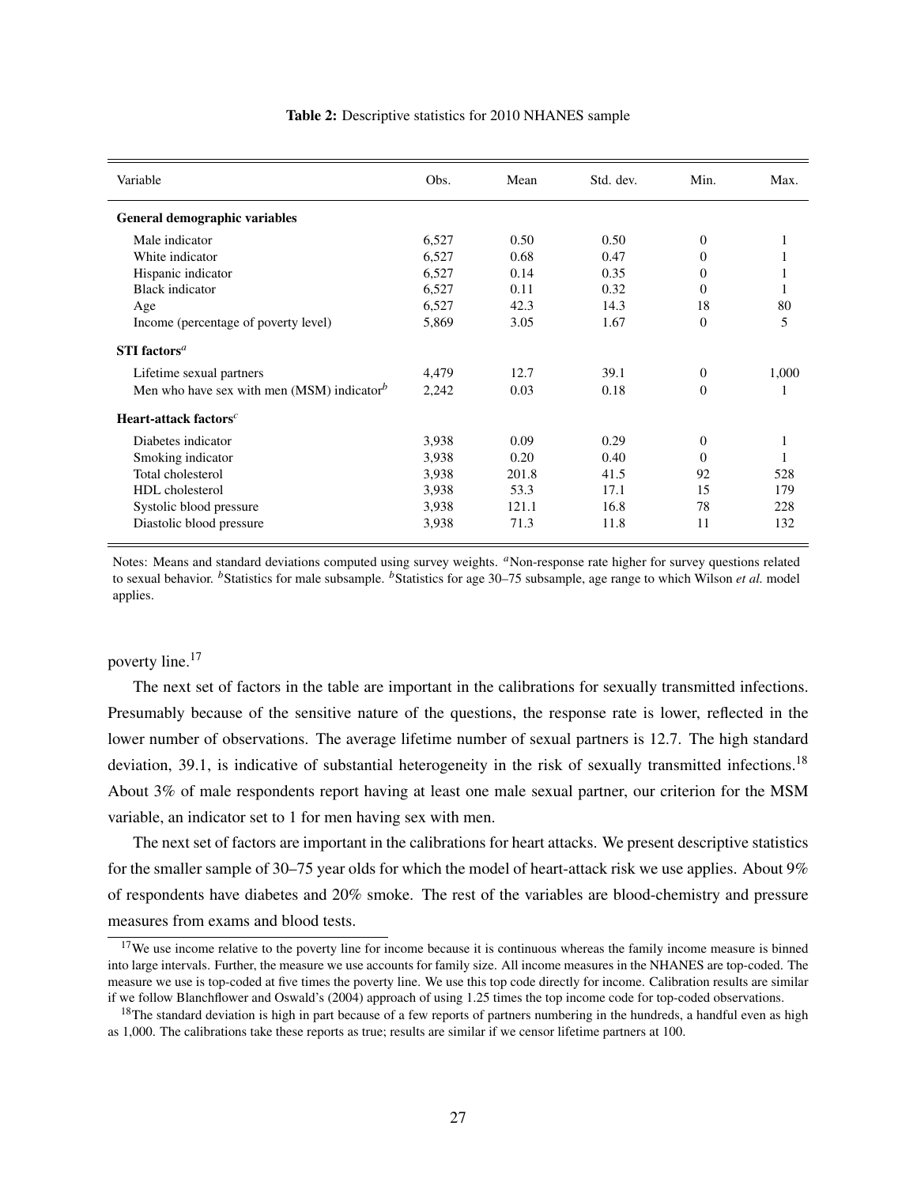**Table 2:** Descriptive statistics for 2010 NHANES sample

| Variable | Obs. | Mean | Std. dev. | Min. | Max. |
|---|---|---|---|---|---|
| **General demographic variables** | | | | | |
| Male indicator | 6,527 | 0.50 | 0.50 | 0 | 1 |
| White indicator | 6,527 | 0.68 | 0.47 | 0 | 1 |
| Hispanic indicator | 6,527 | 0.14 | 0.35 | 0 | 1 |
| Black indicator | 6,527 | 0.11 | 0.32 | 0 | 1 |
| Age | 6,527 | 42.3 | 14.3 | 18 | 80 |
| Income (percentage of poverty level) | 5,869 | 3.05 | 1.67 | 0 | 5 |
| **STI factors**[a] | | | | | |
| Lifetime sexual partners | 4,479 | 12.7 | 39.1 | 0 | 1,000 |
| Men who have sex with men (MSM) indicator[b] | 2,242 | 0.03 | 0.18 | 0 | 1 |
| **Heart-attack factors**[c] | | | | | |
| Diabetes indicator | 3,938 | 0.09 | 0.29 | 0 | 1 |
| Smoking indicator | 3,938 | 0.20 | 0.40 | 0 | 1 |
| Total cholesterol | 3,938 | 201.8 | 41.5 | 92 | 528 |
| HDL cholesterol | 3,938 | 53.3 | 17.1 | 15 | 179 |
| Systolic blood pressure | 3,938 | 121.1 | 16.8 | 78 | 228 |
| Diastolic blood pressure | 3,938 | 71.3 | 11.8 | 11 | 132 |

Notes: Means and standard deviations computed using survey weights. [a]Non-response rate higher for survey questions related to sexual behavior. [b]Statistics for male subsample. [b]Statistics for age 30–75 subsample, age range to which Wilson *et al.* model applies.

poverty line.[17]

The next set of factors in the table are important in the calibrations for sexually transmitted infections. Presumably because of the sensitive nature of the questions, the response rate is lower, reflected in the lower number of observations. The average lifetime number of sexual partners is 12.7. The high standard deviation, 39.1, is indicative of substantial heterogeneity in the risk of sexually transmitted infections.[18] About 3% of male respondents report having at least one male sexual partner, our criterion for the MSM variable, an indicator set to 1 for men having sex with men.

The next set of factors are important in the calibrations for heart attacks. We present descriptive statistics for the smaller sample of 30–75 year olds for which the model of heart-attack risk we use applies. About 9% of respondents have diabetes and 20% smoke. The rest of the variables are blood-chemistry and pressure measures from exams and blood tests.

[17]We use income relative to the poverty line for income because it is continuous whereas the family income measure is binned into large intervals. Further, the measure we use accounts for family size. All income measures in the NHANES are top-coded. The measure we use is top-coded at five times the poverty line. We use this top code directly for income. Calibration results are similar if we follow Blanchflower and Oswald's (2004) approach of using 1.25 times the top income code for top-coded observations.

[18]The standard deviation is high in part because of a few reports of partners numbering in the hundreds, a handful even as high as 1,000. The calibrations take these reports as true; results are similar if we censor lifetime partners at 100.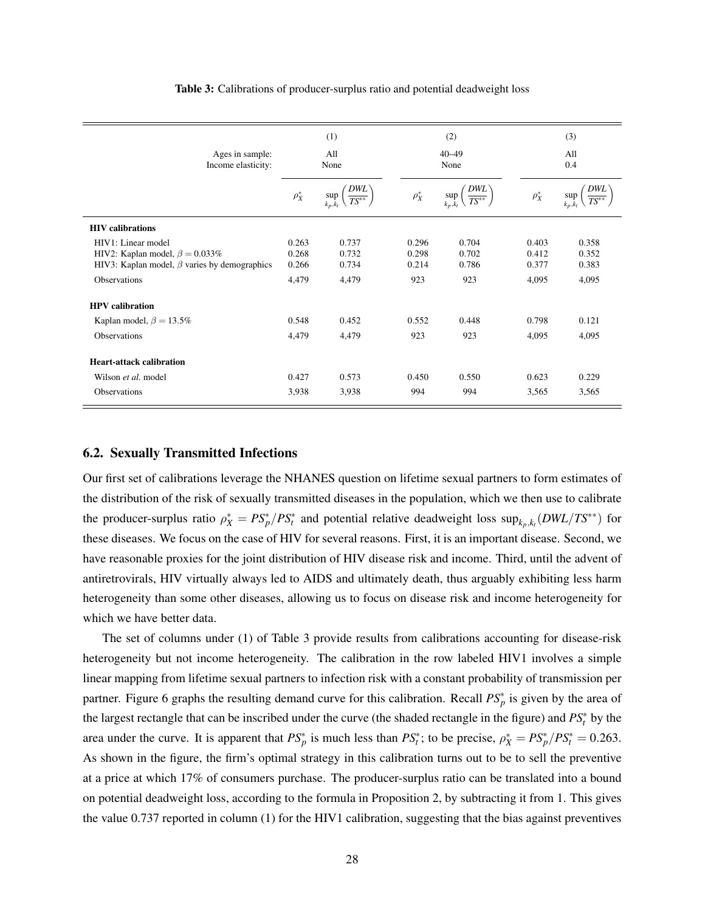**Table 3:** Calibrations of producer-surplus ratio and potential deadweight loss

| | (1) | | (2) | | (3) | |
|---|---|---|---|---|---|---|
| Ages in sample: | All | | 40–49 | | All | |
| Income elasticity: | None | | None | | 0.4 | |
| | $\rho_X^*$ | $\sup_{k_p,k_t}\left(\frac{DWL}{TS^{**}}\right)$ | $\rho_X^*$ | $\sup_{k_p,k_t}\left(\frac{DWL}{TS^{**}}\right)$ | $\rho_X^*$ | $\sup_{k_p,k_t}\left(\frac{DWL}{TS^{**}}\right)$ |
| **HIV calibrations** | | | | | | |
| HIV1: Linear model | 0.263 | 0.737 | 0.296 | 0.704 | 0.403 | 0.358 |
| HIV2: Kaplan model, $\beta = 0.033\%$ | 0.268 | 0.732 | 0.298 | 0.702 | 0.412 | 0.352 |
| HIV3: Kaplan model, $\beta$ varies by demographics | 0.266 | 0.734 | 0.214 | 0.786 | 0.377 | 0.383 |
| Observations | 4,479 | 4,479 | 923 | 923 | 4,095 | 4,095 |
| **HPV calibration** | | | | | | |
| Kaplan model, $\beta = 13.5\%$ | 0.548 | 0.452 | 0.552 | 0.448 | 0.798 | 0.121 |
| Observations | 4,479 | 4,479 | 923 | 923 | 4,095 | 4,095 |
| **Heart-attack calibration** | | | | | | |
| Wilson *et al.* model | 0.427 | 0.573 | 0.450 | 0.550 | 0.623 | 0.229 |
| Observations | 3,938 | 3,938 | 994 | 994 | 3,565 | 3,565 |

## 6.2. Sexually Transmitted Infections

Our first set of calibrations leverage the NHANES question on lifetime sexual partners to form estimates of the distribution of the risk of sexually transmitted diseases in the population, which we then use to calibrate the producer-surplus ratio $\rho_X^* = PS_p^*/PS_t^*$ and potential relative deadweight loss $\sup_{k_p,k_t}(DWL/TS^{**})$ for these diseases. We focus on the case of HIV for several reasons. First, it is an important disease. Second, we have reasonable proxies for the joint distribution of HIV disease risk and income. Third, until the advent of antiretrovirals, HIV virtually always led to AIDS and ultimately death, thus arguably exhibiting less harm heterogeneity than some other diseases, allowing us to focus on disease risk and income heterogeneity for which we have better data.

The set of columns under (1) of Table 3 provide results from calibrations accounting for disease-risk heterogeneity but not income heterogeneity. The calibration in the row labeled HIV1 involves a simple linear mapping from lifetime sexual partners to infection risk with a constant probability of transmission per partner. Figure 6 graphs the resulting demand curve for this calibration. Recall $PS_p^*$ is given by the area of the largest rectangle that can be inscribed under the curve (the shaded rectangle in the figure) and $PS_t^*$ by the area under the curve. It is apparent that $PS_p^*$ is much less than $PS_t^*$; to be precise, $\rho_X^* = PS_p^*/PS_t^* = 0.263$. As shown in the figure, the firm's optimal strategy in this calibration turns out to be to sell the preventive at a price at which 17% of consumers purchase. The producer-surplus ratio can be translated into a bound on potential deadweight loss, according to the formula in Proposition 2, by subtracting it from 1. This gives the value 0.737 reported in column (1) for the HIV1 calibration, suggesting that the bias against preventives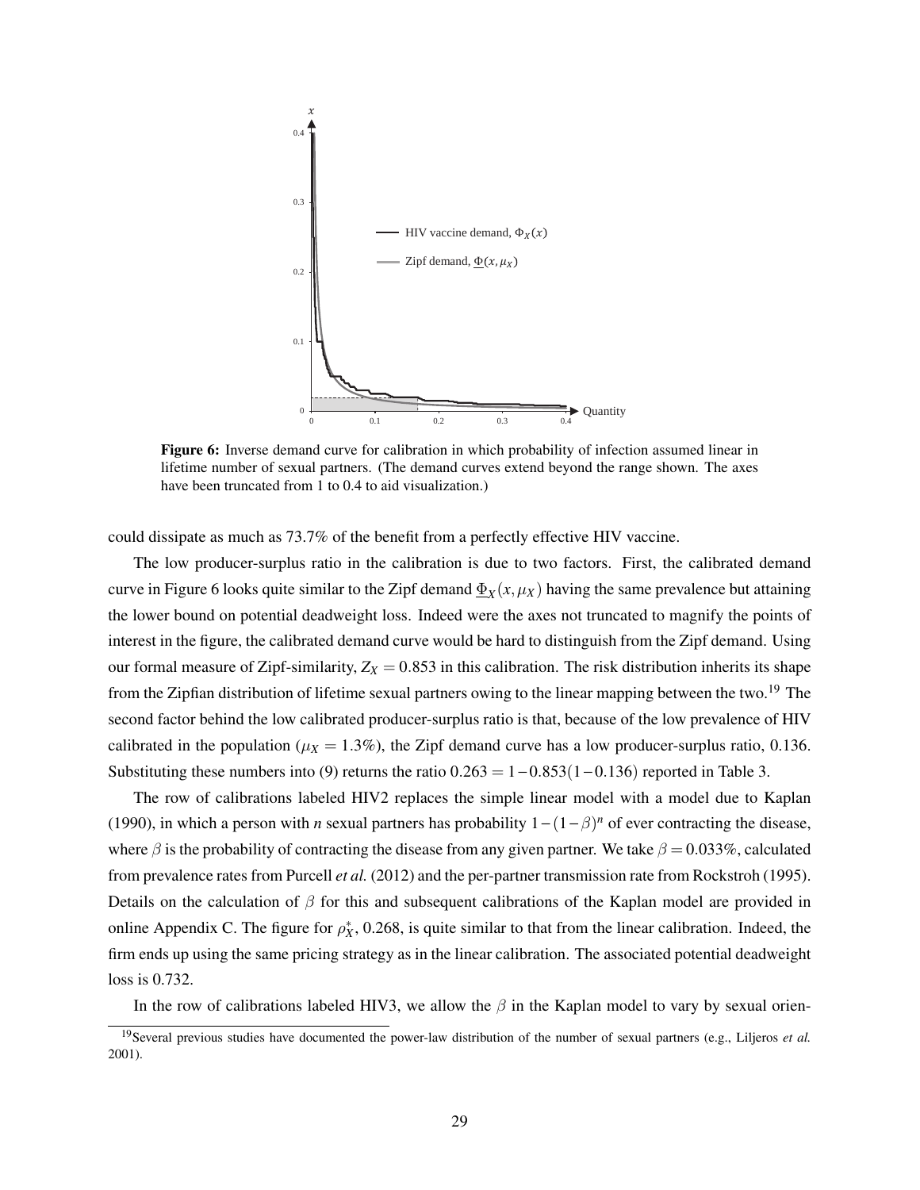**Figure 6:** Inverse demand curve for calibration in which probability of infection assumed linear in lifetime number of sexual partners. (The demand curves extend beyond the range shown. The axes have been truncated from 1 to 0.4 to aid visualization.)

could dissipate as much as 73.7% of the benefit from a perfectly effective HIV vaccine.

The low producer-surplus ratio in the calibration is due to two factors. First, the calibrated demand curve in Figure 6 looks quite similar to the Zipf demand $\underline{\Phi}_X(x, \mu_X)$ having the same prevalence but attaining the lower bound on potential deadweight loss. Indeed were the axes not truncated to magnify the points of interest in the figure, the calibrated demand curve would be hard to distinguish from the Zipf demand. Using our formal measure of Zipf-similarity, $Z_X = 0.853$ in this calibration. The risk distribution inherits its shape from the Zipfian distribution of lifetime sexual partners owing to the linear mapping between the two.[19] The second factor behind the low calibrated producer-surplus ratio is that, because of the low prevalence of HIV calibrated in the population ($\mu_X = 1.3\%$), the Zipf demand curve has a low producer-surplus ratio, 0.136. Substituting these numbers into (9) returns the ratio $0.263 = 1 - 0.853(1 - 0.136)$ reported in Table 3.

The row of calibrations labeled HIV2 replaces the simple linear model with a model due to Kaplan (1990), in which a person with $n$ sexual partners has probability $1 - (1 - \beta)^n$ of ever contracting the disease, where $\beta$ is the probability of contracting the disease from any given partner. We take $\beta = 0.033\%$, calculated from prevalence rates from Purcell *et al.* (2012) and the per-partner transmission rate from Rockstroh (1995). Details on the calculation of $\beta$ for this and subsequent calibrations of the Kaplan model are provided in online Appendix C. The figure for $\rho_X^*$, 0.268, is quite similar to that from the linear calibration. Indeed, the firm ends up using the same pricing strategy as in the linear calibration. The associated potential deadweight loss is 0.732.

In the row of calibrations labeled HIV3, we allow the $\beta$ in the Kaplan model to vary by sexual orien-

[19] Several previous studies have documented the power-law distribution of the number of sexual partners (e.g., Liljeros *et al.* 2001).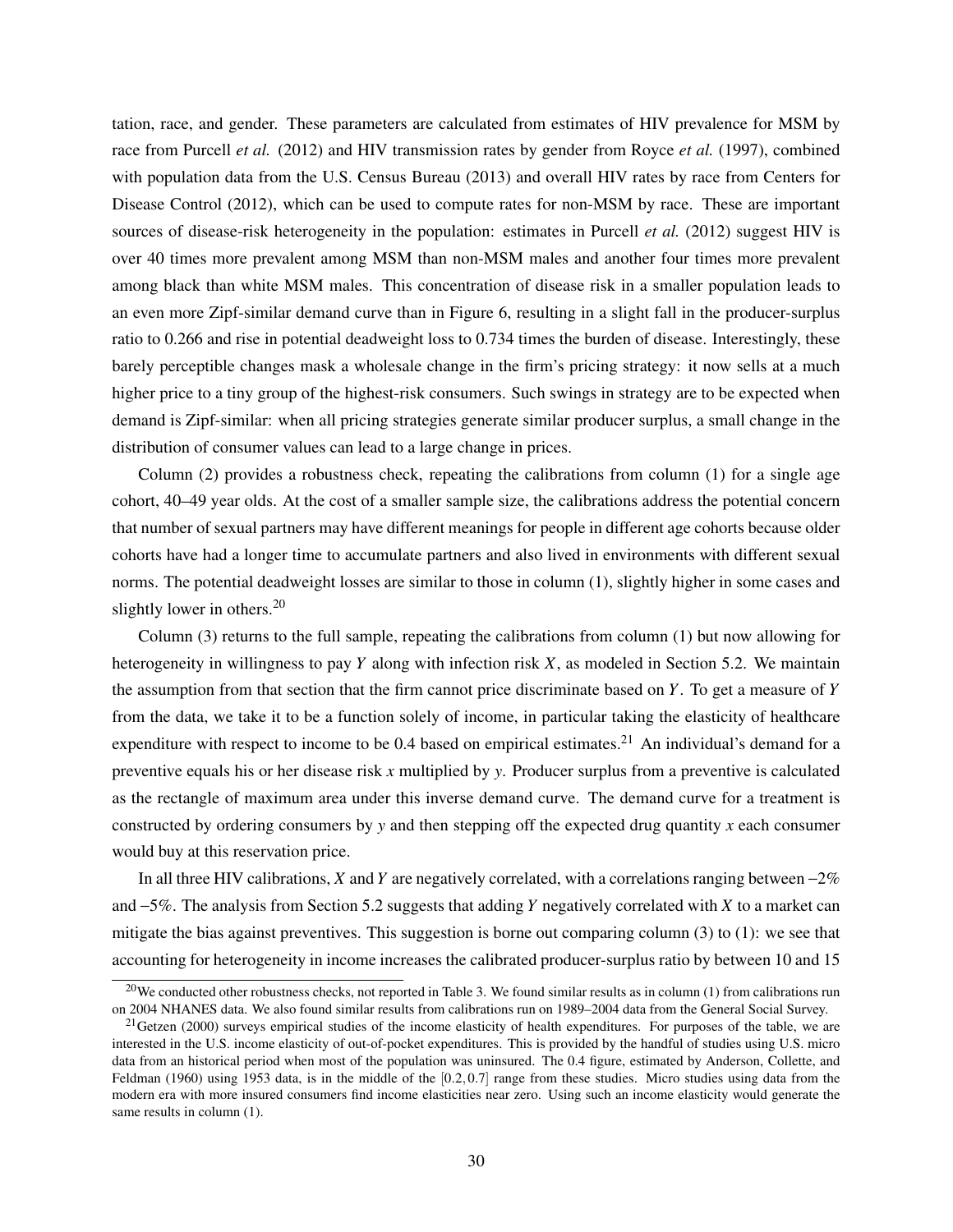tation, race, and gender. These parameters are calculated from estimates of HIV prevalence for MSM by race from Purcell *et al.* (2012) and HIV transmission rates by gender from Royce *et al.* (1997), combined with population data from the U.S. Census Bureau (2013) and overall HIV rates by race from Centers for Disease Control (2012), which can be used to compute rates for non-MSM by race. These are important sources of disease-risk heterogeneity in the population: estimates in Purcell *et al.* (2012) suggest HIV is over 40 times more prevalent among MSM than non-MSM males and another four times more prevalent among black than white MSM males. This concentration of disease risk in a smaller population leads to an even more Zipf-similar demand curve than in Figure 6, resulting in a slight fall in the producer-surplus ratio to 0.266 and rise in potential deadweight loss to 0.734 times the burden of disease. Interestingly, these barely perceptible changes mask a wholesale change in the firm's pricing strategy: it now sells at a much higher price to a tiny group of the highest-risk consumers. Such swings in strategy are to be expected when demand is Zipf-similar: when all pricing strategies generate similar producer surplus, a small change in the distribution of consumer values can lead to a large change in prices.

Column (2) provides a robustness check, repeating the calibrations from column (1) for a single age cohort, 40–49 year olds. At the cost of a smaller sample size, the calibrations address the potential concern that number of sexual partners may have different meanings for people in different age cohorts because older cohorts have had a longer time to accumulate partners and also lived in environments with different sexual norms. The potential deadweight losses are similar to those in column (1), slightly higher in some cases and slightly lower in others.[20]

Column (3) returns to the full sample, repeating the calibrations from column (1) but now allowing for heterogeneity in willingness to pay $Y$ along with infection risk $X$, as modeled in Section 5.2. We maintain the assumption from that section that the firm cannot price discriminate based on $Y$. To get a measure of $Y$ from the data, we take it to be a function solely of income, in particular taking the elasticity of healthcare expenditure with respect to income to be 0.4 based on empirical estimates.[21] An individual's demand for a preventive equals his or her disease risk $x$ multiplied by $y$. Producer surplus from a preventive is calculated as the rectangle of maximum area under this inverse demand curve. The demand curve for a treatment is constructed by ordering consumers by $y$ and then stepping off the expected drug quantity $x$ each consumer would buy at this reservation price.

In all three HIV calibrations, $X$ and $Y$ are negatively correlated, with a correlations ranging between $-2\%$ and $-5\%$. The analysis from Section 5.2 suggests that adding $Y$ negatively correlated with $X$ to a market can mitigate the bias against preventives. This suggestion is borne out comparing column (3) to (1): we see that accounting for heterogeneity in income increases the calibrated producer-surplus ratio by between 10 and 15

[20]We conducted other robustness checks, not reported in Table 3. We found similar results as in column (1) from calibrations run on 2004 NHANES data. We also found similar results from calibrations run on 1989–2004 data from the General Social Survey.

[21]Getzen (2000) surveys empirical studies of the income elasticity of health expenditures. For purposes of the table, we are interested in the U.S. income elasticity of out-of-pocket expenditures. This is provided by the handful of studies using U.S. micro data from an historical period when most of the population was uninsured. The 0.4 figure, estimated by Anderson, Collette, and Feldman (1960) using 1953 data, is in the middle of the $[0.2, 0.7]$ range from these studies. Micro studies using data from the modern era with more insured consumers find income elasticities near zero. Using such an income elasticity would generate the same results in column (1).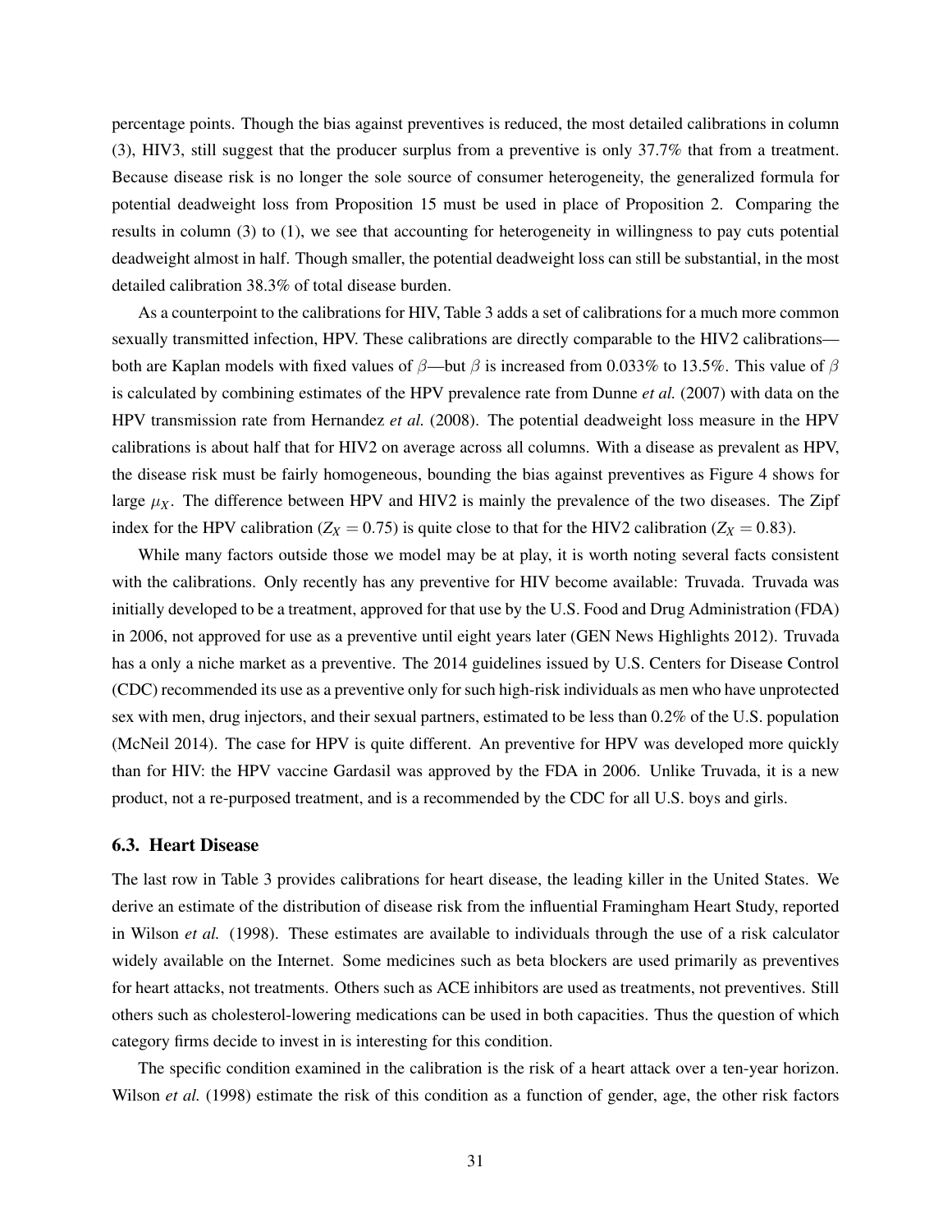percentage points. Though the bias against preventives is reduced, the most detailed calibrations in column (3), HIV3, still suggest that the producer surplus from a preventive is only 37.7% that from a treatment. Because disease risk is no longer the sole source of consumer heterogeneity, the generalized formula for potential deadweight loss from Proposition 15 must be used in place of Proposition 2. Comparing the results in column (3) to (1), we see that accounting for heterogeneity in willingness to pay cuts potential deadweight almost in half. Though smaller, the potential deadweight loss can still be substantial, in the most detailed calibration 38.3% of total disease burden.

As a counterpoint to the calibrations for HIV, Table 3 adds a set of calibrations for a much more common sexually transmitted infection, HPV. These calibrations are directly comparable to the HIV2 calibrations—both are Kaplan models with fixed values of $\beta$—but $\beta$ is increased from 0.033% to 13.5%. This value of $\beta$ is calculated by combining estimates of the HPV prevalence rate from Dunne *et al.* (2007) with data on the HPV transmission rate from Hernandez *et al.* (2008). The potential deadweight loss measure in the HPV calibrations is about half that for HIV2 on average across all columns. With a disease as prevalent as HPV, the disease risk must be fairly homogeneous, bounding the bias against preventives as Figure 4 shows for large $\mu_X$. The difference between HPV and HIV2 is mainly the prevalence of the two diseases. The Zipf index for the HPV calibration ($Z_X = 0.75$) is quite close to that for the HIV2 calibration ($Z_X = 0.83$).

While many factors outside those we model may be at play, it is worth noting several facts consistent with the calibrations. Only recently has any preventive for HIV become available: Truvada. Truvada was initially developed to be a treatment, approved for that use by the U.S. Food and Drug Administration (FDA) in 2006, not approved for use as a preventive until eight years later (GEN News Highlights 2012). Truvada has a only a niche market as a preventive. The 2014 guidelines issued by U.S. Centers for Disease Control (CDC) recommended its use as a preventive only for such high-risk individuals as men who have unprotected sex with men, drug injectors, and their sexual partners, estimated to be less than 0.2% of the U.S. population (McNeil 2014). The case for HPV is quite different. An preventive for HPV was developed more quickly than for HIV: the HPV vaccine Gardasil was approved by the FDA in 2006. Unlike Truvada, it is a new product, not a re-purposed treatment, and is a recommended by the CDC for all U.S. boys and girls.

### 6.3. Heart Disease

The last row in Table 3 provides calibrations for heart disease, the leading killer in the United States. We derive an estimate of the distribution of disease risk from the influential Framingham Heart Study, reported in Wilson *et al.* (1998). These estimates are available to individuals through the use of a risk calculator widely available on the Internet. Some medicines such as beta blockers are used primarily as preventives for heart attacks, not treatments. Others such as ACE inhibitors are used as treatments, not preventives. Still others such as cholesterol-lowering medications can be used in both capacities. Thus the question of which category firms decide to invest in is interesting for this condition.

The specific condition examined in the calibration is the risk of a heart attack over a ten-year horizon. Wilson *et al.* (1998) estimate the risk of this condition as a function of gender, age, the other risk factors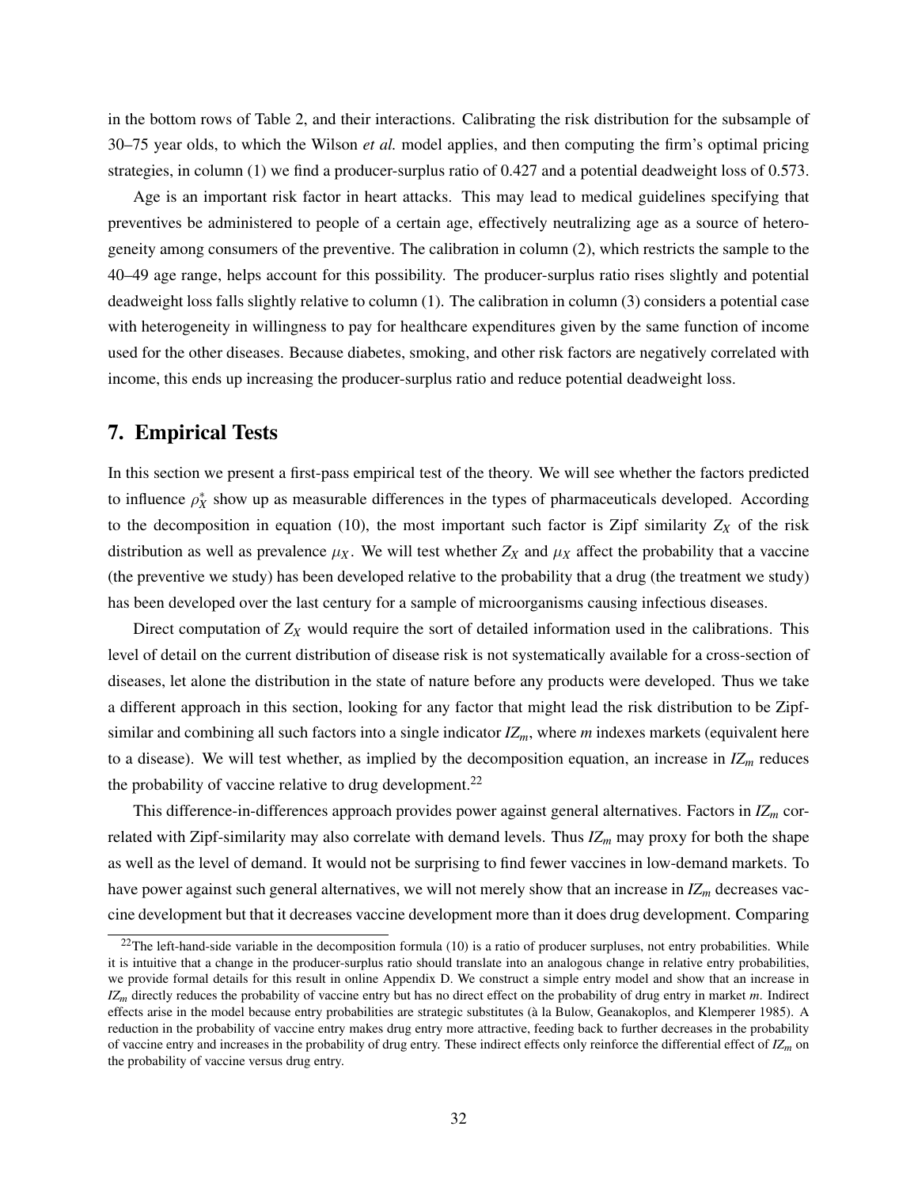in the bottom rows of Table 2, and their interactions. Calibrating the risk distribution for the subsample of 30–75 year olds, to which the Wilson *et al.* model applies, and then computing the firm's optimal pricing strategies, in column (1) we find a producer-surplus ratio of 0.427 and a potential deadweight loss of 0.573.

Age is an important risk factor in heart attacks. This may lead to medical guidelines specifying that preventives be administered to people of a certain age, effectively neutralizing age as a source of heterogeneity among consumers of the preventive. The calibration in column (2), which restricts the sample to the 40–49 age range, helps account for this possibility. The producer-surplus ratio rises slightly and potential deadweight loss falls slightly relative to column (1). The calibration in column (3) considers a potential case with heterogeneity in willingness to pay for healthcare expenditures given by the same function of income used for the other diseases. Because diabetes, smoking, and other risk factors are negatively correlated with income, this ends up increasing the producer-surplus ratio and reduce potential deadweight loss.

## 7. Empirical Tests

In this section we present a first-pass empirical test of the theory. We will see whether the factors predicted to influence $\rho_X^*$ show up as measurable differences in the types of pharmaceuticals developed. According to the decomposition in equation (10), the most important such factor is Zipf similarity $Z_X$ of the risk distribution as well as prevalence $\mu_X$. We will test whether $Z_X$ and $\mu_X$ affect the probability that a vaccine (the preventive we study) has been developed relative to the probability that a drug (the treatment we study) has been developed over the last century for a sample of microorganisms causing infectious diseases.

Direct computation of $Z_X$ would require the sort of detailed information used in the calibrations. This level of detail on the current distribution of disease risk is not systematically available for a cross-section of diseases, let alone the distribution in the state of nature before any products were developed. Thus we take a different approach in this section, looking for any factor that might lead the risk distribution to be Zipf-similar and combining all such factors into a single indicator $IZ_m$, where $m$ indexes markets (equivalent here to a disease). We will test whether, as implied by the decomposition equation, an increase in $IZ_m$ reduces the probability of vaccine relative to drug development.[22]

This difference-in-differences approach provides power against general alternatives. Factors in $IZ_m$ correlated with Zipf-similarity may also correlate with demand levels. Thus $IZ_m$ may proxy for both the shape as well as the level of demand. It would not be surprising to find fewer vaccines in low-demand markets. To have power against such general alternatives, we will not merely show that an increase in $IZ_m$ decreases vaccine development but that it decreases vaccine development more than it does drug development. Comparing

[22] The left-hand-side variable in the decomposition formula (10) is a ratio of producer surpluses, not entry probabilities. While it is intuitive that a change in the producer-surplus ratio should translate into an analogous change in relative entry probabilities, we provide formal details for this result in online Appendix D. We construct a simple entry model and show that an increase in $IZ_m$ directly reduces the probability of vaccine entry but has no direct effect on the probability of drug entry in market $m$. Indirect effects arise in the model because entry probabilities are strategic substitutes (à la Bulow, Geanakoplos, and Klemperer 1985). A reduction in the probability of vaccine entry makes drug entry more attractive, feeding back to further decreases in the probability of vaccine entry and increases in the probability of drug entry. These indirect effects only reinforce the differential effect of $IZ_m$ on the probability of vaccine versus drug entry.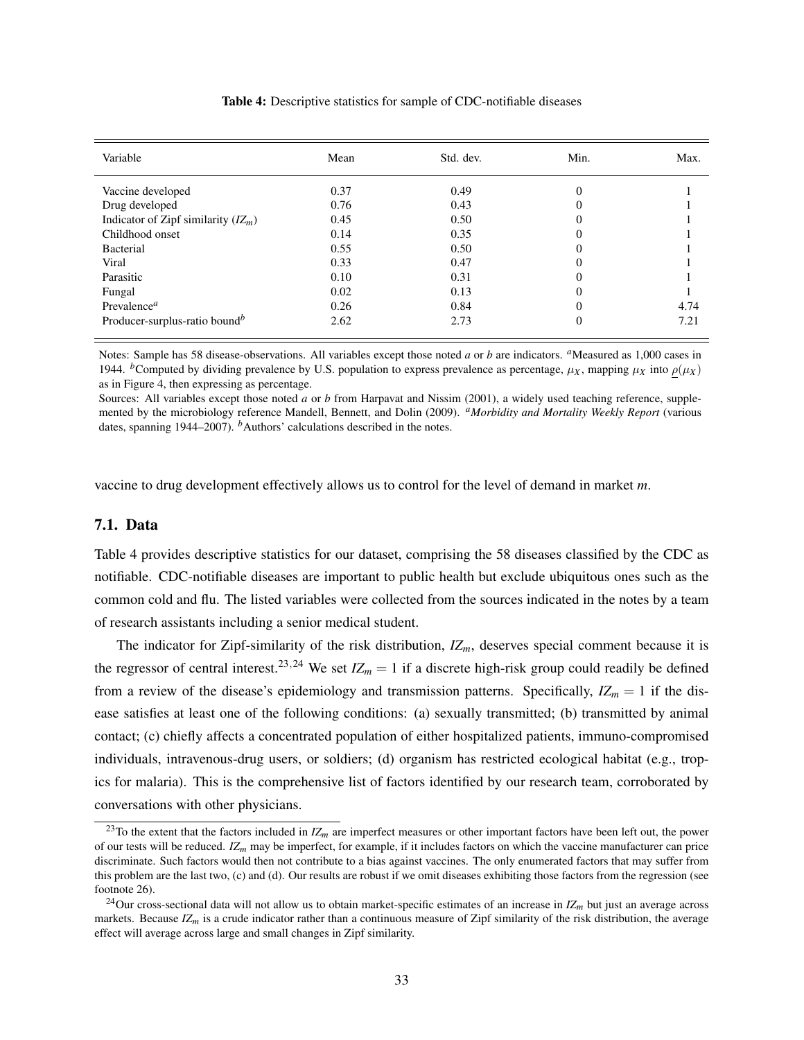**Table 4:** Descriptive statistics for sample of CDC-notifiable diseases

| Variable | Mean | Std. dev. | Min. | Max. |
|---|---|---|---|---|
| Vaccine developed | 0.37 | 0.49 | 0 | 1 |
| Drug developed | 0.76 | 0.43 | 0 | 1 |
| Indicator of Zipf similarity ($IZ_m$) | 0.45 | 0.50 | 0 | 1 |
| Childhood onset | 0.14 | 0.35 | 0 | 1 |
| Bacterial | 0.55 | 0.50 | 0 | 1 |
| Viral | 0.33 | 0.47 | 0 | 1 |
| Parasitic | 0.10 | 0.31 | 0 | 1 |
| Fungal | 0.02 | 0.13 | 0 | 1 |
| Prevalence[a] | 0.26 | 0.84 | 0 | 4.74 |
| Producer-surplus-ratio bound[b] | 2.62 | 2.73 | 0 | 7.21 |

Notes: Sample has 58 disease-observations. All variables except those noted *a* or *b* are indicators. [a]Measured as 1,000 cases in 1944. [b]Computed by dividing prevalence by U.S. population to express prevalence as percentage, $\mu_X$, mapping $\mu_X$ into $\underline{\rho}(\mu_X)$ as in Figure 4, then expressing as percentage.

Sources: All variables except those noted *a* or *b* from Harpavat and Nissim (2001), a widely used teaching reference, supplemented by the microbiology reference Mandell, Bennett, and Dolin (2009). [a]*Morbidity and Mortality Weekly Report* (various dates, spanning 1944–2007). [b]Authors' calculations described in the notes.

vaccine to drug development effectively allows us to control for the level of demand in market *m*.

## 7.1. Data

Table 4 provides descriptive statistics for our dataset, comprising the 58 diseases classified by the CDC as notifiable. CDC-notifiable diseases are important to public health but exclude ubiquitous ones such as the common cold and flu. The listed variables were collected from the sources indicated in the notes by a team of research assistants including a senior medical student.

The indicator for Zipf-similarity of the risk distribution, $IZ_m$, deserves special comment because it is the regressor of central interest.[23,24] We set $IZ_m = 1$ if a discrete high-risk group could readily be defined from a review of the disease's epidemiology and transmission patterns. Specifically, $IZ_m = 1$ if the disease satisfies at least one of the following conditions: (a) sexually transmitted; (b) transmitted by animal contact; (c) chiefly affects a concentrated population of either hospitalized patients, immuno-compromised individuals, intravenous-drug users, or soldiers; (d) organism has restricted ecological habitat (e.g., tropics for malaria). This is the comprehensive list of factors identified by our research team, corroborated by conversations with other physicians.

[23]To the extent that the factors included in $IZ_m$ are imperfect measures or other important factors have been left out, the power of our tests will be reduced. $IZ_m$ may be imperfect, for example, if it includes factors on which the vaccine manufacturer can price discriminate. Such factors would then not contribute to a bias against vaccines. The only enumerated factors that may suffer from this problem are the last two, (c) and (d). Our results are robust if we omit diseases exhibiting those factors from the regression (see footnote 26).

[24]Our cross-sectional data will not allow us to obtain market-specific estimates of an increase in $IZ_m$ but just an average across markets. Because $IZ_m$ is a crude indicator rather than a continuous measure of Zipf similarity of the risk distribution, the average effect will average across large and small changes in Zipf similarity.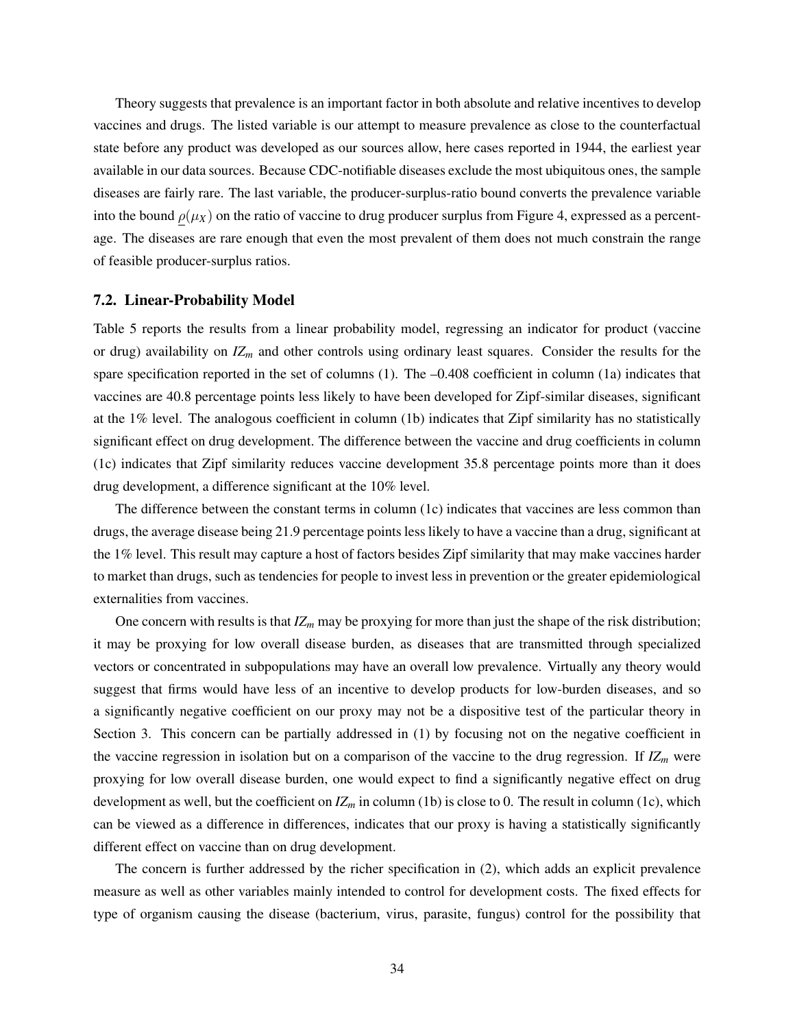Theory suggests that prevalence is an important factor in both absolute and relative incentives to develop vaccines and drugs. The listed variable is our attempt to measure prevalence as close to the counterfactual state before any product was developed as our sources allow, here cases reported in 1944, the earliest year available in our data sources. Because CDC-notifiable diseases exclude the most ubiquitous ones, the sample diseases are fairly rare. The last variable, the producer-surplus-ratio bound converts the prevalence variable into the bound $\underline{\rho}(\mu_X)$ on the ratio of vaccine to drug producer surplus from Figure 4, expressed as a percentage. The diseases are rare enough that even the most prevalent of them does not much constrain the range of feasible producer-surplus ratios.

### 7.2. Linear-Probability Model

Table 5 reports the results from a linear probability model, regressing an indicator for product (vaccine or drug) availability on $IZ_m$ and other controls using ordinary least squares. Consider the results for the spare specification reported in the set of columns (1). The –0.408 coefficient in column (1a) indicates that vaccines are 40.8 percentage points less likely to have been developed for Zipf-similar diseases, significant at the 1% level. The analogous coefficient in column (1b) indicates that Zipf similarity has no statistically significant effect on drug development. The difference between the vaccine and drug coefficients in column (1c) indicates that Zipf similarity reduces vaccine development 35.8 percentage points more than it does drug development, a difference significant at the 10% level.

The difference between the constant terms in column (1c) indicates that vaccines are less common than drugs, the average disease being 21.9 percentage points less likely to have a vaccine than a drug, significant at the 1% level. This result may capture a host of factors besides Zipf similarity that may make vaccines harder to market than drugs, such as tendencies for people to invest less in prevention or the greater epidemiological externalities from vaccines.

One concern with results is that $IZ_m$ may be proxying for more than just the shape of the risk distribution; it may be proxying for low overall disease burden, as diseases that are transmitted through specialized vectors or concentrated in subpopulations may have an overall low prevalence. Virtually any theory would suggest that firms would have less of an incentive to develop products for low-burden diseases, and so a significantly negative coefficient on our proxy may not be a dispositive test of the particular theory in Section 3. This concern can be partially addressed in (1) by focusing not on the negative coefficient in the vaccine regression in isolation but on a comparison of the vaccine to the drug regression. If $IZ_m$ were proxying for low overall disease burden, one would expect to find a significantly negative effect on drug development as well, but the coefficient on $IZ_m$ in column (1b) is close to 0. The result in column (1c), which can be viewed as a difference in differences, indicates that our proxy is having a statistically significantly different effect on vaccine than on drug development.

The concern is further addressed by the richer specification in (2), which adds an explicit prevalence measure as well as other variables mainly intended to control for development costs. The fixed effects for type of organism causing the disease (bacterium, virus, parasite, fungus) control for the possibility that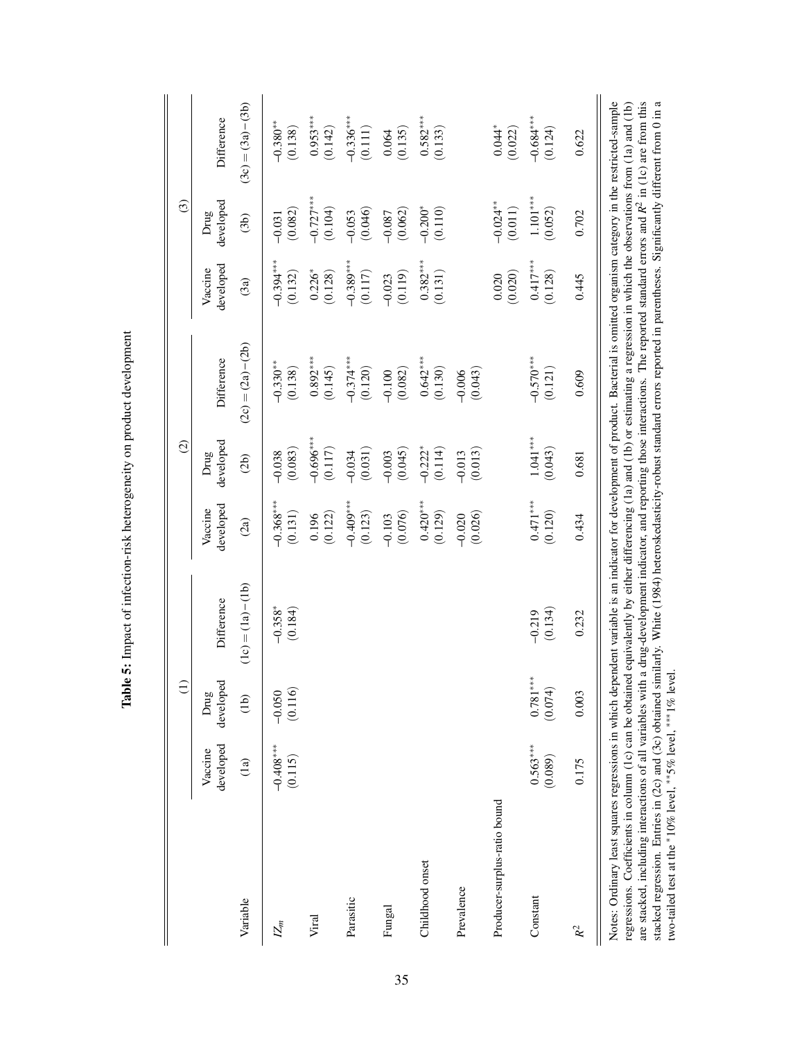**Table 5:** Impact of infection-risk heterogeneity on product development

| Variable | (1) | | | (2) | | | (3) | | |
|---|---|---|---|---|---|---|---|---|---|
| | Vaccine developed | Drug developed | Difference | Vaccine developed | Drug developed | Difference | Vaccine developed | Drug developed | Difference |
| | (1a) | (1b) | (1c) = (1a) − (1b) | (2a) | (2b) | (2c) = (2a) − (2b) | (3a) | (3b) | (3c) = (3a) − (3b) |
| $IZ_m$ | −0.408*** | −0.050 | −0.358* | −0.368*** | −0.038 | −0.330** | −0.394*** | −0.031 | −0.380** |
| | (0.115) | (0.116) | (0.184) | (0.131) | (0.083) | (0.138) | (0.132) | (0.082) | (0.138) |
| Viral | | | | 0.196 | −0.696*** | 0.892*** | 0.226* | −0.727*** | 0.953*** |
| | | | | (0.122) | (0.117) | (0.145) | (0.128) | (0.104) | (0.142) |
| Parasitic | | | | −0.409*** | −0.034 | −0.374*** | −0.389*** | −0.053 | −0.336*** |
| | | | | (0.123) | (0.031) | (0.120) | (0.117) | (0.046) | (0.111) |
| Fungal | | | | −0.103 | −0.003 | −0.100 | −0.023 | −0.087 | 0.064 |
| | | | | (0.076) | (0.045) | (0.082) | (0.119) | (0.062) | (0.135) |
| Childhood onset | | | | 0.420*** | −0.222* | 0.642*** | 0.382*** | −0.200* | 0.582*** |
| | | | | (0.129) | (0.114) | (0.130) | (0.131) | (0.110) | (0.133) |
| Prevalence | | | | −0.020 | −0.013 | −0.006 | | | |
| | | | | (0.026) | (0.013) | (0.043) | | | |
| Producer-surplus-ratio bound | | | | | | | 0.020 | −0.024** | 0.044* |
| | | | | | | | (0.020) | (0.011) | (0.022) |
| Constant | 0.563*** | 0.781*** | −0.219 | 0.471*** | 1.041*** | −0.570*** | 0.417*** | 1.101*** | −0.684*** |
| | (0.089) | (0.074) | (0.134) | (0.120) | (0.043) | (0.121) | (0.128) | (0.052) | (0.124) |
| $R^2$ | 0.175 | 0.003 | 0.232 | 0.434 | 0.681 | 0.609 | 0.445 | 0.702 | 0.622 |

Notes: Ordinary least squares regressions in which dependent variable is an indicator for development of product. Bacterial is omitted organism category in the restricted-sample regressions. Coefficients in column (1c) can be obtained equivalently by either differencing (1a) and (1b) or estimating a regression in which the observations from (1a) and (1b) are stacked, including interactions of all variables with a drug-development indicator, and reporting those interactions. The reported standard errors and $R^2$ in (1c) are from this stacked regression. Entries in (2c) and (3c) obtained similarly. White (1984) heteroskedasticity-robust standard errors reported in parentheses. Significantly different from 0 in a two-tailed test at the *10% level, **5% level, ***1% level.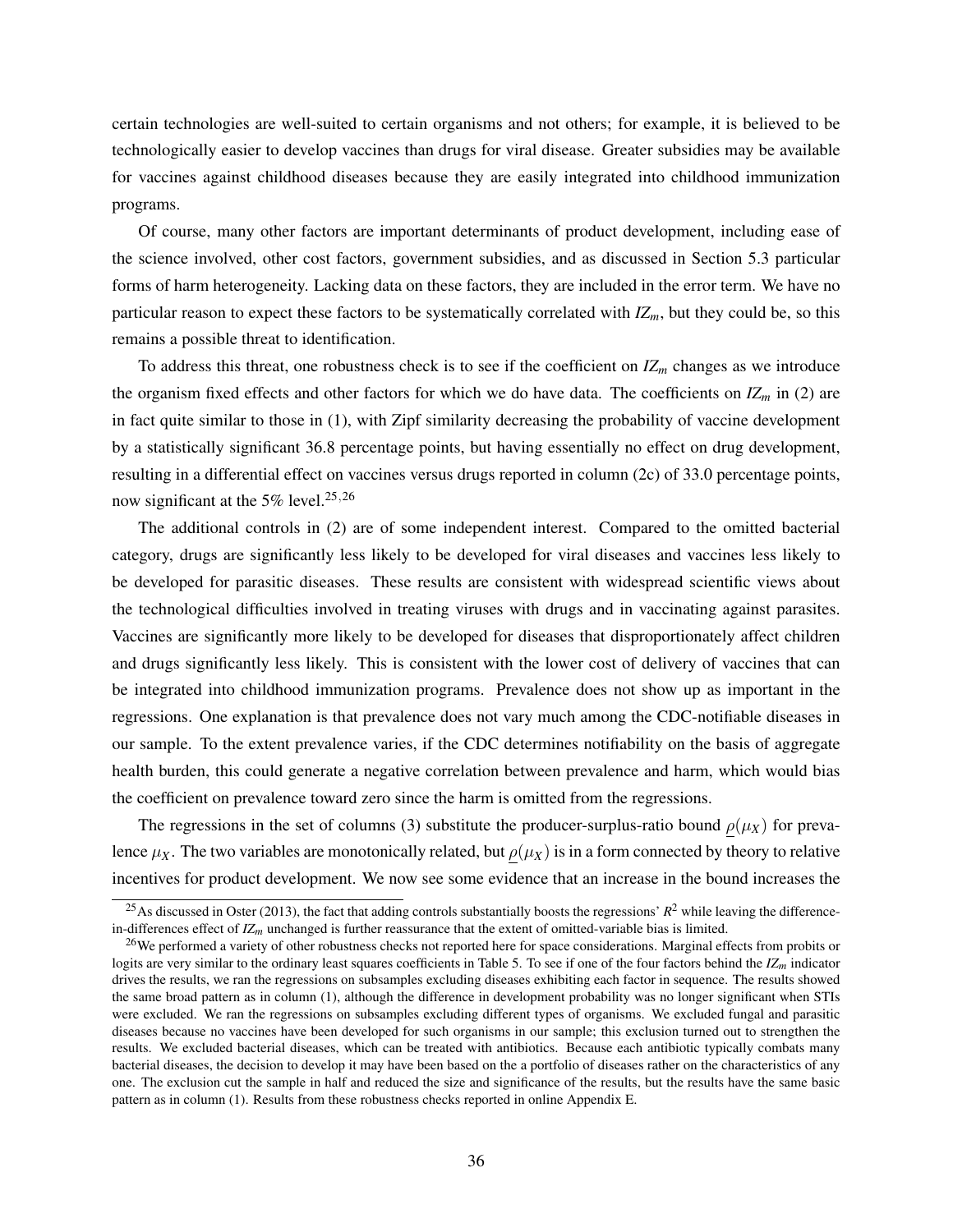certain technologies are well-suited to certain organisms and not others; for example, it is believed to be technologically easier to develop vaccines than drugs for viral disease. Greater subsidies may be available for vaccines against childhood diseases because they are easily integrated into childhood immunization programs.

Of course, many other factors are important determinants of product development, including ease of the science involved, other cost factors, government subsidies, and as discussed in Section 5.3 particular forms of harm heterogeneity. Lacking data on these factors, they are included in the error term. We have no particular reason to expect these factors to be systematically correlated with $IZ_m$, but they could be, so this remains a possible threat to identification.

To address this threat, one robustness check is to see if the coefficient on $IZ_m$ changes as we introduce the organism fixed effects and other factors for which we do have data. The coefficients on $IZ_m$ in (2) are in fact quite similar to those in (1), with Zipf similarity decreasing the probability of vaccine development by a statistically significant 36.8 percentage points, but having essentially no effect on drug development, resulting in a differential effect on vaccines versus drugs reported in column (2c) of 33.0 percentage points, now significant at the 5% level.[25,26]

The additional controls in (2) are of some independent interest. Compared to the omitted bacterial category, drugs are significantly less likely to be developed for viral diseases and vaccines less likely to be developed for parasitic diseases. These results are consistent with widespread scientific views about the technological difficulties involved in treating viruses with drugs and in vaccinating against parasites. Vaccines are significantly more likely to be developed for diseases that disproportionately affect children and drugs significantly less likely. This is consistent with the lower cost of delivery of vaccines that can be integrated into childhood immunization programs. Prevalence does not show up as important in the regressions. One explanation is that prevalence does not vary much among the CDC-notifiable diseases in our sample. To the extent prevalence varies, if the CDC determines notifiability on the basis of aggregate health burden, this could generate a negative correlation between prevalence and harm, which would bias the coefficient on prevalence toward zero since the harm is omitted from the regressions.

The regressions in the set of columns (3) substitute the producer-surplus-ratio bound $\underline{\rho}(\mu_X)$ for prevalence $\mu_X$. The two variables are monotonically related, but $\underline{\rho}(\mu_X)$ is in a form connected by theory to relative incentives for product development. We now see some evidence that an increase in the bound increases the

[25]As discussed in Oster (2013), the fact that adding controls substantially boosts the regressions' $R^2$ while leaving the difference-in-differences effect of $IZ_m$ unchanged is further reassurance that the extent of omitted-variable bias is limited.

[26]We performed a variety of other robustness checks not reported here for space considerations. Marginal effects from probits or logits are very similar to the ordinary least squares coefficients in Table 5. To see if one of the four factors behind the $IZ_m$ indicator drives the results, we ran the regressions on subsamples excluding diseases exhibiting each factor in sequence. The results showed the same broad pattern as in column (1), although the difference in development probability was no longer significant when STIs were excluded. We ran the regressions on subsamples excluding different types of organisms. We excluded fungal and parasitic diseases because no vaccines have been developed for such organisms in our sample; this exclusion turned out to strengthen the results. We excluded bacterial diseases, which can be treated with antibiotics. Because each antibiotic typically combats many bacterial diseases, the decision to develop it may have been based on the a portfolio of diseases rather on the characteristics of any one. The exclusion cut the sample in half and reduced the size and significance of the results, but the results have the same basic pattern as in column (1). Results from these robustness checks reported in online Appendix E.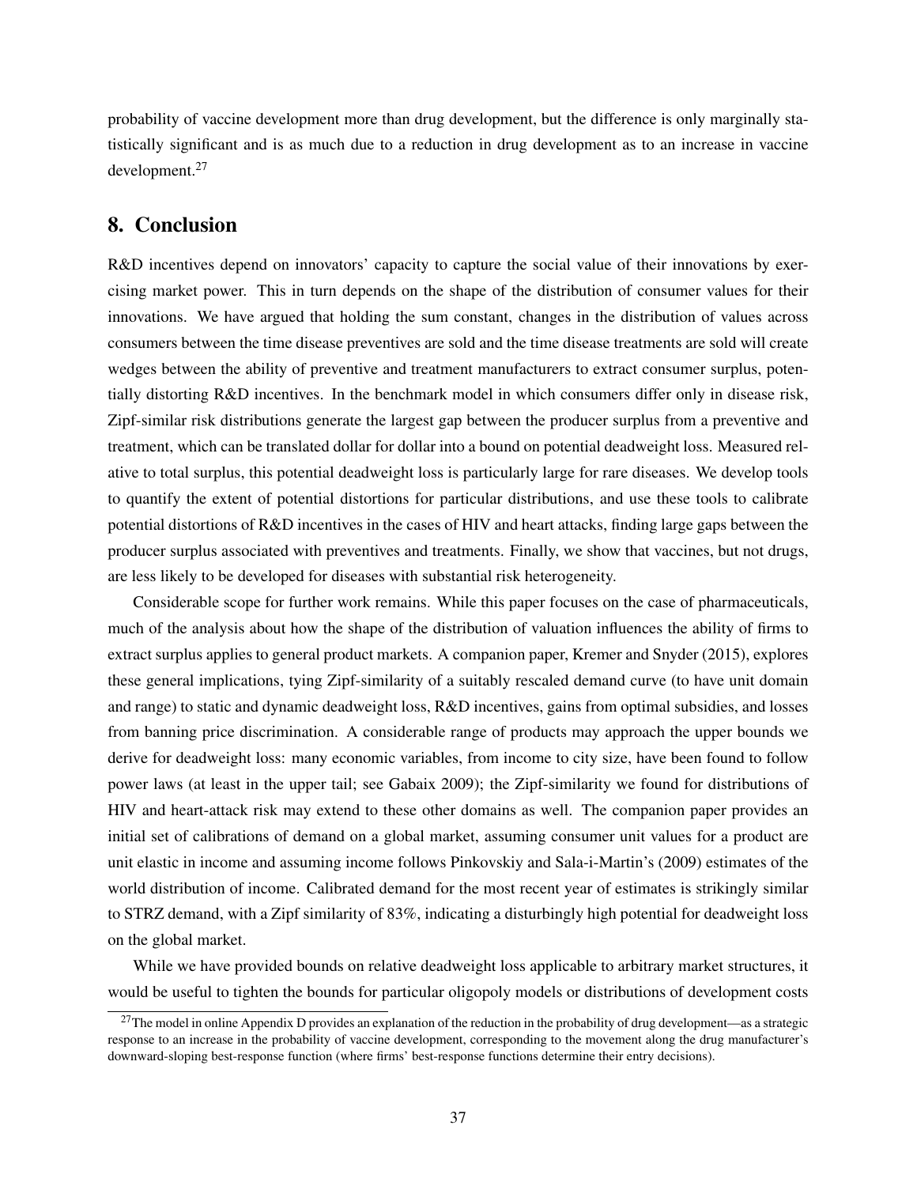probability of vaccine development more than drug development, but the difference is only marginally statistically significant and is as much due to a reduction in drug development as to an increase in vaccine development.[27]

## 8. Conclusion

R&D incentives depend on innovators' capacity to capture the social value of their innovations by exercising market power. This in turn depends on the shape of the distribution of consumer values for their innovations. We have argued that holding the sum constant, changes in the distribution of values across consumers between the time disease preventives are sold and the time disease treatments are sold will create wedges between the ability of preventive and treatment manufacturers to extract consumer surplus, potentially distorting R&D incentives. In the benchmark model in which consumers differ only in disease risk, Zipf-similar risk distributions generate the largest gap between the producer surplus from a preventive and treatment, which can be translated dollar for dollar into a bound on potential deadweight loss. Measured relative to total surplus, this potential deadweight loss is particularly large for rare diseases. We develop tools to quantify the extent of potential distortions for particular distributions, and use these tools to calibrate potential distortions of R&D incentives in the cases of HIV and heart attacks, finding large gaps between the producer surplus associated with preventives and treatments. Finally, we show that vaccines, but not drugs, are less likely to be developed for diseases with substantial risk heterogeneity.

Considerable scope for further work remains. While this paper focuses on the case of pharmaceuticals, much of the analysis about how the shape of the distribution of valuation influences the ability of firms to extract surplus applies to general product markets. A companion paper, Kremer and Snyder (2015), explores these general implications, tying Zipf-similarity of a suitably rescaled demand curve (to have unit domain and range) to static and dynamic deadweight loss, R&D incentives, gains from optimal subsidies, and losses from banning price discrimination. A considerable range of products may approach the upper bounds we derive for deadweight loss: many economic variables, from income to city size, have been found to follow power laws (at least in the upper tail; see Gabaix 2009); the Zipf-similarity we found for distributions of HIV and heart-attack risk may extend to these other domains as well. The companion paper provides an initial set of calibrations of demand on a global market, assuming consumer unit values for a product are unit elastic in income and assuming income follows Pinkovskiy and Sala-i-Martin's (2009) estimates of the world distribution of income. Calibrated demand for the most recent year of estimates is strikingly similar to STRZ demand, with a Zipf similarity of 83%, indicating a disturbingly high potential for deadweight loss on the global market.

While we have provided bounds on relative deadweight loss applicable to arbitrary market structures, it would be useful to tighten the bounds for particular oligopoly models or distributions of development costs

[27] The model in online Appendix D provides an explanation of the reduction in the probability of drug development—as a strategic response to an increase in the probability of vaccine development, corresponding to the movement along the drug manufacturer's downward-sloping best-response function (where firms' best-response functions determine their entry decisions).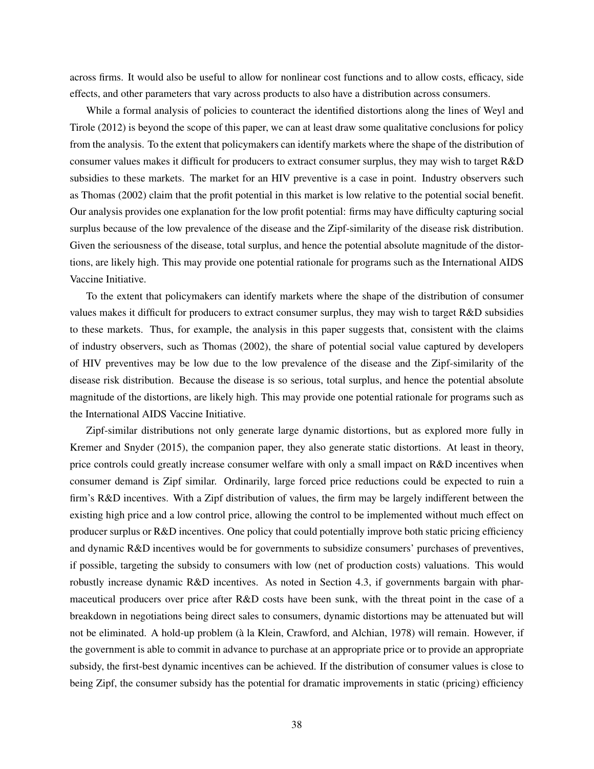across firms. It would also be useful to allow for nonlinear cost functions and to allow costs, efficacy, side effects, and other parameters that vary across products to also have a distribution across consumers.

While a formal analysis of policies to counteract the identified distortions along the lines of Weyl and Tirole (2012) is beyond the scope of this paper, we can at least draw some qualitative conclusions for policy from the analysis. To the extent that policymakers can identify markets where the shape of the distribution of consumer values makes it difficult for producers to extract consumer surplus, they may wish to target R&D subsidies to these markets. The market for an HIV preventive is a case in point. Industry observers such as Thomas (2002) claim that the profit potential in this market is low relative to the potential social benefit. Our analysis provides one explanation for the low profit potential: firms may have difficulty capturing social surplus because of the low prevalence of the disease and the Zipf-similarity of the disease risk distribution. Given the seriousness of the disease, total surplus, and hence the potential absolute magnitude of the distortions, are likely high. This may provide one potential rationale for programs such as the International AIDS Vaccine Initiative.

To the extent that policymakers can identify markets where the shape of the distribution of consumer values makes it difficult for producers to extract consumer surplus, they may wish to target R&D subsidies to these markets. Thus, for example, the analysis in this paper suggests that, consistent with the claims of industry observers, such as Thomas (2002), the share of potential social value captured by developers of HIV preventives may be low due to the low prevalence of the disease and the Zipf-similarity of the disease risk distribution. Because the disease is so serious, total surplus, and hence the potential absolute magnitude of the distortions, are likely high. This may provide one potential rationale for programs such as the International AIDS Vaccine Initiative.

Zipf-similar distributions not only generate large dynamic distortions, but as explored more fully in Kremer and Snyder (2015), the companion paper, they also generate static distortions. At least in theory, price controls could greatly increase consumer welfare with only a small impact on R&D incentives when consumer demand is Zipf similar. Ordinarily, large forced price reductions could be expected to ruin a firm's R&D incentives. With a Zipf distribution of values, the firm may be largely indifferent between the existing high price and a low control price, allowing the control to be implemented without much effect on producer surplus or R&D incentives. One policy that could potentially improve both static pricing efficiency and dynamic R&D incentives would be for governments to subsidize consumers' purchases of preventives, if possible, targeting the subsidy to consumers with low (net of production costs) valuations. This would robustly increase dynamic R&D incentives. As noted in Section 4.3, if governments bargain with pharmaceutical producers over price after R&D costs have been sunk, with the threat point in the case of a breakdown in negotiations being direct sales to consumers, dynamic distortions may be attenuated but will not be eliminated. A hold-up problem (à la Klein, Crawford, and Alchian, 1978) will remain. However, if the government is able to commit in advance to purchase at an appropriate price or to provide an appropriate subsidy, the first-best dynamic incentives can be achieved. If the distribution of consumer values is close to being Zipf, the consumer subsidy has the potential for dramatic improvements in static (pricing) efficiency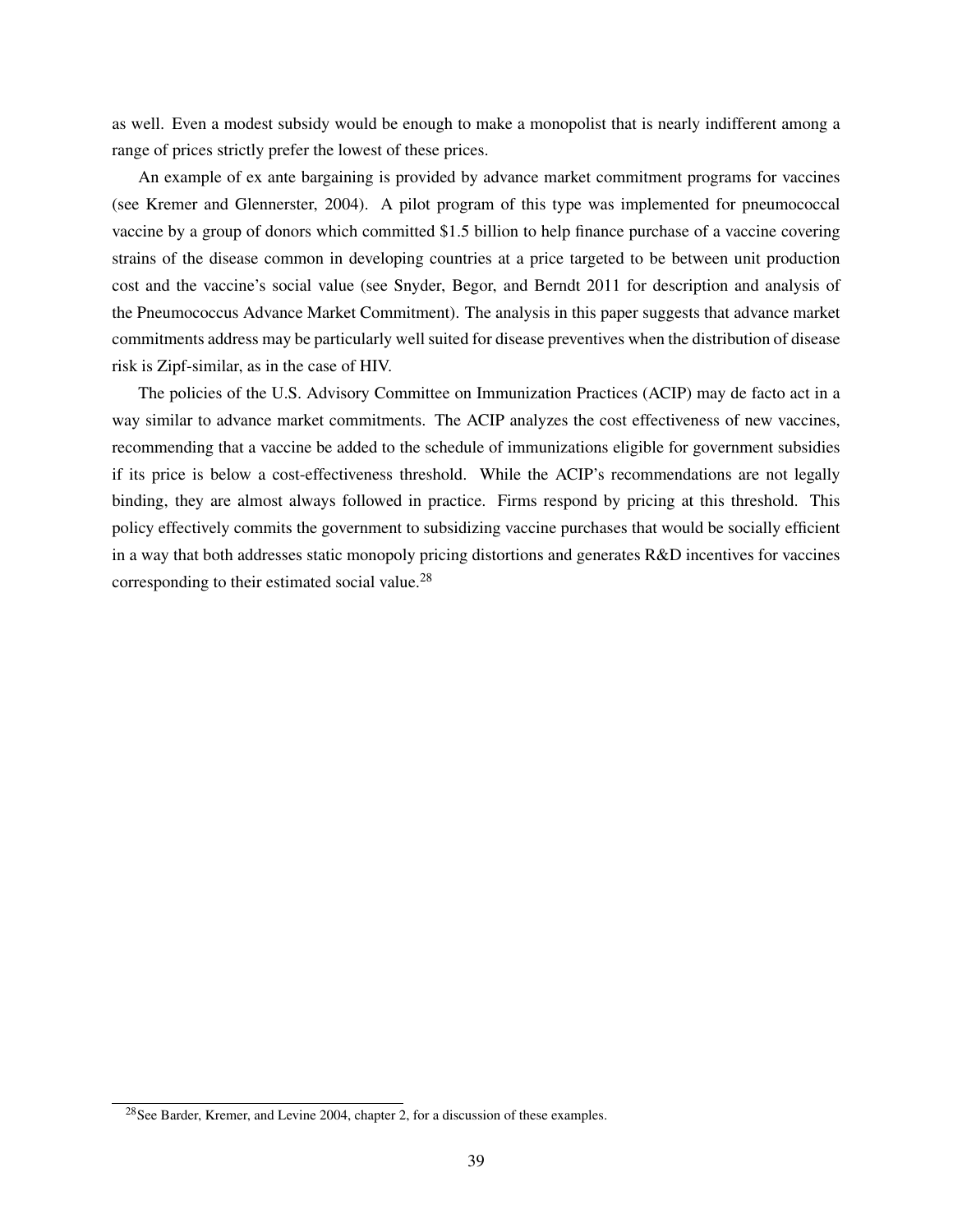as well. Even a modest subsidy would be enough to make a monopolist that is nearly indifferent among a range of prices strictly prefer the lowest of these prices.

An example of ex ante bargaining is provided by advance market commitment programs for vaccines (see Kremer and Glennerster, 2004). A pilot program of this type was implemented for pneumococcal vaccine by a group of donors which committed $1.5 billion to help finance purchase of a vaccine covering strains of the disease common in developing countries at a price targeted to be between unit production cost and the vaccine's social value (see Snyder, Begor, and Berndt 2011 for description and analysis of the Pneumococcus Advance Market Commitment). The analysis in this paper suggests that advance market commitments address may be particularly well suited for disease preventives when the distribution of disease risk is Zipf-similar, as in the case of HIV.

The policies of the U.S. Advisory Committee on Immunization Practices (ACIP) may de facto act in a way similar to advance market commitments. The ACIP analyzes the cost effectiveness of new vaccines, recommending that a vaccine be added to the schedule of immunizations eligible for government subsidies if its price is below a cost-effectiveness threshold. While the ACIP's recommendations are not legally binding, they are almost always followed in practice. Firms respond by pricing at this threshold. This policy effectively commits the government to subsidizing vaccine purchases that would be socially efficient in a way that both addresses static monopoly pricing distortions and generates R&D incentives for vaccines corresponding to their estimated social value.[28]

[28] See Barder, Kremer, and Levine 2004, chapter 2, for a discussion of these examples.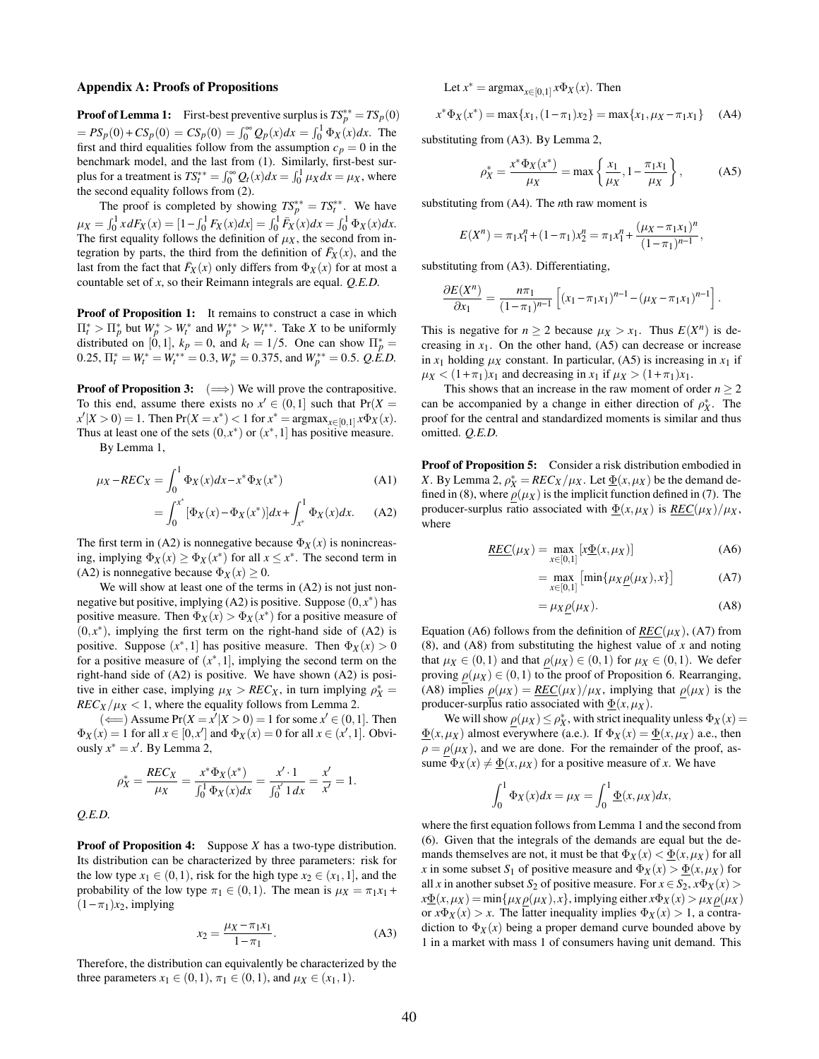## Appendix A: Proofs of Propositions

**Proof of Lemma 1:** First-best preventive surplus is $TS_p^{**} = TS_p(0) = PS_p(0) + CS_p(0) = CS_p(0) = \int_0^\infty Q_p(x)dx = \int_0^1 \Phi_X(x)dx$. The first and third equalities follow from the assumption $c_p = 0$ in the benchmark model, and the last from (1). Similarly, first-best surplus for a treatment is $TS_t^{**} = \int_0^\infty Q_t(x)dx = \int_0^1 \mu_X dx = \mu_X$, where the second equality follows from (2).

The proof is completed by showing $TS_p^{**} = TS_t^{**}$. We have $\mu_X = \int_0^1 x\,dF_X(x) = [1 - \int_0^1 F_X(x)dx] = \int_0^1 \bar{F}_X(x)dx = \int_0^1 \Phi_X(x)dx$. The first equality follows the definition of $\mu_X$, the second from integration by parts, the third from the definition of $\bar{F}_X(x)$, and the last from the fact that $\bar{F}_X(x)$ only differs from $\Phi_X(x)$ for at most a countable set of $x$, so their Reimann integrals are equal. *Q.E.D.*

**Proof of Proposition 1:** It remains to construct a case in which $\Pi_t^* > \Pi_p^*$ but $W_p^* > W_t^*$ and $W_p^{**} > W_t^{**}$. Take $X$ to be uniformly distributed on $[0,1]$, $k_p = 0$, and $k_t = 1/5$. One can show $\Pi_p^* = 0.25$, $\Pi_t^* = W_t^* = W_t^{**} = 0.3$, $W_p^* = 0.375$, and $W_p^{**} = 0.5$. *Q.E.D.*

**Proof of Proposition 3:** ($\Longrightarrow$) We will prove the contrapositive. To this end, assume there exists no $x' \in (0,1]$ such that $\Pr(X = x' | X > 0) = 1$. Then $\Pr(X = x^*) < 1$ for $x^* = \text{argmax}_{x \in [0,1]} x\Phi_X(x)$. Thus at least one of the sets $(0, x^*)$ or $(x^*, 1]$ has positive measure.

By Lemma 1,

$$\mu_X - REC_X = \int_0^1 \Phi_X(x)dx - x^*\Phi_X(x^*) \tag{A1}$$

$$= \int_0^{x^*} [\Phi_X(x) - \Phi_X(x^*)]dx + \int_{x^*}^1 \Phi_X(x)dx. \tag{A2}$$

The first term in (A2) is nonnegative because $\Phi_X(x)$ is nonincreasing, implying $\Phi_X(x) \geq \Phi_X(x^*)$ for all $x \leq x^*$. The second term in (A2) is nonnegative because $\Phi_X(x) \geq 0$.

We will show at least one of the terms in (A2) is not just nonnegative but positive, implying (A2) is positive. Suppose $(0, x^*)$ has positive measure. Then $\Phi_X(x) > \Phi_X(x^*)$ for a positive measure of $(0, x^*)$, implying the first term on the right-hand side of (A2) is positive. Suppose $(x^*, 1]$ has positive measure. Then $\Phi_X(x) > 0$ for a positive measure of $(x^*, 1]$, implying the second term on the right-hand side of (A2) is positive. We have shown (A2) is positive in either case, implying $\mu_X > REC_X$, in turn implying $\rho_X^* = REC_X/\mu_X < 1$, where the equality follows from Lemma 2.

($\Longleftarrow$) Assume $\Pr(X = x' | X > 0) = 1$ for some $x' \in (0,1]$. Then $\Phi_X(x) = 1$ for all $x \in [0, x']$ and $\Phi_X(x) = 0$ for all $x \in (x', 1]$. Obviously $x^* = x'$. By Lemma 2,

$$\rho_X^* = \frac{REC_X}{\mu_X} = \frac{x^*\Phi_X(x^*)}{\int_0^1 \Phi_X(x)dx} = \frac{x' \cdot 1}{\int_0^{x'} 1\,dx} = \frac{x'}{x'} = 1.$$

*Q.E.D.*

**Proof of Proposition 4:** Suppose $X$ has a two-type distribution. Its distribution can be characterized by three parameters: risk for the low type $x_1 \in (0,1)$, risk for the high type $x_2 \in (x_1, 1]$, and the probability of the low type $\pi_1 \in (0,1)$. The mean is $\mu_X = \pi_1 x_1 + (1 - \pi_1)x_2$, implying

$$x_2 = \frac{\mu_X - \pi_1 x_1}{1 - \pi_1}. \tag{A3}$$

Therefore, the distribution can equivalently be characterized by the three parameters $x_1 \in (0,1)$, $\pi_1 \in (0,1)$, and $\mu_X \in (x_1, 1)$.

Let $x^* = \text{argmax}_{x \in [0,1]} x\Phi_X(x)$. Then

$$x^*\Phi_X(x^*) = \max\{x_1, (1 - \pi_1)x_2\} = \max\{x_1, \mu_X - \pi_1 x_1\} \tag{A4}$$

substituting from (A3). By Lemma 2,

$$\rho_X^* = \frac{x^*\Phi_X(x^*)}{\mu_X} = \max\left\{\frac{x_1}{\mu_X}, 1 - \frac{\pi_1 x_1}{\mu_X}\right\}, \tag{A5}$$

substituting from (A4). The $n$th raw moment is

$$E(X^n) = \pi_1 x_1^n + (1 - \pi_1)x_2^n = \pi_1 x_1^n + \frac{(\mu_X - \pi_1 x_1)^n}{(1 - \pi_1)^{n-1}},$$

substituting from (A3). Differentiating,

$$\frac{\partial E(X^n)}{\partial x_1} = \frac{n\pi_1}{(1 - \pi_1)^{n-1}}\left[(x_1 - \pi_1 x_1)^{n-1} - (\mu_X - \pi_1 x_1)^{n-1}\right].$$

This is negative for $n \geq 2$ because $\mu_X > x_1$. Thus $E(X^n)$ is decreasing in $x_1$. On the other hand, (A5) can decrease or increase in $x_1$ holding $\mu_X$ constant. In particular, (A5) is increasing in $x_1$ if $\mu_X < (1 + \pi_1)x_1$ and decreasing in $x_1$ if $\mu_X > (1 + \pi_1)x_1$.

This shows that an increase in the raw moment of order $n \geq 2$ can be accompanied by a change in either direction of $\rho_X^*$. The proof for the central and standardized moments is similar and thus omitted. *Q.E.D.*

**Proof of Proposition 5:** Consider a risk distribution embodied in $X$. By Lemma 2, $\rho_X^* = REC_X/\mu_X$. Let $\underline{\Phi}(x, \mu_X)$ be the demand defined in (8), where $\underline{\rho}(\mu_X)$ is the implicit function defined in (7). The producer-surplus ratio associated with $\underline{\Phi}(x, \mu_X)$ is $\underline{REC}(\mu_X)/\mu_X$, where

$$\underline{REC}(\mu_X) = \max_{x \in [0,1]} [x\underline{\Phi}(x, \mu_X)] \tag{A6}$$

$$= \max_{x \in [0,1]} \left[\min\{\mu_X \underline{\rho}(\mu_X), x\}\right] \tag{A7}$$

$$= \mu_X \underline{\rho}(\mu_X). \tag{A8}$$

Equation (A6) follows from the definition of $\underline{REC}(\mu_X)$, (A7) from (8), and (A8) from substituting the highest value of $x$ and noting that $\mu_X \in (0,1)$ and that $\underline{\rho}(\mu_X) \in (0,1)$ for $\mu_X \in (0,1)$. We defer proving $\underline{\rho}(\mu_X) \in (0,1)$ to the proof of Proposition 6. Rearranging, (A8) implies $\underline{\rho}(\mu_X) = \underline{REC}(\mu_X)/\mu_X$, implying that $\underline{\rho}(\mu_X)$ is the producer-surplus ratio associated with $\underline{\Phi}(x, \mu_X)$.

We will show $\underline{\rho}(\mu_X) \leq \rho_X^*$, with strict inequality unless $\Phi_X(x) = \underline{\Phi}(x, \mu_X)$ almost everywhere (a.e.). If $\Phi_X(x) = \underline{\Phi}(x, \mu_X)$ a.e., then $\rho = \underline{\rho}(\mu_X)$, and we are done. For the remainder of the proof, assume $\Phi_X(x) \neq \underline{\Phi}(x, \mu_X)$ for a positive measure of $x$. We have

$$\int_0^1 \Phi_X(x)dx = \mu_X = \int_0^1 \underline{\Phi}(x, \mu_X)dx,$$

where the first equation follows from Lemma 1 and the second from (6). Given that the integrals of the demands are equal but the demands themselves are not, it must be that $\Phi_X(x) < \underline{\Phi}(x, \mu_X)$ for all $x$ in some subset $S_1$ of positive measure and $\Phi_X(x) > \underline{\Phi}(x, \mu_X)$ for all $x$ in another subset $S_2$ of positive measure. For $x \in S_2$, $x\Phi_X(x) > x\underline{\Phi}(x, \mu_X) = \min\{\mu_X \underline{\rho}(\mu_X), x\}$, implying either $x\Phi_X(x) > \mu_X \underline{\rho}(\mu_X)$ or $x\Phi_X(x) > x$. The latter inequality implies $\Phi_X(x) > 1$, a contradiction to $\Phi_X(x)$ being a proper demand curve bounded above by 1 in a market with mass 1 of consumers having unit demand. This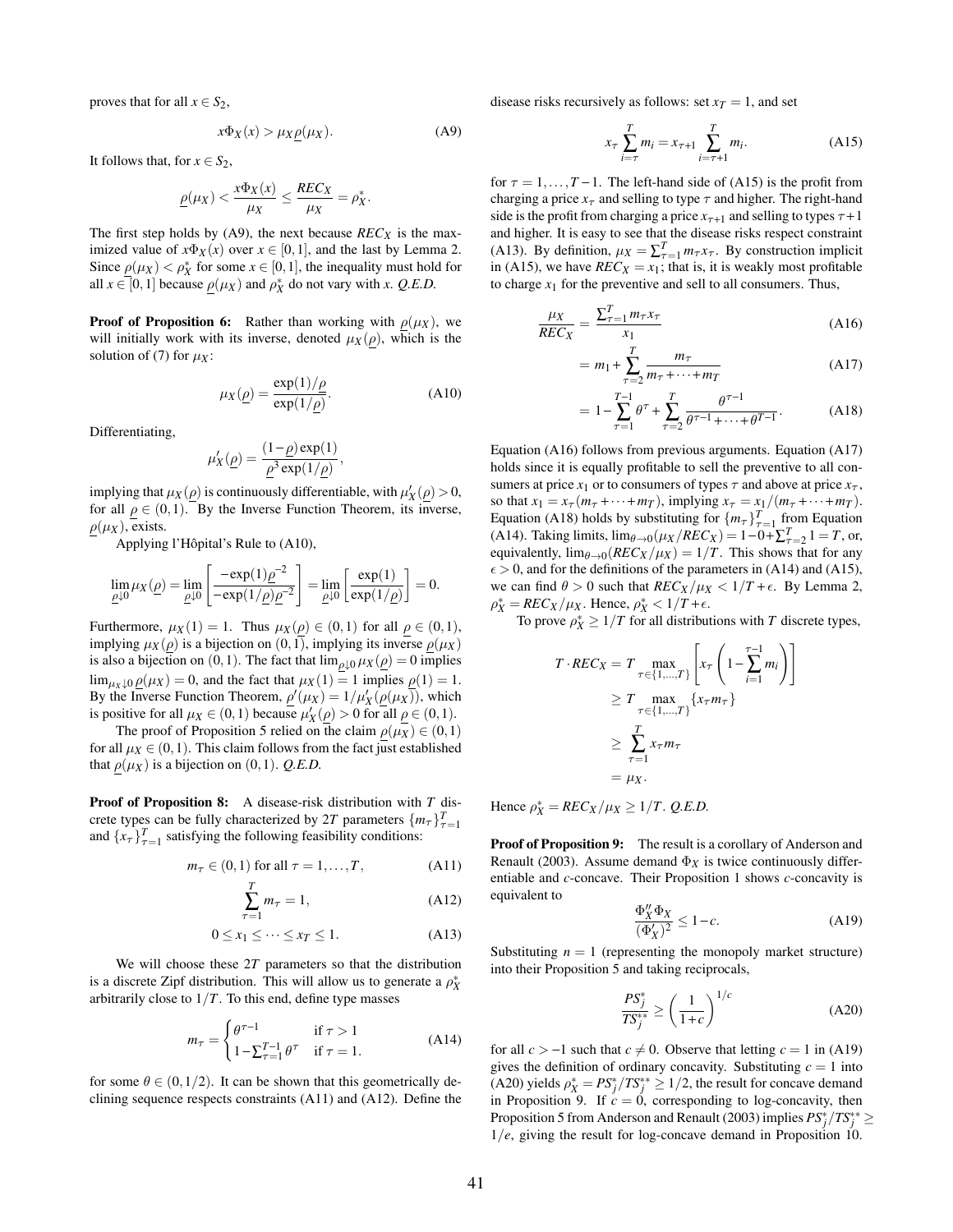proves that for all $x \in S_2$,

$$x\Phi_X(x) > \mu_X \underline{\rho}(\mu_X). \tag{A9}$$

It follows that, for $x \in S_2$,

$$\underline{\rho}(\mu_X) < \frac{x\Phi_X(x)}{\mu_X} \leq \frac{REC_X}{\mu_X} = \rho_X^*.$$

The first step holds by (A9), the next because $REC_X$ is the maximized value of $x\Phi_X(x)$ over $x \in [0,1]$, and the last by Lemma 2. Since $\underline{\rho}(\mu_X) < \rho_X^*$ for some $x \in [0,1]$, the inequality must hold for all $x \in [0,1]$ because $\underline{\rho}(\mu_X)$ and $\rho_X^*$ do not vary with $x$. *Q.E.D.*

**Proof of Proposition 6:** Rather than working with $\underline{\rho}(\mu_X)$, we will initially work with its inverse, denoted $\mu_X(\underline{\rho})$, which is the solution of (7) for $\mu_X$:

$$\mu_X(\underline{\rho}) = \frac{\exp(1)/\underline{\rho}}{\exp(1/\underline{\rho})}. \tag{A10}$$

Differentiating,

$$\mu_X'(\underline{\rho}) = \frac{(1-\underline{\rho})\exp(1)}{\underline{\rho}^3 \exp(1/\underline{\rho})},$$

implying that $\mu_X(\underline{\rho})$ is continuously differentiable, with $\mu_X'(\underline{\rho}) > 0$, for all $\underline{\rho} \in (0,1)$. By the Inverse Function Theorem, its inverse, $\underline{\rho}(\mu_X)$, exists.

Applying l'Hôpital's Rule to (A10),

$$\lim_{\underline{\rho} \downarrow 0} \mu_X(\underline{\rho}) = \lim_{\underline{\rho} \downarrow 0} \left[ \frac{-\exp(1)\underline{\rho}^{-2}}{-\exp(1/\underline{\rho})\underline{\rho}^{-2}} \right] = \lim_{\underline{\rho} \downarrow 0} \left[ \frac{\exp(1)}{\exp(1/\underline{\rho})} \right] = 0.$$

Furthermore, $\mu_X(1) = 1$. Thus $\mu_X(\underline{\rho}) \in (0,1)$ for all $\underline{\rho} \in (0,1)$, implying $\mu_X(\underline{\rho})$ is a bijection on $(0,1)$, implying its inverse $\underline{\rho}(\mu_X)$ is also a bijection on $(0,1)$. The fact that $\lim_{\underline{\rho} \downarrow 0} \mu_X(\underline{\rho}) = 0$ implies $\lim_{\mu_X \downarrow 0} \underline{\rho}(\mu_X) = 0$, and the fact that $\mu_X(1) = 1$ implies $\underline{\rho}(1) = 1$. By the Inverse Function Theorem, $\underline{\rho}'(\mu_X) = 1/\mu_X'(\underline{\rho}(\mu_X))$, which is positive for all $\mu_X \in (0,1)$ because $\mu_X'(\underline{\rho}) > 0$ for all $\underline{\rho} \in (0,1)$.

The proof of Proposition 5 relied on the claim $\underline{\rho}(\mu_X) \in (0,1)$ for all $\mu_X \in (0,1)$. This claim follows from the fact just established that $\underline{\rho}(\mu_X)$ is a bijection on $(0,1)$. *Q.E.D.*

**Proof of Proposition 8:** A disease-risk distribution with $T$ discrete types can be fully characterized by $2T$ parameters $\{m_\tau\}_{\tau=1}^T$ and $\{x_\tau\}_{\tau=1}^T$ satisfying the following feasibility conditions:

$$m_\tau \in (0,1) \text{ for all } \tau = 1, \ldots, T, \tag{A11}$$

$$\sum_{\tau=1}^T m_\tau = 1, \tag{A12}$$

$$0 \leq x_1 \leq \cdots \leq x_T \leq 1. \tag{A13}$$

We will choose these $2T$ parameters so that the distribution is a discrete Zipf distribution. This will allow us to generate a $\rho_X^*$ arbitrarily close to $1/T$. To this end, define type masses

$$m_\tau = \begin{cases} \theta^{\tau-1} & \text{if } \tau > 1 \\ 1 - \sum_{\tau=1}^{T-1} \theta^\tau & \text{if } \tau = 1. \end{cases} \tag{A14}$$

for some $\theta \in (0, 1/2)$. It can be shown that this geometrically declining sequence respects constraints (A11) and (A12). Define the disease risks recursively as follows: set $x_T = 1$, and set

$$x_\tau \sum_{i=\tau}^T m_i = x_{\tau+1} \sum_{i=\tau+1}^T m_i. \tag{A15}$$

for $\tau = 1, \ldots, T-1$. The left-hand side of (A15) is the profit from charging a price $x_\tau$ and selling to type $\tau$ and higher. The right-hand side is the profit from charging a price $x_{\tau+1}$ and selling to types $\tau+1$ and higher. It is easy to see that the disease risks respect constraint (A13). By definition, $\mu_X = \sum_{\tau=1}^T m_\tau x_\tau$. By construction implicit in (A15), we have $REC_X = x_1$; that is, it is weakly most profitable to charge $x_1$ for the preventive and sell to all consumers. Thus,

$$\frac{\mu_X}{REC_X} = \frac{\sum_{\tau=1}^T m_\tau x_\tau}{x_1} \tag{A16}$$

$$= m_1 + \sum_{\tau=2}^T \frac{m_\tau}{m_\tau + \cdots + m_T} \tag{A17}$$

$$= 1 - \sum_{\tau=1}^{T-1} \theta^\tau + \sum_{\tau=2}^T \frac{\theta^{\tau-1}}{\theta^{\tau-1} + \cdots + \theta^{T-1}}. \tag{A18}$$

Equation (A16) follows from previous arguments. Equation (A17) holds since it is equally profitable to sell the preventive to all consumers at price $x_1$ or to consumers of types $\tau$ and above at price $x_\tau$, so that $x_1 = x_\tau(m_\tau + \cdots + m_T)$, implying $x_\tau = x_1/(m_\tau + \cdots + m_T)$. Equation (A18) holds by substituting for $\{m_\tau\}_{\tau=1}^T$ from Equation (A14). Taking limits, $\lim_{\theta \to 0}(\mu_X/REC_X) = 1 - 0 + \sum_{\tau=2}^T 1 = T$, or, equivalently, $\lim_{\theta \to 0}(REC_X/\mu_X) = 1/T$. This shows that for any $\epsilon > 0$, and for the definitions of the parameters in (A14) and (A15), we can find $\theta > 0$ such that $REC_X/\mu_X < 1/T + \epsilon$. By Lemma 2, $\rho_X^* = REC_X/\mu_X$. Hence, $\rho_X^* < 1/T + \epsilon$.

To prove $\rho_X^* \geq 1/T$ for all distributions with $T$ discrete types,

$$\begin{aligned} T \cdot REC_X &= T \max_{\tau \in \{1,\ldots,T\}} \left[ x_\tau \left( 1 - \sum_{i=1}^{\tau-1} m_i \right) \right] \\ &\geq T \max_{\tau \in \{1,\ldots,T\}} \{x_\tau m_\tau\} \\ &\geq \sum_{\tau=1}^T x_\tau m_\tau \\ &= \mu_X. \end{aligned}$$

Hence $\rho_X^* = REC_X/\mu_X \geq 1/T$. *Q.E.D.*

**Proof of Proposition 9:** The result is a corollary of Anderson and Renault (2003). Assume demand $\Phi_X$ is twice continuously differentiable and $c$-concave. Their Proposition 1 shows $c$-concavity is equivalent to

$$\frac{\Phi_X'' \Phi_X}{(\Phi_X')^2} \leq 1 - c. \tag{A19}$$

Substituting $n = 1$ (representing the monopoly market structure) into their Proposition 5 and taking reciprocals,

$$\frac{PS_j^*}{TS_j^{**}} \geq \left( \frac{1}{1+c} \right)^{1/c} \tag{A20}$$

for all $c > -1$ such that $c \neq 0$. Observe that letting $c = 1$ in (A19) gives the definition of ordinary concavity. Substituting $c = 1$ into (A20) yields $\rho_X^* = PS_j^*/TS_j^{**} \geq 1/2$, the result for concave demand in Proposition 9. If $c = 0$, corresponding to log-concavity, then Proposition 5 from Anderson and Renault (2003) implies $PS_j^*/TS_j^{**} \geq 1/e$, giving the result for log-concave demand in Proposition 10.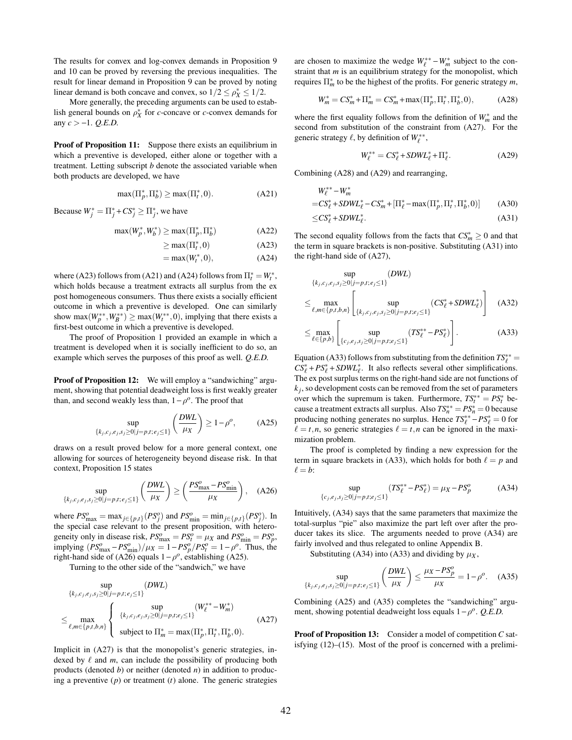The results for convex and log-convex demands in Proposition 9 and 10 can be proved by reversing the previous inequalities. The result for linear demand in Proposition 9 can be proved by noting linear demand is both concave and convex, so $1/2 \leq \rho_X^* \leq 1/2$.

More generally, the preceding arguments can be used to establish general bounds on $\rho_X^*$ for $c$-concave or $c$-convex demands for any $c > -1$. *Q.E.D.*

**Proof of Proposition 11:** Suppose there exists an equilibrium in which a preventive is developed, either alone or together with a treatment. Letting subscript $b$ denote the associated variable when both products are developed, we have

$$\max(\Pi_p^*, \Pi_b^*) \geq \max(\Pi_t^*, 0). \tag{A21}$$

Because $W_j^* = \Pi_j^* + CS_j^* \geq \Pi_j^*$, we have

$$\begin{aligned} \max(W_p^*, W_b^*) &\geq \max(\Pi_p^*, \Pi_b^*) &\text{(A22)}\\ &\geq \max(\Pi_t^*, 0) &\text{(A23)}\\ &= \max(W_t^*, 0), &\text{(A24)}\end{aligned}$$

where (A23) follows from (A21) and (A24) follows from $\Pi_t^* = W_t^*$, which holds because a treatment extracts all surplus from the ex post homogeneous consumers. Thus there exists a socially efficient outcome in which a preventive is developed. One can similarly show $\max(W_p^{**}, W_B^{**}) \geq \max(W_t^{**}, 0)$, implying that there exists a first-best outcome in which a preventive is developed.

The proof of Proposition 1 provided an example in which a treatment is developed when it is socially inefficient to do so, an example which serves the purposes of this proof as well. *Q.E.D.*

**Proof of Proposition 12:** We will employ a "sandwiching" argument, showing that potential deadweight loss is first weakly greater than, and second weakly less than, $1-\rho^o$. The proof that

$$\sup_{\{k_j, c_j, e_j, s_j \geq 0 | j=p,t; e_j \leq 1\}} \left(\frac{DWL}{\mu_X}\right) \geq 1-\rho^o, \tag{A25}$$

draws on a result proved below for a more general context, one allowing for sources of heterogeneity beyond disease risk. In that context, Proposition 15 states

$$\sup_{\{k_j, c_j, e_j, s_j \geq 0 | j=p,t; e_j \leq 1\}} \left(\frac{DWL}{\mu_X}\right) \geq \left(\frac{PS_{\max}^o - PS_{\min}^o}{\mu_X}\right), \tag{A26}$$

where $PS_{\max}^o = \max_{j\in\{p,t\}}(PS_j^o)$ and $PS_{\min}^o = \min_{j\in\{p,t\}}(PS_j^o)$. In the special case relevant to the present proposition, with heterogeneity only in disease risk, $PS_{\max}^o = PS_t^o = \mu_X$ and $PS_{\min}^o = PS_p^o$, implying $(PS_{\max}^o - PS_{\min}^o)/\mu_X = 1 - PS_p^o/PS_t^o = 1-\rho^o$. Thus, the right-hand side of (A26) equals $1-\rho^o$, establishing (A25).

Turning to the other side of the "sandwich," we have

$$\sup_{\{k_j, c_j, e_j, s_j \geq 0 | j=p,t; e_j \leq 1\}} (DWL) \leq \max_{\ell, m \in \{p,t,b,n\}} \left\{ \begin{array}{l} \sup\limits_{\{k_j, c_j, e_j, s_j \geq 0 | j=p,t; e_j \leq 1\}} (W_\ell^{**} - W_m^*) \\ \text{subject to } \Pi_m^* = \max(\Pi_p^*, \Pi_t^*, \Pi_b^*, 0). \end{array} \right. \tag{A27}$$

Implicit in (A27) is that the monopolist's generic strategies, indexed by $\ell$ and $m$, can include the possibility of producing both products (denoted $b$) or neither (denoted $n$) in addition to producing a preventive ($p$) or treatment ($t$) alone. The generic strategies are chosen to maximize the wedge $W_\ell^{**} - W_m^*$ subject to the constraint that $m$ is an equilibrium strategy for the monopolist, which requires $\Pi_m^*$ to be the highest of the profits. For generic strategy $m$,

$$W_m^* = CS_m^* + \Pi_m^* = CS_m^* + \max(\Pi_p^*, \Pi_t^*, \Pi_b^*, 0), \tag{A28}$$

where the first equality follows from the definition of $W_m^*$ and the second from substitution of the constraint from (A27). For the generic strategy $\ell$, by definition of $W_\ell^{**}$,

$$W_\ell^{**} = CS_\ell^* + SDWL_\ell^* + \Pi_\ell^*. \tag{A29}$$

Combining (A28) and (A29) and rearranging,

$$\begin{aligned} &W_\ell^{**} - W_m^* \\ =&CS_\ell^* + SDWL_\ell^* - CS_m^* + [\Pi_\ell^* - \max(\Pi_p^*, \Pi_t^*, \Pi_b^*, 0)] &\text{(A30)}\\ \leq&CS_\ell^* + SDWL_\ell^*. &\text{(A31)}\end{aligned}$$

The second equality follows from the facts that $CS_m^* \geq 0$ and that the term in square brackets is non-positive. Substituting (A31) into the right-hand side of (A27),

$$\begin{aligned} &\sup_{\{k_j, c_j, e_j, s_j \geq 0 | j=p,t; e_j \leq 1\}} (DWL) \\ \leq& \max_{\ell, m \in \{p,t,b,n\}} \left[ \sup_{\{k_j, c_j, e_j, s_j \geq 0 | j=p,t; e_j \leq 1\}} (CS_\ell^* + SDWL_\ell^*) \right] &\text{(A32)}\\ \leq& \max_{\ell \in \{p,b\}} \left[ \sup_{\{c_j, e_j, s_j \geq 0 | j=p,t; e_j \leq 1\}} (TS_\ell^{**} - PS_\ell^*) \right]. &\text{(A33)}\end{aligned}$$

Equation (A33) follows from substituting from the definition $TS_\ell^{**} = CS_\ell^* + PS_\ell^* + SDWL_\ell^*$. It also reflects several other simplifications. The ex post surplus terms on the right-hand side are not functions of $k_j$, so development costs can be removed from the set of parameters over which the supremum is taken. Furthermore, $TS_t^{**} = PS_t^*$ because a treatment extracts all surplus. Also $TS_n^{**} = PS_n^* = 0$ because producing nothing generates no surplus. Hence $TS_\ell^{**} - PS_\ell^* = 0$ for $\ell = t, n$, so generic strategies $\ell = t, n$ can be ignored in the maximization problem.

The proof is completed by finding a new expression for the term in square brackets in (A33), which holds for both $\ell = p$ and $\ell = b$:

$$\sup_{\{c_j, e_j, s_j \geq 0 | j=p,t; e_j \leq 1\}} (TS_\ell^{**} - PS_\ell^*) = \mu_X - PS_p^o \tag{A34}$$

Intuitively, (A34) says that the same parameters that maximize the total-surplus "pie" also maximize the part left over after the producer takes its slice. The arguments needed to prove (A34) are fairly involved and thus relegated to online Appendix B.

Substituting (A34) into (A33) and dividing by $\mu_X$,

$$\sup_{\{k_j, c_j, e_j, s_j \geq 0 | j=p,t; e_j \leq 1\}} \left(\frac{DWL}{\mu_X}\right) \leq \frac{\mu_X - PS_p^o}{\mu_X} = 1-\rho^o. \tag{A35}$$

Combining (A25) and (A35) completes the "sandwiching" argument, showing potential deadweight loss equals $1-\rho^o$. *Q.E.D.*

**Proof of Proposition 13:** Consider a model of competition $C$ satisfying (12)–(15). Most of the proof is concerned with a prelimi-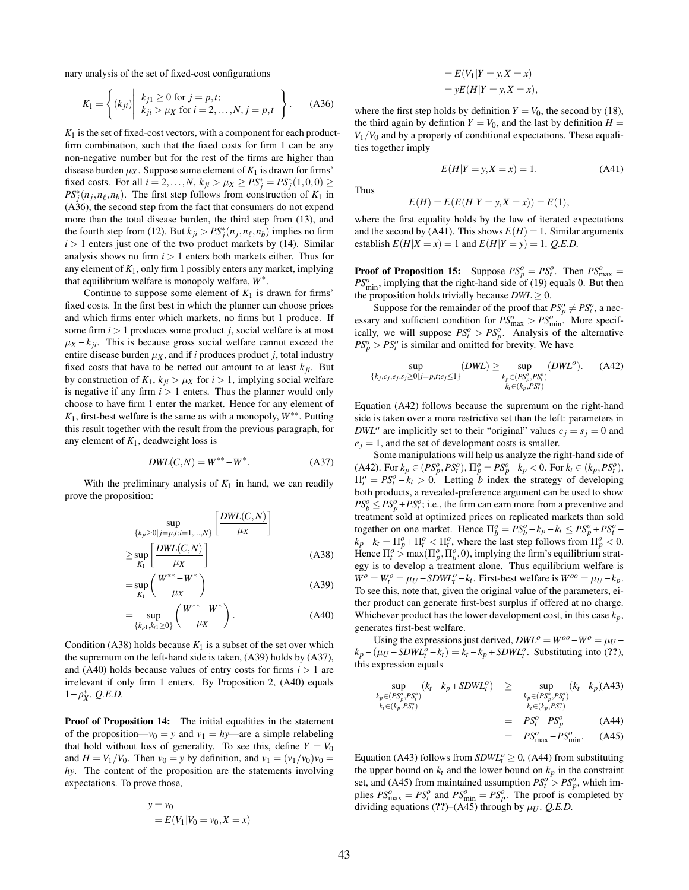nary analysis of the set of fixed-cost configurations

$$K_1 = \left\{ (k_{ji}) \middle| \begin{array}{l} k_{j1} \geq 0 \text{ for } j = p,t; \\ k_{ji} > \mu_X \text{ for } i = 2,\ldots,N,\ j = p,t \end{array} \right\}. \quad \text{(A36)}$$

$K_1$ is the set of fixed-cost vectors, with a component for each product-firm combination, such that the fixed costs for firm 1 can be any non-negative number but for the rest of the firms are higher than disease burden $\mu_X$. Suppose some element of $K_1$ is drawn for firms' fixed costs. For all $i = 2,\ldots,N$, $k_{ji} > \mu_X \geq PS_j^* = PS_j^*(1,0,0) \geq PS_j^*(n_j,n_\ell,n_b)$. The first step follows from construction of $K_1$ in (A36), the second step from the fact that consumers do not expend more than the total disease burden, the third step from (13), and the fourth step from (12). But $k_{ji} > PS_j^*(n_j,n_\ell,n_b)$ implies no firm $i > 1$ enters just one of the two product markets by (14). Similar analysis shows no firm $i > 1$ enters both markets either. Thus for any element of $K_1$, only firm 1 possibly enters any market, implying that equilibrium welfare is monopoly welfare, $W^*$.

Continue to suppose some element of $K_1$ is drawn for firms' fixed costs. In the first best in which the planner can choose prices and which firms enter which markets, no firms but 1 produce. If some firm $i > 1$ produces some product $j$, social welfare is at most $\mu_X - k_{ji}$. This is because gross social welfare cannot exceed the entire disease burden $\mu_X$, and if $i$ produces product $j$, total industry fixed costs that have to be netted out amount to at least $k_{ji}$. But by construction of $K_1$, $k_{ji} > \mu_X$ for $i > 1$, implying social welfare is negative if any firm $i > 1$ enters. Thus the planner would only choose to have firm 1 enter the market. Hence for any element of $K_1$, first-best welfare is the same as with a monopoly, $W^{**}$. Putting this result together with the result from the previous paragraph, for any element of $K_1$, deadweight loss is

$$DWL(C,N) = W^{**} - W^*. \quad \text{(A37)}$$

With the preliminary analysis of $K_1$ in hand, we can readily prove the proposition:

$$\begin{aligned}
&\sup_{\{k_{ji} \geq 0 | j=p,t; i=1,\ldots,N\}} \left[ \frac{DWL(C,N)}{\mu_X} \right] \\
&\geq \sup_{K_1} \left[ \frac{DWL(C,N)}{\mu_X} \right] && \text{(A38)} \\
&= \sup_{K_1} \left( \frac{W^{**} - W^*}{\mu_X} \right) && \text{(A39)} \\
&= \sup_{\{k_{p1},k_{t1} \geq 0\}} \left( \frac{W^{**} - W^*}{\mu_X} \right). && \text{(A40)}
\end{aligned}$$

Condition (A38) holds because $K_1$ is a subset of the set over which the supremum on the left-hand side is taken, (A39) holds by (A37), and (A40) holds because values of entry costs for firms $i > 1$ are irrelevant if only firm 1 enters. By Proposition 2, (A40) equals $1 - \rho_X^*$. *Q.E.D.*

**Proof of Proposition 14:** The initial equalities in the statement of the proposition—$v_0 = y$ and $v_1 = hy$—are a simple relabeling that hold without loss of generality. To see this, define $Y = V_0$ and $H = V_1/V_0$. Then $v_0 = y$ by definition, and $v_1 = (v_1/v_0)v_0 = hy$. The content of the proposition are the statements involving expectations. To prove those,

$$\begin{aligned}
y &= v_0 \\
&= E(V_1 | V_0 = v_0, X = x) \\
&= E(V_1 | Y = y, X = x) \\
&= yE(H | Y = y, X = x),
\end{aligned}$$

where the first step holds by definition $Y = V_0$, the second by (18), the third again by defintion $Y = V_0$, and the last by definition $H = V_1/V_0$ and by a property of conditional expectations. These equalities together imply

$$E(H | Y = y, X = x) = 1. \quad \text{(A41)}$$

Thus

$$E(H) = E(E(H | Y = y, X = x)) = E(1),$$

where the first equality holds by the law of iterated expectations and the second by (A41). This shows $E(H) = 1$. Similar arguments establish $E(H | X = x) = 1$ and $E(H | Y = y) = 1$. *Q.E.D.*

**Proof of Proposition 15:** Suppose $PS_p^o = PS_t^o$. Then $PS_{\max}^o = PS_{\min}^o$, implying that the right-hand side of (19) equals 0. But then the proposition holds trivially because $DWL \geq 0$.

Suppose for the remainder of the proof that $PS_p^o \neq PS_t^o$, a necessary and sufficient condition for $PS_{\max}^o > PS_{\min}^o$. More specifically, we will suppose $PS_t^o > PS_p^o$. Analysis of the alternative $PS_p^o > PS_t^o$ is similar and omitted for brevity. We have

$$\sup_{\{k_j,c_j,e_j,s_j \geq 0 | j=p,t; e_j \leq 1\}} (DWL) \geq \sup_{\substack{k_p \in (PS_p^o, PS_t^o) \\ k_t \in (k_p, PS_t^o)}} (DWL^o). \quad \text{(A42)}$$

Equation (A42) follows because the supremum on the right-hand side is taken over a more restrictive set than the left: parameters in $DWL^o$ are implicitly set to their "original" values $c_j = s_j = 0$ and $e_j = 1$, and the set of development costs is smaller.

Some manipulations will help us analyze the right-hand side of (A42). For $k_p \in (PS_p^o, PS_t^o)$, $\Pi_p^o = PS_p^o - k_p < 0$. For $k_t \in (k_p, PS_t^o)$, $\Pi_t^o = PS_t^o - k_t > 0$. Letting $b$ index the strategy of developing both products, a revealed-preference argument can be used to show $PS_b^o \leq PS_p^o + PS_t^o$; i.e., the firm can earn more from a preventive and treatment sold at optimized prices on replicated markets than sold together on one market. Hence $\Pi_b^o = PS_b^o - k_p - k_t \leq PS_p^o + PS_t^o - k_p - k_t = \Pi_p^o + \Pi_t^o < \Pi_t^o$, where the last step follows from $\Pi_p^o < 0$. Hence $\Pi_t^o > \max(\Pi_p^o, \Pi_b^o, 0)$, implying the firm's equilibrium strategy is to develop a treatment alone. Thus equilibrium welfare is $W^o = W_t^o = \mu_U - SDWL_t^o - k_t$. First-best welfare is $W^{oo} = \mu_U - k_p$. To see this, note that, given the original value of the parameters, either product can generate first-best surplus if offered at no charge. Whichever product has the lower development cost, in this case $k_p$, generates first-best welfare.

Using the expressions just derived, $DWL^o = W^{oo} - W^o = \mu_U - k_p - (\mu_U - SDWL_t^o - k_t) = k_t - k_p + SDWL_t^o$. Substituting into (**??**), this expression equals

$$\begin{aligned}
\sup_{\substack{k_p \in (PS_p^o, PS_t^o) \\ k_t \in (k_p, PS_t^o)}} (k_t - k_p + SDWL_t^o) &\geq \sup_{\substack{k_p \in (PS_p^o, PS_t^o) \\ k_t \in (k_p, PS_t^o)}} (k_t - k_p) && \text{(A43)} \\
&= PS_t^o - PS_p^o && \text{(A44)} \\
&= PS_{\max}^o - PS_{\min}^o. && \text{(A45)}
\end{aligned}$$

Equation (A43) follows from $SDWL_t^o \geq 0$, (A44) from substituting the upper bound on $k_t$ and the lower bound on $k_p$ in the constraint set, and (A45) from maintained assumption $PS_t^o > PS_p^o$, which implies $PS_{\max}^o = PS_t^o$ and $PS_{\min}^o = PS_p^o$. The proof is completed by dividing equations (**??**)–(A45) through by $\mu_U$. *Q.E.D.*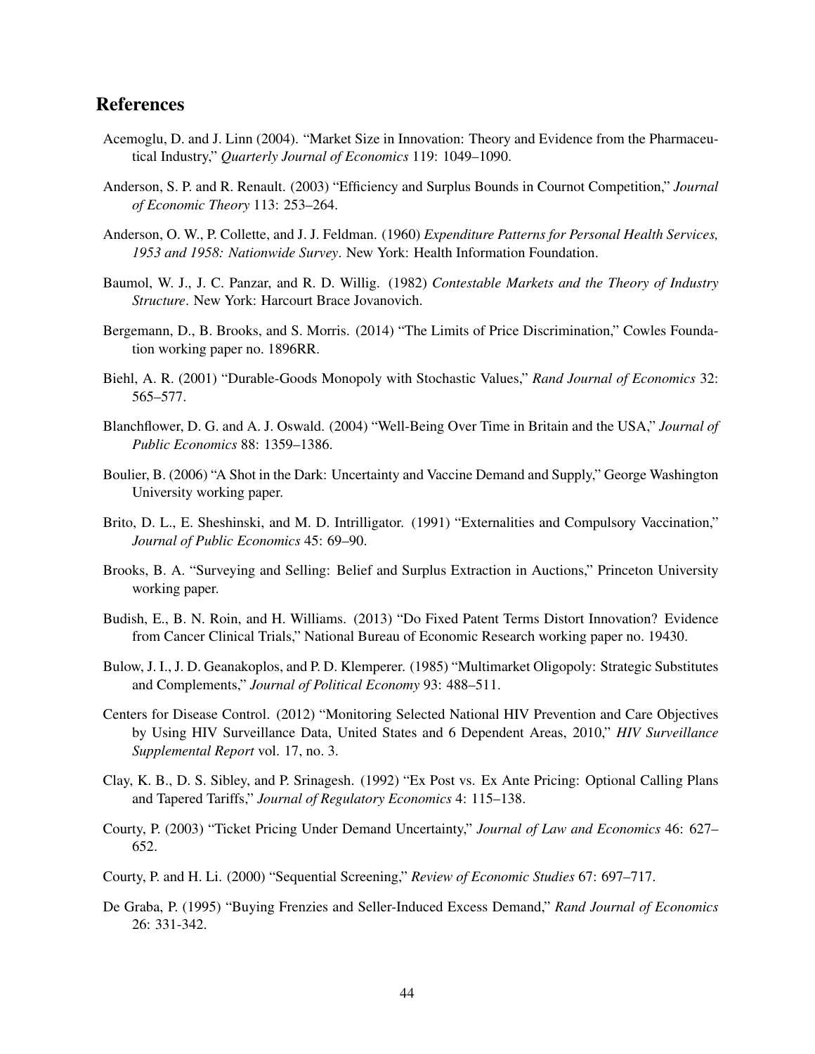# References

Acemoglu, D. and J. Linn (2004). "Market Size in Innovation: Theory and Evidence from the Pharmaceutical Industry," *Quarterly Journal of Economics* 119: 1049–1090.

Anderson, S. P. and R. Renault. (2003) "Efficiency and Surplus Bounds in Cournot Competition," *Journal of Economic Theory* 113: 253–264.

Anderson, O. W., P. Collette, and J. J. Feldman. (1960) *Expenditure Patterns for Personal Health Services, 1953 and 1958: Nationwide Survey*. New York: Health Information Foundation.

Baumol, W. J., J. C. Panzar, and R. D. Willig. (1982) *Contestable Markets and the Theory of Industry Structure*. New York: Harcourt Brace Jovanovich.

Bergemann, D., B. Brooks, and S. Morris. (2014) "The Limits of Price Discrimination," Cowles Foundation working paper no. 1896RR.

Biehl, A. R. (2001) "Durable-Goods Monopoly with Stochastic Values," *Rand Journal of Economics* 32: 565–577.

Blanchflower, D. G. and A. J. Oswald. (2004) "Well-Being Over Time in Britain and the USA," *Journal of Public Economics* 88: 1359–1386.

Boulier, B. (2006) "A Shot in the Dark: Uncertainty and Vaccine Demand and Supply," George Washington University working paper.

Brito, D. L., E. Sheshinski, and M. D. Intrilligator. (1991) "Externalities and Compulsory Vaccination," *Journal of Public Economics* 45: 69–90.

Brooks, B. A. "Surveying and Selling: Belief and Surplus Extraction in Auctions," Princeton University working paper.

Budish, E., B. N. Roin, and H. Williams. (2013) "Do Fixed Patent Terms Distort Innovation? Evidence from Cancer Clinical Trials," National Bureau of Economic Research working paper no. 19430.

Bulow, J. I., J. D. Geanakoplos, and P. D. Klemperer. (1985) "Multimarket Oligopoly: Strategic Substitutes and Complements," *Journal of Political Economy* 93: 488–511.

Centers for Disease Control. (2012) "Monitoring Selected National HIV Prevention and Care Objectives by Using HIV Surveillance Data, United States and 6 Dependent Areas, 2010," *HIV Surveillance Supplemental Report* vol. 17, no. 3.

Clay, K. B., D. S. Sibley, and P. Srinagesh. (1992) "Ex Post vs. Ex Ante Pricing: Optional Calling Plans and Tapered Tariffs," *Journal of Regulatory Economics* 4: 115–138.

Courty, P. (2003) "Ticket Pricing Under Demand Uncertainty," *Journal of Law and Economics* 46: 627–652.

Courty, P. and H. Li. (2000) "Sequential Screening," *Review of Economic Studies* 67: 697–717.

De Graba, P. (1995) "Buying Frenzies and Seller-Induced Excess Demand," *Rand Journal of Economics* 26: 331-342.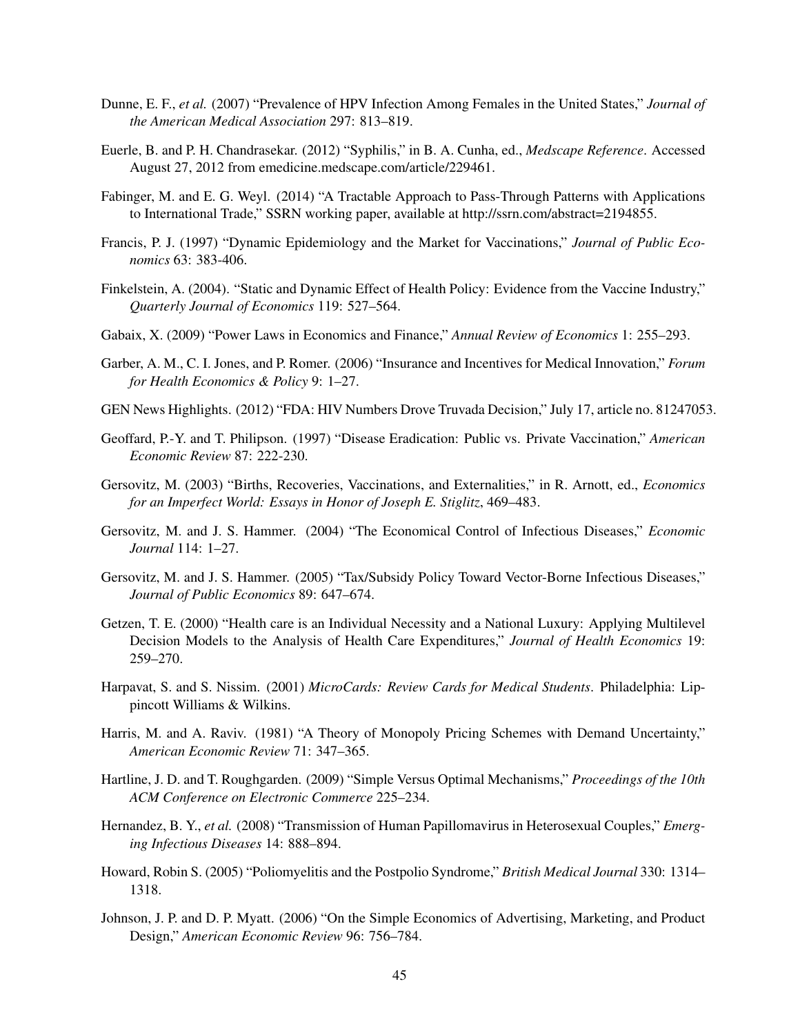Dunne, E. F., *et al.* (2007) "Prevalence of HPV Infection Among Females in the United States," *Journal of the American Medical Association* 297: 813–819.

Euerle, B. and P. H. Chandrasekar. (2012) "Syphilis," in B. A. Cunha, ed., *Medscape Reference*. Accessed August 27, 2012 from emedicine.medscape.com/article/229461.

Fabinger, M. and E. G. Weyl. (2014) "A Tractable Approach to Pass-Through Patterns with Applications to International Trade," SSRN working paper, available at http://ssrn.com/abstract=2194855.

Francis, P. J. (1997) "Dynamic Epidemiology and the Market for Vaccinations," *Journal of Public Economics* 63: 383-406.

Finkelstein, A. (2004). "Static and Dynamic Effect of Health Policy: Evidence from the Vaccine Industry," *Quarterly Journal of Economics* 119: 527–564.

Gabaix, X. (2009) "Power Laws in Economics and Finance," *Annual Review of Economics* 1: 255–293.

Garber, A. M., C. I. Jones, and P. Romer. (2006) "Insurance and Incentives for Medical Innovation," *Forum for Health Economics & Policy* 9: 1–27.

GEN News Highlights. (2012) "FDA: HIV Numbers Drove Truvada Decision," July 17, article no. 81247053.

Geoffard, P.-Y. and T. Philipson. (1997) "Disease Eradication: Public vs. Private Vaccination," *American Economic Review* 87: 222-230.

Gersovitz, M. (2003) "Births, Recoveries, Vaccinations, and Externalities," in R. Arnott, ed., *Economics for an Imperfect World: Essays in Honor of Joseph E. Stiglitz*, 469–483.

Gersovitz, M. and J. S. Hammer. (2004) "The Economical Control of Infectious Diseases," *Economic Journal* 114: 1–27.

Gersovitz, M. and J. S. Hammer. (2005) "Tax/Subsidy Policy Toward Vector-Borne Infectious Diseases," *Journal of Public Economics* 89: 647–674.

Getzen, T. E. (2000) "Health care is an Individual Necessity and a National Luxury: Applying Multilevel Decision Models to the Analysis of Health Care Expenditures," *Journal of Health Economics* 19: 259–270.

Harpavat, S. and S. Nissim. (2001) *MicroCards: Review Cards for Medical Students*. Philadelphia: Lippincott Williams & Wilkins.

Harris, M. and A. Raviv. (1981) "A Theory of Monopoly Pricing Schemes with Demand Uncertainty," *American Economic Review* 71: 347–365.

Hartline, J. D. and T. Roughgarden. (2009) "Simple Versus Optimal Mechanisms," *Proceedings of the 10th ACM Conference on Electronic Commerce* 225–234.

Hernandez, B. Y., *et al.* (2008) "Transmission of Human Papillomavirus in Heterosexual Couples," *Emerging Infectious Diseases* 14: 888–894.

Howard, Robin S. (2005) "Poliomyelitis and the Postpolio Syndrome," *British Medical Journal* 330: 1314–1318.

Johnson, J. P. and D. P. Myatt. (2006) "On the Simple Economics of Advertising, Marketing, and Product Design," *American Economic Review* 96: 756–784.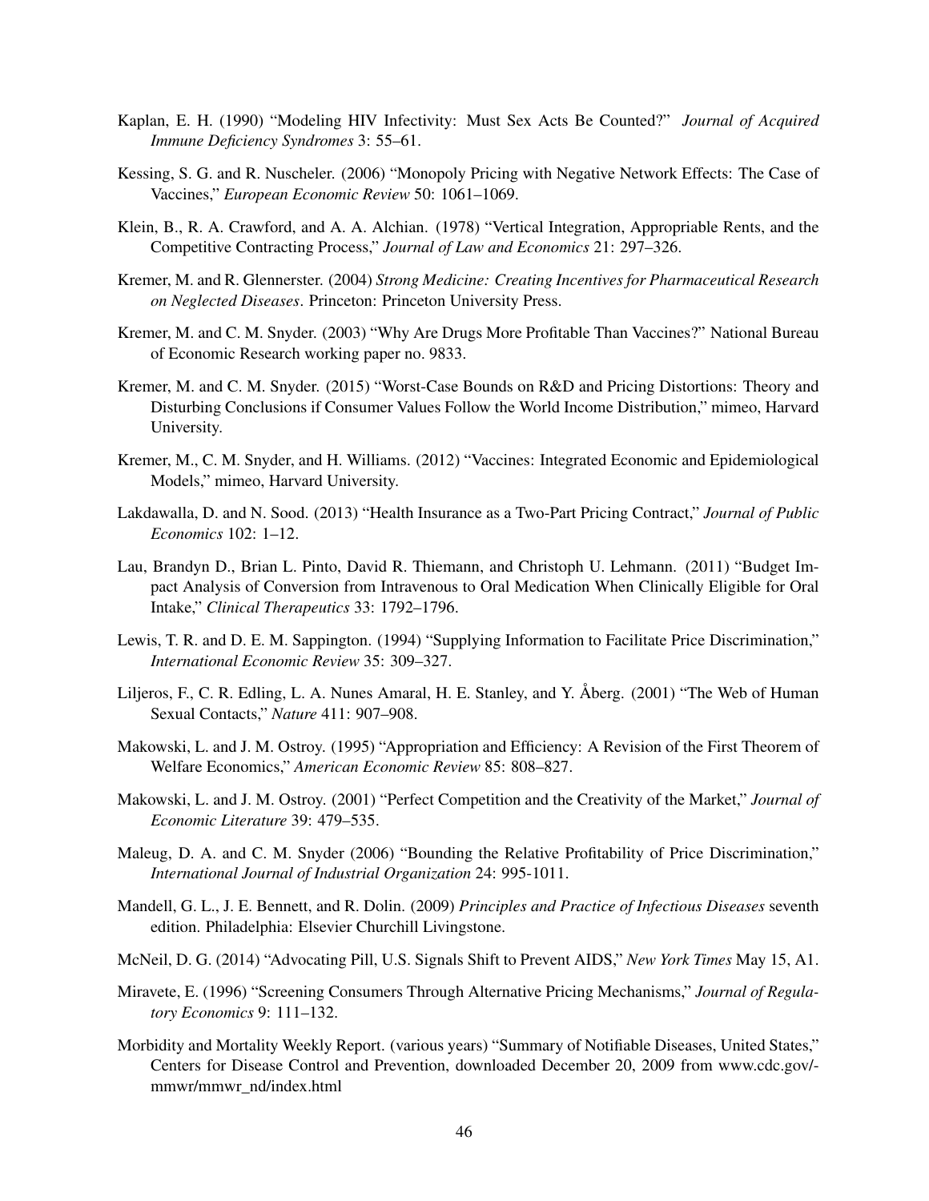Kaplan, E. H. (1990) "Modeling HIV Infectivity: Must Sex Acts Be Counted?" *Journal of Acquired Immune Deficiency Syndromes* 3: 55–61.

Kessing, S. G. and R. Nuscheler. (2006) "Monopoly Pricing with Negative Network Effects: The Case of Vaccines," *European Economic Review* 50: 1061–1069.

Klein, B., R. A. Crawford, and A. A. Alchian. (1978) "Vertical Integration, Appropriable Rents, and the Competitive Contracting Process," *Journal of Law and Economics* 21: 297–326.

Kremer, M. and R. Glennerster. (2004) *Strong Medicine: Creating Incentives for Pharmaceutical Research on Neglected Diseases*. Princeton: Princeton University Press.

Kremer, M. and C. M. Snyder. (2003) "Why Are Drugs More Profitable Than Vaccines?" National Bureau of Economic Research working paper no. 9833.

Kremer, M. and C. M. Snyder. (2015) "Worst-Case Bounds on R&D and Pricing Distortions: Theory and Disturbing Conclusions if Consumer Values Follow the World Income Distribution," mimeo, Harvard University.

Kremer, M., C. M. Snyder, and H. Williams. (2012) "Vaccines: Integrated Economic and Epidemiological Models," mimeo, Harvard University.

Lakdawalla, D. and N. Sood. (2013) "Health Insurance as a Two-Part Pricing Contract," *Journal of Public Economics* 102: 1–12.

Lau, Brandyn D., Brian L. Pinto, David R. Thiemann, and Christoph U. Lehmann. (2011) "Budget Impact Analysis of Conversion from Intravenous to Oral Medication When Clinically Eligible for Oral Intake," *Clinical Therapeutics* 33: 1792–1796.

Lewis, T. R. and D. E. M. Sappington. (1994) "Supplying Information to Facilitate Price Discrimination," *International Economic Review* 35: 309–327.

Liljeros, F., C. R. Edling, L. A. Nunes Amaral, H. E. Stanley, and Y. Åberg. (2001) "The Web of Human Sexual Contacts," *Nature* 411: 907–908.

Makowski, L. and J. M. Ostroy. (1995) "Appropriation and Efficiency: A Revision of the First Theorem of Welfare Economics," *American Economic Review* 85: 808–827.

Makowski, L. and J. M. Ostroy. (2001) "Perfect Competition and the Creativity of the Market," *Journal of Economic Literature* 39: 479–535.

Maleug, D. A. and C. M. Snyder (2006) "Bounding the Relative Profitability of Price Discrimination," *International Journal of Industrial Organization* 24: 995-1011.

Mandell, G. L., J. E. Bennett, and R. Dolin. (2009) *Principles and Practice of Infectious Diseases* seventh edition. Philadelphia: Elsevier Churchill Livingstone.

McNeil, D. G. (2014) "Advocating Pill, U.S. Signals Shift to Prevent AIDS," *New York Times* May 15, A1.

Miravete, E. (1996) "Screening Consumers Through Alternative Pricing Mechanisms," *Journal of Regulatory Economics* 9: 111–132.

Morbidity and Mortality Weekly Report. (various years) "Summary of Notifiable Diseases, United States," Centers for Disease Control and Prevention, downloaded December 20, 2009 from www.cdc.gov/-mmwr/mmwr_nd/index.html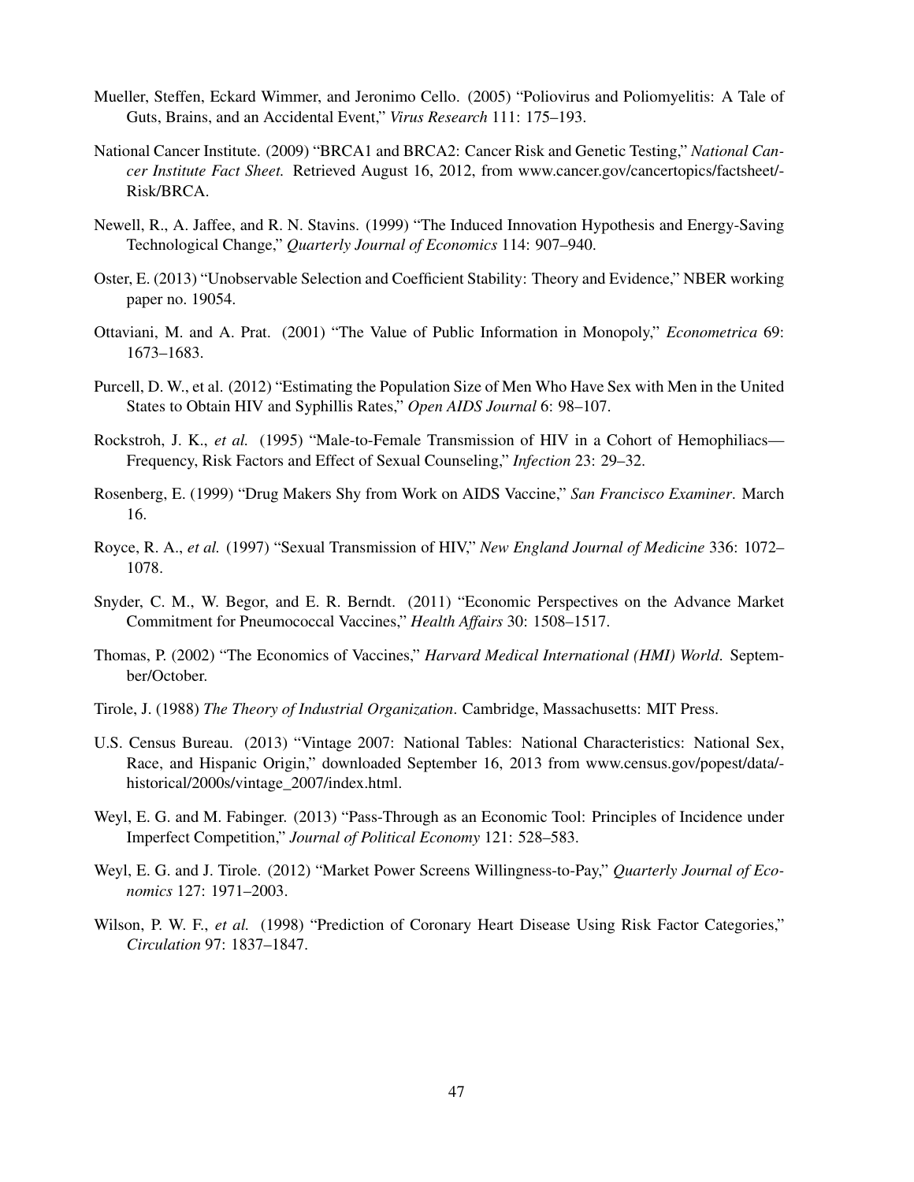Mueller, Steffen, Eckard Wimmer, and Jeronimo Cello. (2005) "Poliovirus and Poliomyelitis: A Tale of Guts, Brains, and an Accidental Event," *Virus Research* 111: 175–193.

National Cancer Institute. (2009) "BRCA1 and BRCA2: Cancer Risk and Genetic Testing," *National Cancer Institute Fact Sheet.* Retrieved August 16, 2012, from www.cancer.gov/cancertopics/factsheet/-Risk/BRCA.

Newell, R., A. Jaffee, and R. N. Stavins. (1999) "The Induced Innovation Hypothesis and Energy-Saving Technological Change," *Quarterly Journal of Economics* 114: 907–940.

Oster, E. (2013) "Unobservable Selection and Coefficient Stability: Theory and Evidence," NBER working paper no. 19054.

Ottaviani, M. and A. Prat. (2001) "The Value of Public Information in Monopoly," *Econometrica* 69: 1673–1683.

Purcell, D. W., et al. (2012) "Estimating the Population Size of Men Who Have Sex with Men in the United States to Obtain HIV and Syphillis Rates," *Open AIDS Journal* 6: 98–107.

Rockstroh, J. K., *et al.* (1995) "Male-to-Female Transmission of HIV in a Cohort of Hemophiliacs—Frequency, Risk Factors and Effect of Sexual Counseling," *Infection* 23: 29–32.

Rosenberg, E. (1999) "Drug Makers Shy from Work on AIDS Vaccine," *San Francisco Examiner*. March 16.

Royce, R. A., *et al.* (1997) "Sexual Transmission of HIV," *New England Journal of Medicine* 336: 1072–1078.

Snyder, C. M., W. Begor, and E. R. Berndt. (2011) "Economic Perspectives on the Advance Market Commitment for Pneumococcal Vaccines," *Health Affairs* 30: 1508–1517.

Thomas, P. (2002) "The Economics of Vaccines," *Harvard Medical International (HMI) World*. September/October.

Tirole, J. (1988) *The Theory of Industrial Organization*. Cambridge, Massachusetts: MIT Press.

U.S. Census Bureau. (2013) "Vintage 2007: National Tables: National Characteristics: National Sex, Race, and Hispanic Origin," downloaded September 16, 2013 from www.census.gov/popest/data/-historical/2000s/vintage_2007/index.html.

Weyl, E. G. and M. Fabinger. (2013) "Pass-Through as an Economic Tool: Principles of Incidence under Imperfect Competition," *Journal of Political Economy* 121: 528–583.

Weyl, E. G. and J. Tirole. (2012) "Market Power Screens Willingness-to-Pay," *Quarterly Journal of Economics* 127: 1971–2003.

Wilson, P. W. F., *et al.* (1998) "Prediction of Coronary Heart Disease Using Risk Factor Categories," *Circulation* 97: 1837–1847.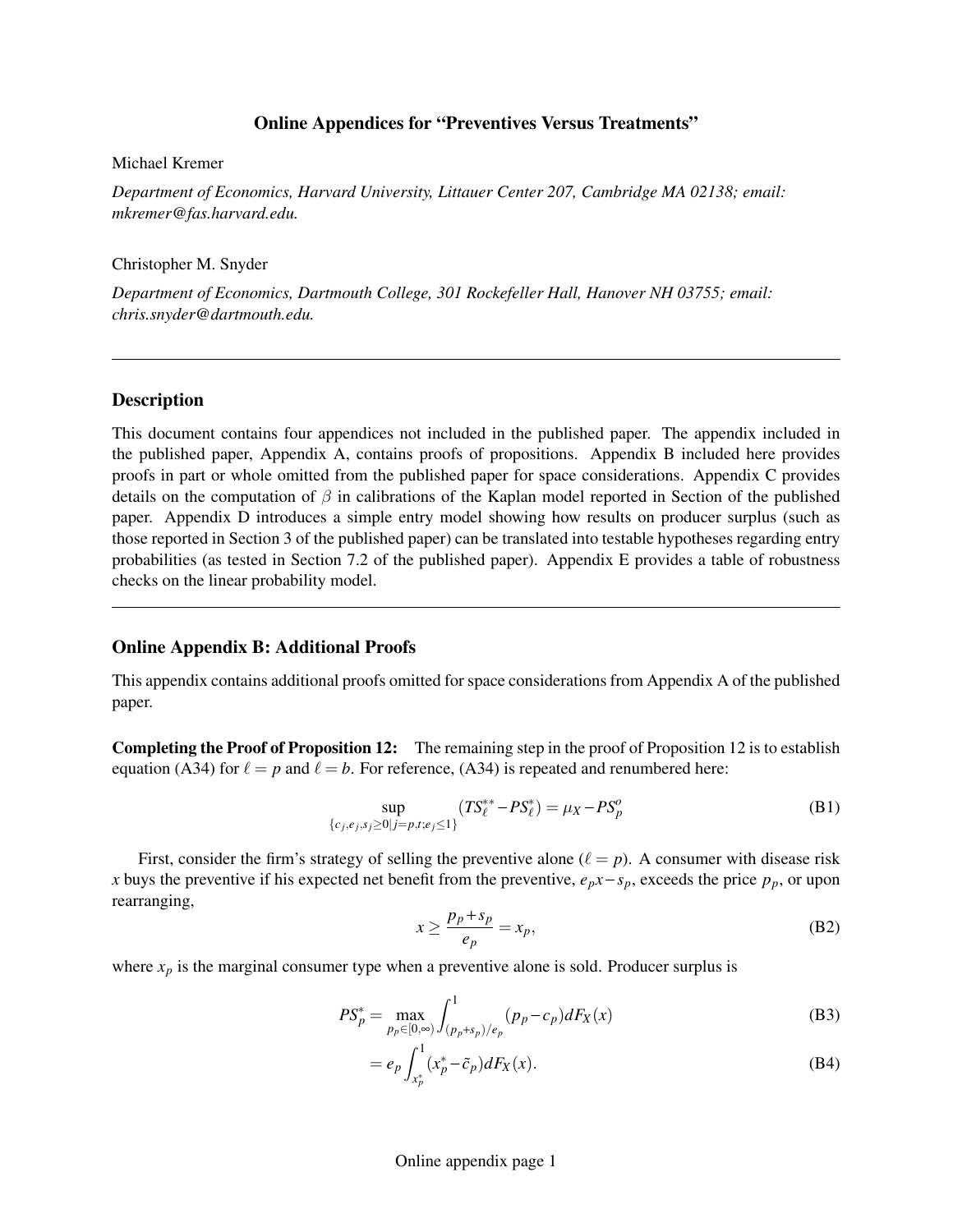# Online Appendices for "Preventives Versus Treatments"

Michael Kremer

*Department of Economics, Harvard University, Littauer Center 207, Cambridge MA 02138; email: mkremer@fas.harvard.edu.*

Christopher M. Snyder

*Department of Economics, Dartmouth College, 301 Rockefeller Hall, Hanover NH 03755; email: chris.snyder@dartmouth.edu.*

---

## Description

This document contains four appendices not included in the published paper. The appendix included in the published paper, Appendix A, contains proofs of propositions. Appendix B included here provides proofs in part or whole omitted from the published paper for space considerations. Appendix C provides details on the computation of $\beta$ in calibrations of the Kaplan model reported in Section of the published paper. Appendix D introduces a simple entry model showing how results on producer surplus (such as those reported in Section 3 of the published paper) can be translated into testable hypotheses regarding entry probabilities (as tested in Section 7.2 of the published paper). Appendix E provides a table of robustness checks on the linear probability model.

---

## Online Appendix B: Additional Proofs

This appendix contains additional proofs omitted for space considerations from Appendix A of the published paper.

**Completing the Proof of Proposition 12:** The remaining step in the proof of Proposition 12 is to establish equation (A34) for $\ell = p$ and $\ell = b$. For reference, (A34) is repeated and renumbered here:

$$\sup_{\{c_j, e_j, s_j \geq 0 | j=p,t; e_j \leq 1\}} (TS_\ell^{**} - PS_\ell^*) = \mu_X - PS_p^o \tag{B1}$$

First, consider the firm's strategy of selling the preventive alone ($\ell = p$). A consumer with disease risk $x$ buys the preventive if his expected net benefit from the preventive, $e_p x - s_p$, exceeds the price $p_p$, or upon rearranging,

$$x \geq \frac{p_p + s_p}{e_p} = x_p, \tag{B2}$$

where $x_p$ is the marginal consumer type when a preventive alone is sold. Producer surplus is

$$PS_p^* = \max_{p_p \in [0,\infty)} \int_{(p_p+s_p)/e_p}^{1} (p_p - c_p) dF_X(x) \tag{B3}$$

$$= e_p \int_{x_p^*}^{1} (x_p^* - \tilde{c}_p) dF_X(x). \tag{B4}$$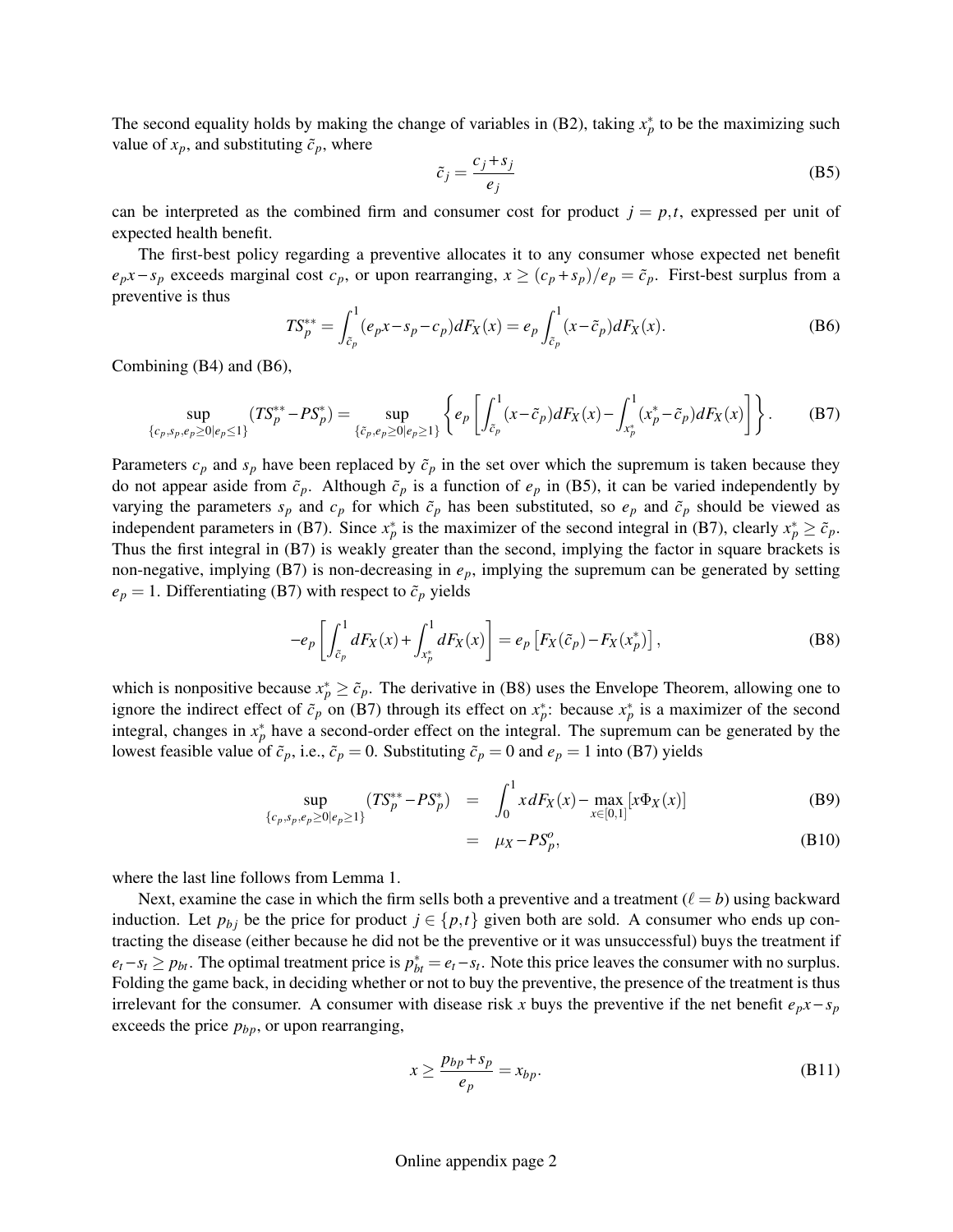The second equality holds by making the change of variables in (B2), taking $x_p^*$ to be the maximizing such value of $x_p$, and substituting $\tilde{c}_p$, where

$$\tilde{c}_j = \frac{c_j + s_j}{e_j} \tag{B5}$$

can be interpreted as the combined firm and consumer cost for product $j = p,t$, expressed per unit of expected health benefit.

The first-best policy regarding a preventive allocates it to any consumer whose expected net benefit $e_p x - s_p$ exceeds marginal cost $c_p$, or upon rearranging, $x \geq (c_p + s_p)/e_p = \tilde{c}_p$. First-best surplus from a preventive is thus

$$TS_p^{**} = \int_{\tilde{c}_p}^{1} (e_p x - s_p - c_p) dF_X(x) = e_p \int_{\tilde{c}_p}^{1} (x - \tilde{c}_p) dF_X(x). \tag{B6}$$

Combining (B4) and (B6),

$$\sup_{\{c_p, s_p, e_p \geq 0 | e_p \leq 1\}} (TS_p^{**} - PS_p^*) = \sup_{\{\tilde{c}_p, e_p \geq 0 | e_p \geq 1\}} \left\{ e_p \left[ \int_{\tilde{c}_p}^{1} (x - \tilde{c}_p) dF_X(x) - \int_{x_p^*}^{1} (x_p^* - \tilde{c}_p) dF_X(x) \right] \right\}. \tag{B7}$$

Parameters $c_p$ and $s_p$ have been replaced by $\tilde{c}_p$ in the set over which the supremum is taken because they do not appear aside from $\tilde{c}_p$. Although $\tilde{c}_p$ is a function of $e_p$ in (B5), it can be varied independently by varying the parameters $s_p$ and $c_p$ for which $\tilde{c}_p$ has been substituted, so $e_p$ and $\tilde{c}_p$ should be viewed as independent parameters in (B7). Since $x_p^*$ is the maximizer of the second integral in (B7), clearly $x_p^* \geq \tilde{c}_p$. Thus the first integral in (B7) is weakly greater than the second, implying the factor in square brackets is non-negative, implying (B7) is non-decreasing in $e_p$, implying the supremum can be generated by setting $e_p = 1$. Differentiating (B7) with respect to $\tilde{c}_p$ yields

$$-e_p \left[ \int_{\tilde{c}_p}^{1} dF_X(x) + \int_{x_p^*}^{1} dF_X(x) \right] = e_p \left[ F_X(\tilde{c}_p) - F_X(x_p^*) \right], \tag{B8}$$

which is nonpositive because $x_p^* \geq \tilde{c}_p$. The derivative in (B8) uses the Envelope Theorem, allowing one to ignore the indirect effect of $\tilde{c}_p$ on (B7) through its effect on $x_p^*$: because $x_p^*$ is a maximizer of the second integral, changes in $x_p^*$ have a second-order effect on the integral. The supremum can be generated by the lowest feasible value of $\tilde{c}_p$, i.e., $\tilde{c}_p = 0$. Substituting $\tilde{c}_p = 0$ and $e_p = 1$ into (B7) yields

$$\begin{aligned} \sup_{\{c_p, s_p, e_p \geq 0 | e_p \geq 1\}} (TS_p^{**} - PS_p^*) &= \int_0^1 x dF_X(x) - \max_{x \in [0,1]} [x \Phi_X(x)] && \text{(B9)} \\ &= \mu_X - PS_p^o, && \text{(B10)} \end{aligned}$$

where the last line follows from Lemma 1.

Next, examine the case in which the firm sells both a preventive and a treatment ($\ell = b$) using backward induction. Let $p_{bj}$ be the price for product $j \in \{p,t\}$ given both are sold. A consumer who ends up contracting the disease (either because he did not be the preventive or it was unsuccessful) buys the treatment if $e_t - s_t \geq p_{bt}$. The optimal treatment price is $p_{bt}^* = e_t - s_t$. Note this price leaves the consumer with no surplus. Folding the game back, in deciding whether or not to buy the preventive, the presence of the treatment is thus irrelevant for the consumer. A consumer with disease risk $x$ buys the preventive if the net benefit $e_p x - s_p$ exceeds the price $p_{bp}$, or upon rearranging,

$$x \geq \frac{p_{bp} + s_p}{e_p} = x_{bp}. \tag{B11}$$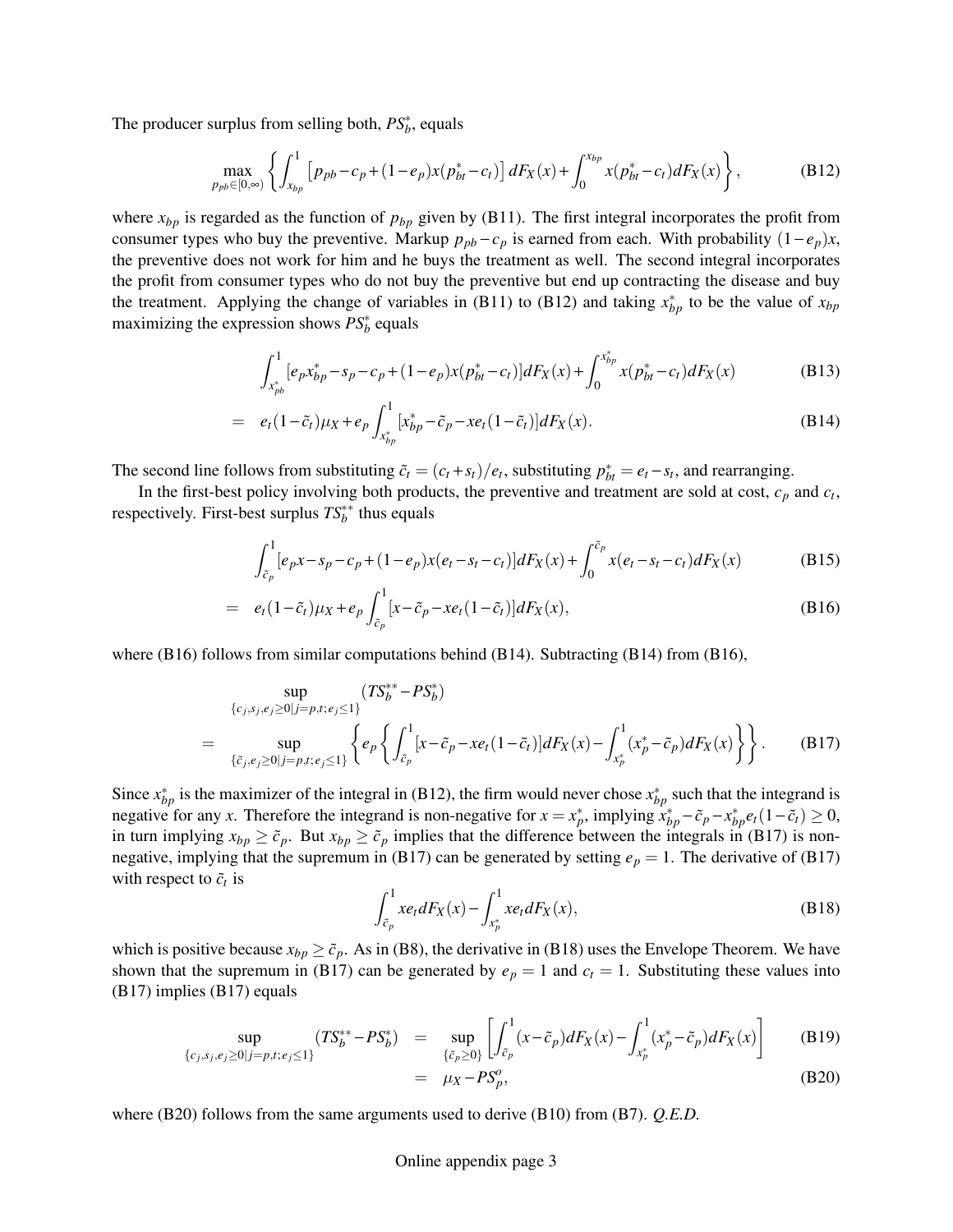The producer surplus from selling both, $PS_b^*$, equals

$$\max_{p_{pb}\in[0,\infty)} \left\{ \int_{x_{bp}}^{1} \left[ p_{pb} - c_p + (1-e_p)x(p_{bt}^* - c_t) \right] dF_X(x) + \int_0^{x_{bp}} x(p_{bt}^* - c_t) dF_X(x) \right\}, \tag{B12}$$

where $x_{bp}$ is regarded as the function of $p_{bp}$ given by (B11). The first integral incorporates the profit from consumer types who buy the preventive. Markup $p_{pb} - c_p$ is earned from each. With probability $(1-e_p)x$, the preventive does not work for him and he buys the treatment as well. The second integral incorporates the profit from consumer types who do not buy the preventive but end up contracting the disease and buy the treatment. Applying the change of variables in (B11) to (B12) and taking $x_{bp}^*$ to be the value of $x_{bp}$ maximizing the expression shows $PS_b^*$ equals

$$\int_{x_{pb}^*}^{1} [e_p x_{bp}^* - s_p - c_p + (1-e_p)x(p_{bt}^* - c_t)] dF_X(x) + \int_0^{x_{bp}^*} x(p_{bt}^* - c_t) dF_X(x) \tag{B13}$$

$$= \quad e_t(1-\tilde{c}_t)\mu_X + e_p \int_{x_{bp}^*}^{1} [x_{bp}^* - \tilde{c}_p - x e_t(1-\tilde{c}_t)] dF_X(x). \tag{B14}$$

The second line follows from substituting $\tilde{c}_t = (c_t + s_t)/e_t$, substituting $p_{bt}^* = e_t - s_t$, and rearranging.

In the first-best policy involving both products, the preventive and treatment are sold at cost, $c_p$ and $c_t$, respectively. First-best surplus $TS_b^{**}$ thus equals

$$\int_{\tilde{c}_p}^{1} [e_p x - s_p - c_p + (1-e_p)x(e_t - s_t - c_t)] dF_X(x) + \int_0^{\tilde{c}_p} x(e_t - s_t - c_t) dF_X(x) \tag{B15}$$

$$= \quad e_t(1-\tilde{c}_t)\mu_X + e_p \int_{\tilde{c}_p}^{1} [x - \tilde{c}_p - x e_t(1-\tilde{c}_t)] dF_X(x), \tag{B16}$$

where (B16) follows from similar computations behind (B14). Subtracting (B14) from (B16),

$$\begin{aligned} &\sup_{\{c_j, s_j, e_j \geq 0 | j=p,t; e_j \leq 1\}} (TS_b^{**} - PS_b^*) \\ = &\sup_{\{\tilde{c}_j, e_j \geq 0 | j=p,t; e_j \leq 1\}} \left\{ e_p \left\{ \int_{\tilde{c}_p}^{1} [x - \tilde{c}_p - x e_t(1-\tilde{c}_t)] dF_X(x) - \int_{x_p^*}^{1} (x_p^* - \tilde{c}_p) dF_X(x) \right\} \right\}. \end{aligned} \tag{B17}$$

Since $x_{bp}^*$ is the maximizer of the integral in (B12), the firm would never chose $x_{bp}^*$ such that the integrand is negative for any $x$. Therefore the integrand is non-negative for $x = x_p^*$, implying $x_{bp}^* - \tilde{c}_p - x_{bp}^* e_t(1-\tilde{c}_t) \geq 0$, in turn implying $x_{bp} \geq \tilde{c}_p$. But $x_{bp} \geq \tilde{c}_p$ implies that the difference between the integrals in (B17) is non-negative, implying that the supremum in (B17) can be generated by setting $e_p = 1$. The derivative of (B17) with respect to $\tilde{c}_t$ is

$$\int_{\tilde{c}_p}^{1} x e_t dF_X(x) - \int_{x_p^*}^{1} x e_t dF_X(x), \tag{B18}$$

which is positive because $x_{bp} \geq \tilde{c}_p$. As in (B8), the derivative in (B18) uses the Envelope Theorem. We have shown that the supremum in (B17) can be generated by $e_p = 1$ and $c_t = 1$. Substituting these values into (B17) implies (B17) equals

$$\begin{aligned} \sup_{\{c_j, s_j, e_j \geq 0 | j=p,t; e_j \leq 1\}} (TS_b^{**} - PS_b^*) &= \sup_{\{\tilde{c}_p \geq 0\}} \left[ \int_{\tilde{c}_p}^{1} (x - \tilde{c}_p) dF_X(x) - \int_{x_p^*}^{1} (x_p^* - \tilde{c}_p) dF_X(x) \right] \qquad &\text{(B19)} \\ &= \mu_X - PS_p^o, \qquad &\text{(B20)} \end{aligned}$$

where (B20) follows from the same arguments used to derive (B10) from (B7). *Q.E.D.*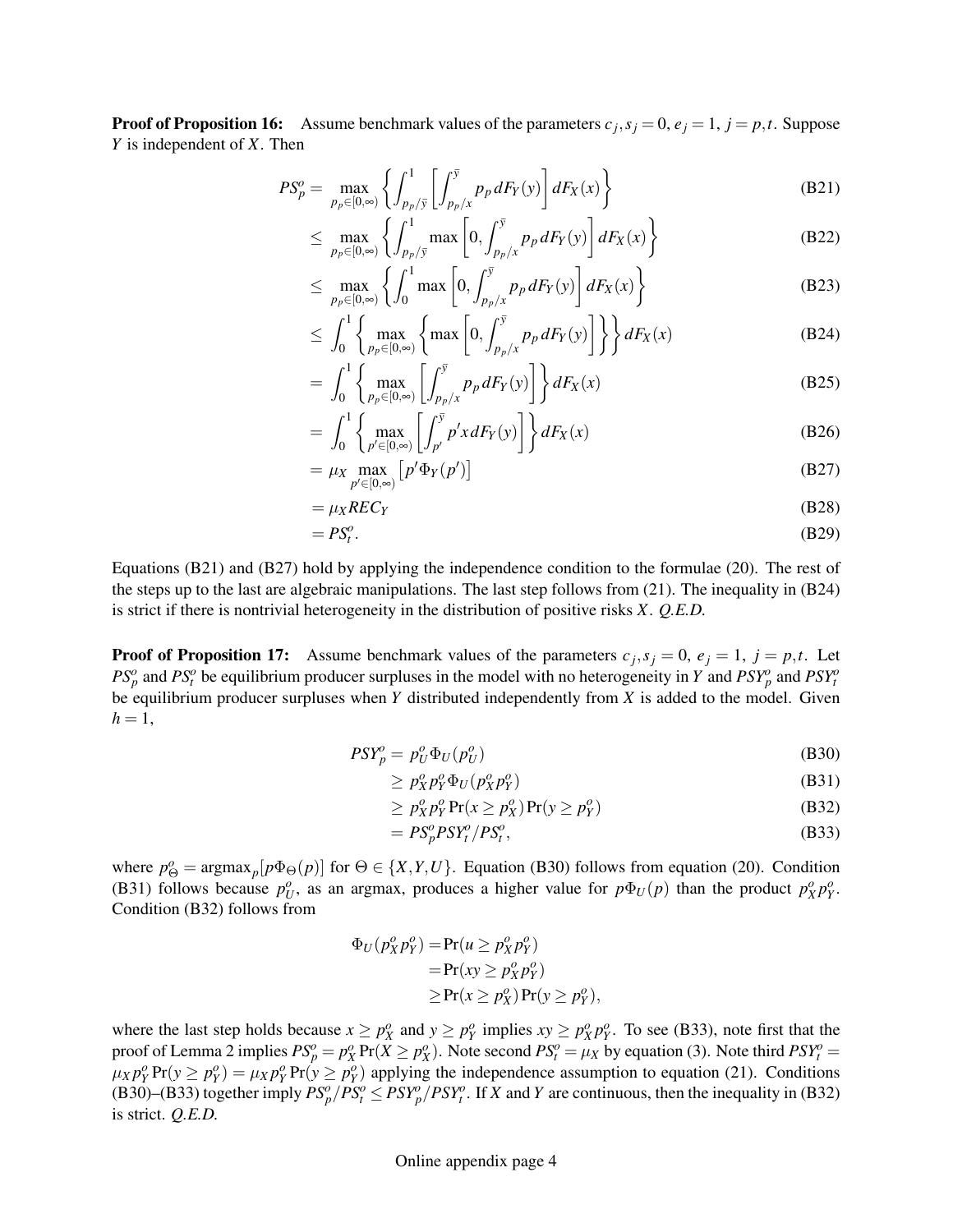**Proof of Proposition 16:** Assume benchmark values of the parameters $c_j, s_j = 0$, $e_j = 1$, $j = p, t$. Suppose $Y$ is independent of $X$. Then

$$
\begin{aligned}
PS_p^o &= \max_{p_p \in [0,\infty)} \left\{ \int_{p_p/\bar{y}}^{1} \left[ \int_{p_p/x}^{\bar{y}} p_p \, dF_Y(y) \right] dF_X(x) \right\} && \text{(B21)} \\
&\leq \max_{p_p \in [0,\infty)} \left\{ \int_{p_p/\bar{y}}^{1} \max \left[ 0, \int_{p_p/x}^{\bar{y}} p_p \, dF_Y(y) \right] dF_X(x) \right\} && \text{(B22)} \\
&\leq \max_{p_p \in [0,\infty)} \left\{ \int_{0}^{1} \max \left[ 0, \int_{p_p/x}^{\bar{y}} p_p \, dF_Y(y) \right] dF_X(x) \right\} && \text{(B23)} \\
&\leq \int_{0}^{1} \left\{ \max_{p_p \in [0,\infty)} \left\{ \max \left[ 0, \int_{p_p/x}^{\bar{y}} p_p \, dF_Y(y) \right] \right\} \right\} dF_X(x) && \text{(B24)} \\
&= \int_{0}^{1} \left\{ \max_{p_p \in [0,\infty)} \left[ \int_{p_p/x}^{\bar{y}} p_p \, dF_Y(y) \right] \right\} dF_X(x) && \text{(B25)} \\
&= \int_{0}^{1} \left\{ \max_{p' \in [0,\infty)} \left[ \int_{p'}^{\bar{y}} p' x \, dF_Y(y) \right] \right\} dF_X(x) && \text{(B26)} \\
&= \mu_X \max_{p' \in [0,\infty)} \left[ p' \Phi_Y(p') \right] && \text{(B27)} \\
&= \mu_X REC_Y && \text{(B28)} \\
&= PS_t^o. && \text{(B29)}
\end{aligned}
$$

Equations (B21) and (B27) hold by applying the independence condition to the formulae (20). The rest of the steps up to the last are algebraic manipulations. The last step follows from (21). The inequality in (B24) is strict if there is nontrivial heterogeneity in the distribution of positive risks $X$. *Q.E.D.*

**Proof of Proposition 17:** Assume benchmark values of the parameters $c_j, s_j = 0$, $e_j = 1$, $j = p, t$. Let $PS_p^o$ and $PS_t^o$ be equilibrium producer surpluses in the model with no heterogeneity in $Y$ and $PSY_p^o$ and $PSY_t^o$ be equilibrium producer surpluses when $Y$ distributed independently from $X$ is added to the model. Given $h = 1$,

$$
\begin{aligned}
PSY_p^o &= p_U^o \Phi_U(p_U^o) && \text{(B30)} \\
&\geq p_X^o p_Y^o \Phi_U(p_X^o p_Y^o) && \text{(B31)} \\
&\geq p_X^o p_Y^o \Pr(x \geq p_X^o) \Pr(y \geq p_Y^o) && \text{(B32)} \\
&= PS_p^o PSY_t^o / PS_t^o, && \text{(B33)}
\end{aligned}
$$

where $p_\Theta^o = \operatorname{argmax}_p [p \Phi_\Theta(p)]$ for $\Theta \in \{X, Y, U\}$. Equation (B30) follows from equation (20). Condition (B31) follows because $p_U^o$, as an argmax, produces a higher value for $p\Phi_U(p)$ than the product $p_X^o p_Y^o$. Condition (B32) follows from

$$
\begin{aligned}
\Phi_U(p_X^o p_Y^o) &= \Pr(u \geq p_X^o p_Y^o) \\
&= \Pr(xy \geq p_X^o p_Y^o) \\
&\geq \Pr(x \geq p_X^o) \Pr(y \geq p_Y^o),
\end{aligned}
$$

where the last step holds because $x \geq p_X^o$ and $y \geq p_Y^o$ implies $xy \geq p_X^o p_Y^o$. To see (B33), note first that the proof of Lemma 2 implies $PS_p^o = p_X^o \Pr(X \geq p_X^o)$. Note second $PS_t^o = \mu_X$ by equation (3). Note third $PSY_t^o = \mu_X p_Y^o \Pr(y \geq p_Y^o) = \mu_X p_Y^o \Pr(y \geq p_Y^o)$ applying the independence assumption to equation (21). Conditions (B30)–(B33) together imply $PS_p^o / PS_t^o \leq PSY_p^o / PSY_t^o$. If $X$ and $Y$ are continuous, then the inequality in (B32) is strict. *Q.E.D.*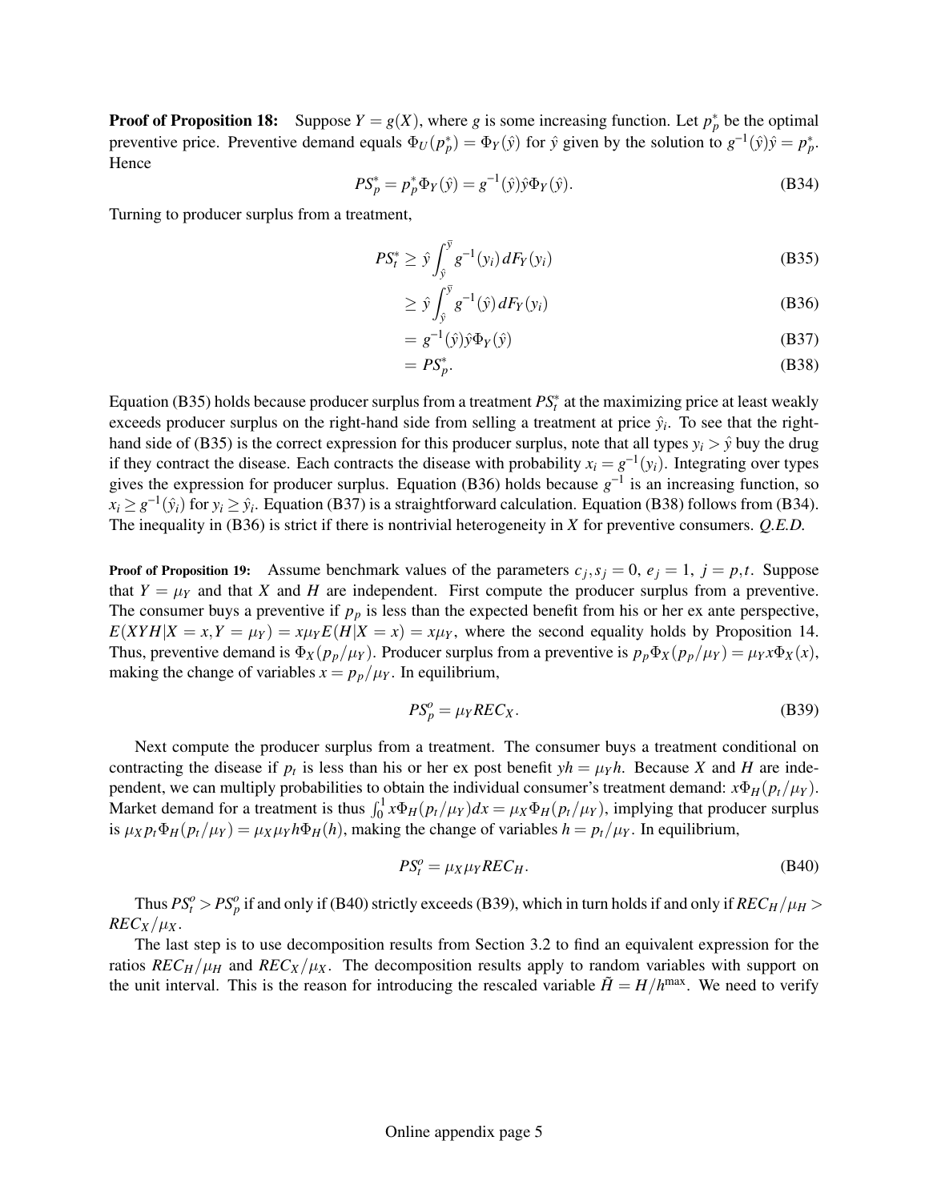**Proof of Proposition 18:** Suppose $Y = g(X)$, where $g$ is some increasing function. Let $p_p^*$ be the optimal preventive price. Preventive demand equals $\Phi_U(p_p^*) = \Phi_Y(\hat{y})$ for $\hat{y}$ given by the solution to $g^{-1}(\hat{y})\hat{y} = p_p^*$. Hence

$$PS_p^* = p_p^* \Phi_Y(\hat{y}) = g^{-1}(\hat{y})\hat{y}\Phi_Y(\hat{y}). \tag{B34}$$

Turning to producer surplus from a treatment,

$$PS_t^* \geq \hat{y} \int_{\hat{y}}^{\bar{y}} g^{-1}(y_i)\, dF_Y(y_i) \tag{B35}$$

$$\geq \hat{y} \int_{\hat{y}}^{\bar{y}} g^{-1}(\hat{y})\, dF_Y(y_i) \tag{B36}$$

$$= g^{-1}(\hat{y})\hat{y}\Phi_Y(\hat{y}) \tag{B37}$$

$$= PS_p^*. \tag{B38}$$

Equation (B35) holds because producer surplus from a treatment $PS_t^*$ at the maximizing price at least weakly exceeds producer surplus on the right-hand side from selling a treatment at price $\hat{y}_i$. To see that the right-hand side of (B35) is the correct expression for this producer surplus, note that all types $y_i > \hat{y}$ buy the drug if they contract the disease. Each contracts the disease with probability $x_i = g^{-1}(y_i)$. Integrating over types gives the expression for producer surplus. Equation (B36) holds because $g^{-1}$ is an increasing function, so $x_i \geq g^{-1}(\hat{y}_i)$ for $y_i \geq \hat{y}_i$. Equation (B37) is a straightforward calculation. Equation (B38) follows from (B34). The inequality in (B36) is strict if there is nontrivial heterogeneity in $X$ for preventive consumers. *Q.E.D.*

**Proof of Proposition 19:** Assume benchmark values of the parameters $c_j, s_j = 0$, $e_j = 1$, $j = p, t$. Suppose that $Y = \mu_Y$ and that $X$ and $H$ are independent. First compute the producer surplus from a preventive. The consumer buys a preventive if $p_p$ is less than the expected benefit from his or her ex ante perspective, $E(XYH|X = x, Y = \mu_Y) = x\mu_Y E(H|X = x) = x\mu_Y$, where the second equality holds by Proposition 14. Thus, preventive demand is $\Phi_X(p_p/\mu_Y)$. Producer surplus from a preventive is $p_p\Phi_X(p_p/\mu_Y) = \mu_Y x \Phi_X(x)$, making the change of variables $x = p_p/\mu_Y$. In equilibrium,

$$PS_p^o = \mu_Y REC_X. \tag{B39}$$

Next compute the producer surplus from a treatment. The consumer buys a treatment conditional on contracting the disease if $p_t$ is less than his or her ex post benefit $yh = \mu_Y h$. Because $X$ and $H$ are independent, we can multiply probabilities to obtain the individual consumer's treatment demand: $x\Phi_H(p_t/\mu_Y)$. Market demand for a treatment is thus $\int_0^1 x\Phi_H(p_t/\mu_Y)dx = \mu_X\Phi_H(p_t/\mu_Y)$, implying that producer surplus is $\mu_X p_t \Phi_H(p_t/\mu_Y) = \mu_X \mu_Y h \Phi_H(h)$, making the change of variables $h = p_t/\mu_Y$. In equilibrium,

$$PS_t^o = \mu_X \mu_Y REC_H. \tag{B40}$$

Thus $PS_t^o > PS_p^o$ if and only if (B40) strictly exceeds (B39), which in turn holds if and only if $REC_H/\mu_H > REC_X/\mu_X$.

The last step is to use decomposition results from Section 3.2 to find an equivalent expression for the ratios $REC_H/\mu_H$ and $REC_X/\mu_X$. The decomposition results apply to random variables with support on the unit interval. This is the reason for introducing the rescaled variable $\tilde{H} = H/h^{\max}$. We need to verify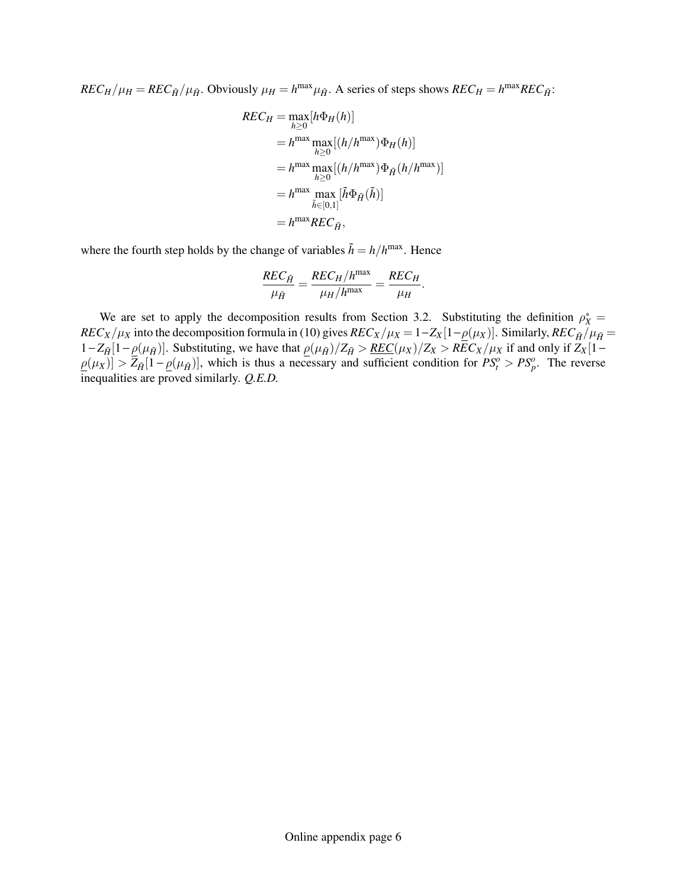$REC_H/\mu_H = REC_{\tilde{H}}/\mu_{\tilde{H}}$. Obviously $\mu_H = h^{\max}\mu_{\tilde{H}}$. A series of steps shows $REC_H = h^{\max} REC_{\tilde{H}}$:

$$
\begin{aligned}
REC_H &= \max_{h \geq 0} [h\Phi_H(h)] \\
&= h^{\max} \max_{h \geq 0} [(h/h^{\max})\Phi_H(h)] \\
&= h^{\max} \max_{h \geq 0} [(h/h^{\max})\Phi_{\tilde{H}}(h/h^{\max})] \\
&= h^{\max} \max_{\tilde{h} \in [0,1]} [\tilde{h}\Phi_{\tilde{H}}(\tilde{h})] \\
&= h^{\max} REC_{\tilde{H}},
\end{aligned}
$$

where the fourth step holds by the change of variables $\tilde{h} = h/h^{\max}$. Hence

$$
\frac{REC_{\tilde{H}}}{\mu_{\tilde{H}}} = \frac{REC_H/h^{\max}}{\mu_H/h^{\max}} = \frac{REC_H}{\mu_H}.
$$

We are set to apply the decomposition results from Section 3.2. Substituting the definition $\rho_X^* = REC_X/\mu_X$ into the decomposition formula in (10) gives $REC_X/\mu_X = 1 - Z_X[1 - \underline{\rho}(\mu_X)]$. Similarly, $REC_{\tilde{H}}/\mu_{\tilde{H}} = 1 - Z_{\tilde{H}}[1 - \underline{\rho}(\mu_{\tilde{H}})]$. Substituting, we have that $\underline{\rho}(\mu_{\tilde{H}})/Z_{\tilde{H}} > \underline{REC}(\mu_X)/Z_X > REC_X/\mu_X$ if and only if $Z_X[1 - \underline{\rho}(\mu_X)] > Z_{\tilde{H}}[1 - \underline{\rho}(\mu_{\tilde{H}})]$, which is thus a necessary and sufficient condition for $PS_t^o > PS_p^o$. The reverse inequalities are proved similarly. *Q.E.D.*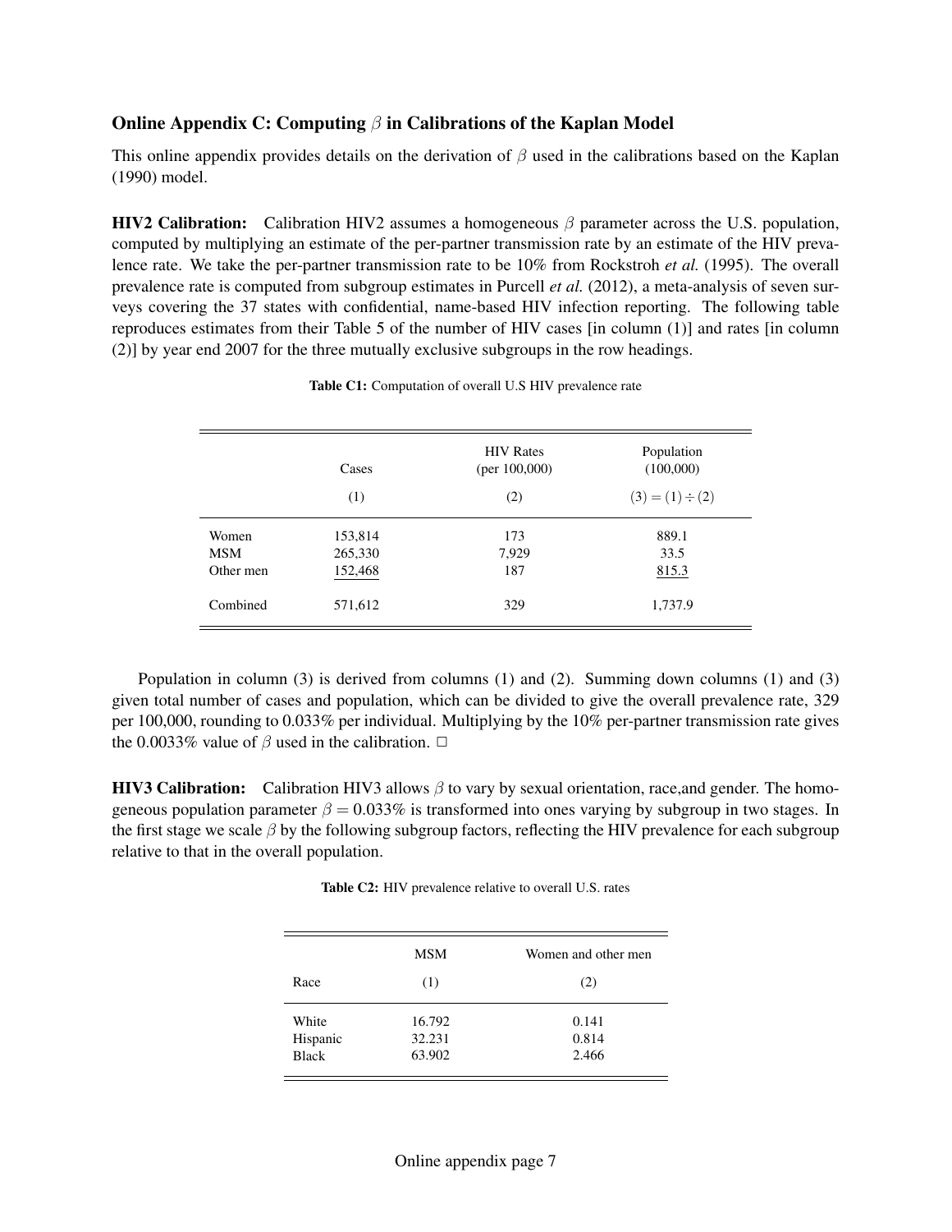## Online Appendix C: Computing $\beta$ in Calibrations of the Kaplan Model

This online appendix provides details on the derivation of $\beta$ used in the calibrations based on the Kaplan (1990) model.

**HIV2 Calibration:** Calibration HIV2 assumes a homogeneous $\beta$ parameter across the U.S. population, computed by multiplying an estimate of the per-partner transmission rate by an estimate of the HIV prevalence rate. We take the per-partner transmission rate to be 10% from Rockstroh *et al.* (1995). The overall prevalence rate is computed from subgroup estimates in Purcell *et al.* (2012), a meta-analysis of seven surveys covering the 37 states with confidential, name-based HIV infection reporting. The following table reproduces estimates from their Table 5 of the number of HIV cases [in column (1)] and rates [in column (2)] by year end 2007 for the three mutually exclusive subgroups in the row headings.

**Table C1:** Computation of overall U.S HIV prevalence rate

| | Cases | HIV Rates (per 100,000) | Population (100,000) |
|---|---|---|---|
| | (1) | (2) | $(3) = (1) \div (2)$ |
| Women | 153,814 | 173 | 889.1 |
| MSM | 265,330 | 7,929 | 33.5 |
| Other men | 152,468 | 187 | 815.3 |
| Combined | 571,612 | 329 | 1,737.9 |

Population in column (3) is derived from columns (1) and (2). Summing down columns (1) and (3) given total number of cases and population, which can be divided to give the overall prevalence rate, 329 per 100,000, rounding to 0.033% per individual. Multiplying by the 10% per-partner transmission rate gives the 0.0033% value of $\beta$ used in the calibration. □

**HIV3 Calibration:** Calibration HIV3 allows $\beta$ to vary by sexual orientation, race,and gender. The homogeneous population parameter $\beta = 0.033\%$ is transformed into ones varying by subgroup in two stages. In the first stage we scale $\beta$ by the following subgroup factors, reflecting the HIV prevalence for each subgroup relative to that in the overall population.

**Table C2:** HIV prevalence relative to overall U.S. rates

| | MSM | Women and other men |
|---|---|---|
| Race | (1) | (2) |
| White | 16.792 | 0.141 |
| Hispanic | 32.231 | 0.814 |
| Black | 63.902 | 2.466 |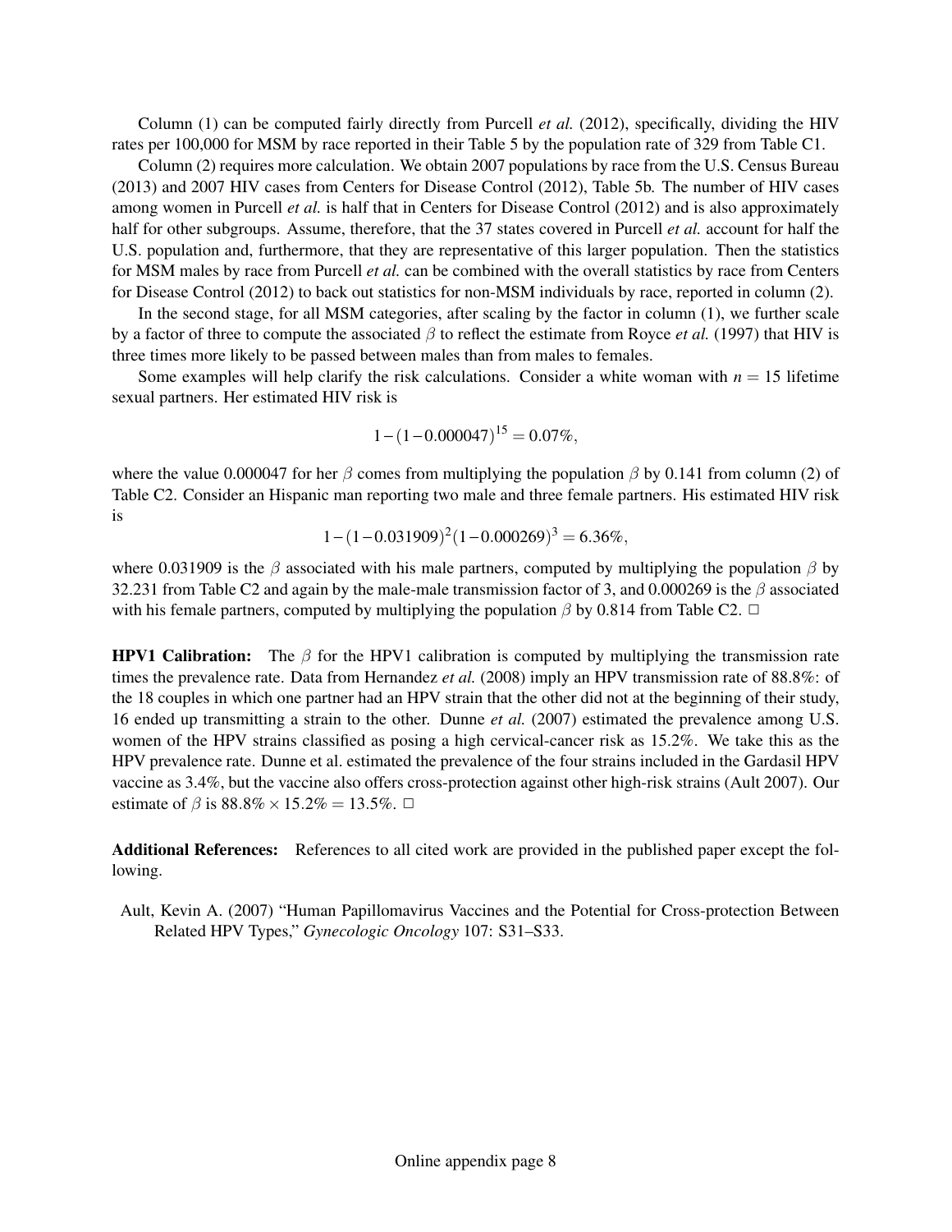Column (1) can be computed fairly directly from Purcell *et al.* (2012), specifically, dividing the HIV rates per 100,000 for MSM by race reported in their Table 5 by the population rate of 329 from Table C1.

Column (2) requires more calculation. We obtain 2007 populations by race from the U.S. Census Bureau (2013) and 2007 HIV cases from Centers for Disease Control (2012), Table 5b. The number of HIV cases among women in Purcell *et al.* is half that in Centers for Disease Control (2012) and is also approximately half for other subgroups. Assume, therefore, that the 37 states covered in Purcell *et al.* account for half the U.S. population and, furthermore, that they are representative of this larger population. Then the statistics for MSM males by race from Purcell *et al.* can be combined with the overall statistics by race from Centers for Disease Control (2012) to back out statistics for non-MSM individuals by race, reported in column (2).

In the second stage, for all MSM categories, after scaling by the factor in column (1), we further scale by a factor of three to compute the associated $\beta$ to reflect the estimate from Royce *et al.* (1997) that HIV is three times more likely to be passed between males than from males to females.

Some examples will help clarify the risk calculations. Consider a white woman with $n = 15$ lifetime sexual partners. Her estimated HIV risk is

$$1-(1-0.000047)^{15} = 0.07\%,$$

where the value 0.000047 for her $\beta$ comes from multiplying the population $\beta$ by 0.141 from column (2) of Table C2. Consider an Hispanic man reporting two male and three female partners. His estimated HIV risk is

$$1-(1-0.031909)^{2}(1-0.000269)^{3} = 6.36\%,$$

where 0.031909 is the $\beta$ associated with his male partners, computed by multiplying the population $\beta$ by 32.231 from Table C2 and again by the male-male transmission factor of 3, and 0.000269 is the $\beta$ associated with his female partners, computed by multiplying the population $\beta$ by 0.814 from Table C2. □

**HPV1 Calibration:** The $\beta$ for the HPV1 calibration is computed by multiplying the transmission rate times the prevalence rate. Data from Hernandez *et al.* (2008) imply an HPV transmission rate of 88.8%: of the 18 couples in which one partner had an HPV strain that the other did not at the beginning of their study, 16 ended up transmitting a strain to the other. Dunne *et al.* (2007) estimated the prevalence among U.S. women of the HPV strains classified as posing a high cervical-cancer risk as 15.2%. We take this as the HPV prevalence rate. Dunne et al. estimated the prevalence of the four strains included in the Gardasil HPV vaccine as 3.4%, but the vaccine also offers cross-protection against other high-risk strains (Ault 2007). Our estimate of $\beta$ is $88.8\% \times 15.2\% = 13.5\%$. □

**Additional References:** References to all cited work are provided in the published paper except the following.

Ault, Kevin A. (2007) "Human Papillomavirus Vaccines and the Potential for Cross-protection Between Related HPV Types," *Gynecologic Oncology* 107: S31–S33.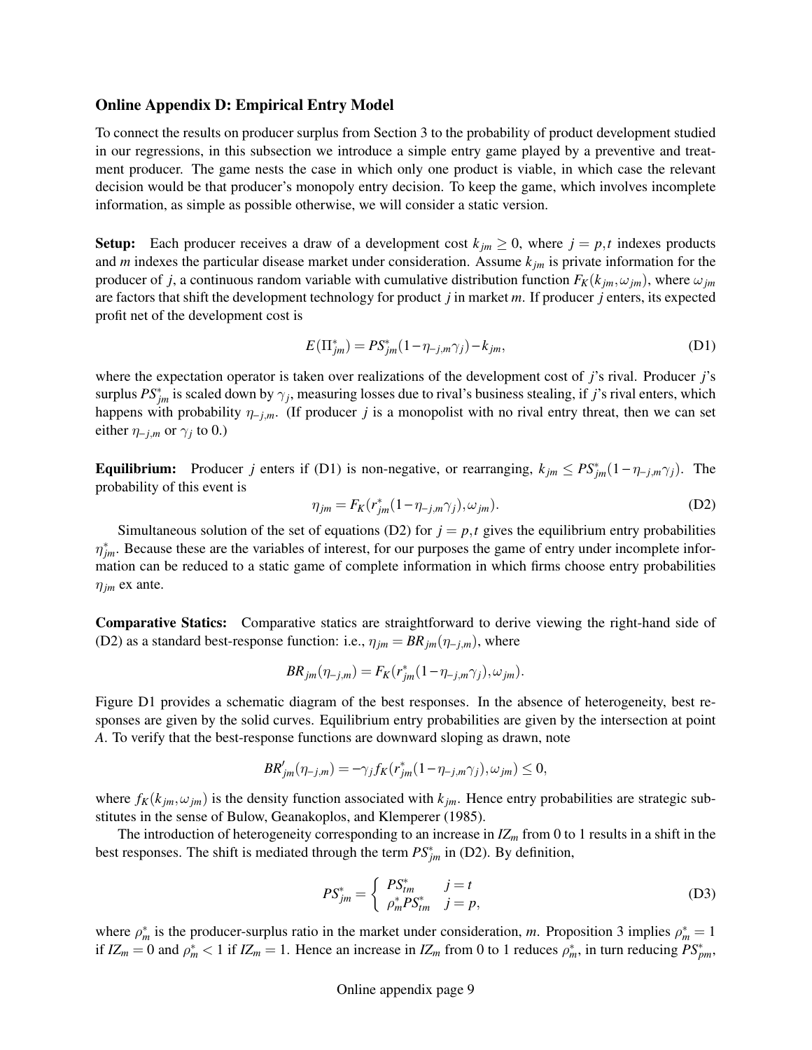## Online Appendix D: Empirical Entry Model

To connect the results on producer surplus from Section 3 to the probability of product development studied in our regressions, in this subsection we introduce a simple entry game played by a preventive and treatment producer. The game nests the case in which only one product is viable, in which case the relevant decision would be that producer's monopoly entry decision. To keep the game, which involves incomplete information, as simple as possible otherwise, we will consider a static version.

**Setup:** Each producer receives a draw of a development cost $k_{jm} \geq 0$, where $j = p,t$ indexes products and $m$ indexes the particular disease market under consideration. Assume $k_{jm}$ is private information for the producer of $j$, a continuous random variable with cumulative distribution function $F_K(k_{jm}, \omega_{jm})$, where $\omega_{jm}$ are factors that shift the development technology for product $j$ in market $m$. If producer $j$ enters, its expected profit net of the development cost is

$$E(\Pi^*_{jm}) = PS^*_{jm}(1 - \eta_{-j,m}\gamma_j) - k_{jm}, \tag{D1}$$

where the expectation operator is taken over realizations of the development cost of $j$'s rival. Producer $j$'s surplus $PS^*_{jm}$ is scaled down by $\gamma_j$, measuring losses due to rival's business stealing, if $j$'s rival enters, which happens with probability $\eta_{-j,m}$. (If producer $j$ is a monopolist with no rival entry threat, then we can set either $\eta_{-j,m}$ or $\gamma_j$ to 0.)

**Equilibrium:** Producer $j$ enters if (D1) is non-negative, or rearranging, $k_{jm} \leq PS^*_{jm}(1 - \eta_{-j,m}\gamma_j)$. The probability of this event is

$$\eta_{jm} = F_K(r^*_{jm}(1 - \eta_{-j,m}\gamma_j), \omega_{jm}). \tag{D2}$$

Simultaneous solution of the set of equations (D2) for $j = p,t$ gives the equilibrium entry probabilities $\eta^*_{jm}$. Because these are the variables of interest, for our purposes the game of entry under incomplete information can be reduced to a static game of complete information in which firms choose entry probabilities $\eta_{jm}$ ex ante.

**Comparative Statics:** Comparative statics are straightforward to derive viewing the right-hand side of (D2) as a standard best-response function: i.e., $\eta_{jm} = BR_{jm}(\eta_{-j,m})$, where

$$BR_{jm}(\eta_{-j,m}) = F_K(r^*_{jm}(1 - \eta_{-j,m}\gamma_j), \omega_{jm}).$$

Figure D1 provides a schematic diagram of the best responses. In the absence of heterogeneity, best responses are given by the solid curves. Equilibrium entry probabilities are given by the intersection at point $A$. To verify that the best-response functions are downward sloping as drawn, note

$$BR'_{jm}(\eta_{-j,m}) = -\gamma_j f_K(r^*_{jm}(1 - \eta_{-j,m}\gamma_j), \omega_{jm}) \leq 0,$$

where $f_K(k_{jm}, \omega_{jm})$ is the density function associated with $k_{jm}$. Hence entry probabilities are strategic substitutes in the sense of Bulow, Geanakoplos, and Klemperer (1985).

The introduction of heterogeneity corresponding to an increase in $IZ_m$ from 0 to 1 results in a shift in the best responses. The shift is mediated through the term $PS^*_{jm}$ in (D2). By definition,

$$PS^*_{jm} = \begin{cases} PS^*_{tm} & j = t \\ \rho^*_m PS^*_{tm} & j = p, \end{cases} \tag{D3}$$

where $\rho^*_m$ is the producer-surplus ratio in the market under consideration, $m$. Proposition 3 implies $\rho^*_m = 1$ if $IZ_m = 0$ and $\rho^*_m < 1$ if $IZ_m = 1$. Hence an increase in $IZ_m$ from 0 to 1 reduces $\rho^*_m$, in turn reducing $PS^*_{pm}$,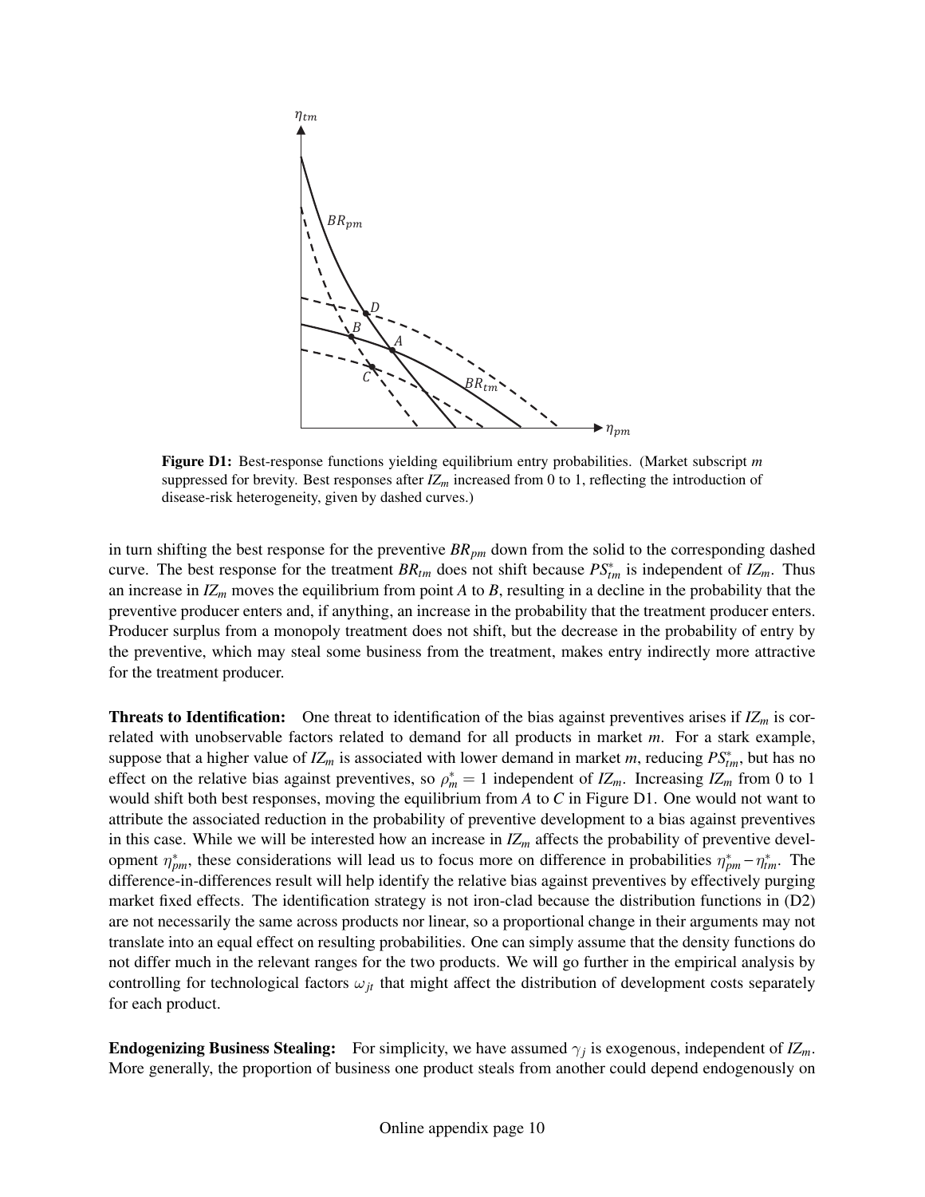**Figure D1:** Best-response functions yielding equilibrium entry probabilities. (Market subscript $m$ suppressed for brevity. Best responses after $IZ_m$ increased from 0 to 1, reflecting the introduction of disease-risk heterogeneity, given by dashed curves.)

in turn shifting the best response for the preventive $BR_{pm}$ down from the solid to the corresponding dashed curve. The best response for the treatment $BR_{tm}$ does not shift because $PS^*_{tm}$ is independent of $IZ_m$. Thus an increase in $IZ_m$ moves the equilibrium from point $A$ to $B$, resulting in a decline in the probability that the preventive producer enters and, if anything, an increase in the probability that the treatment producer enters. Producer surplus from a monopoly treatment does not shift, but the decrease in the probability of entry by the preventive, which may steal some business from the treatment, makes entry indirectly more attractive for the treatment producer.

**Threats to Identification:** One threat to identification of the bias against preventives arises if $IZ_m$ is correlated with unobservable factors related to demand for all products in market $m$. For a stark example, suppose that a higher value of $IZ_m$ is associated with lower demand in market $m$, reducing $PS^*_{tm}$, but has no effect on the relative bias against preventives, so $\rho^*_m = 1$ independent of $IZ_m$. Increasing $IZ_m$ from 0 to 1 would shift both best responses, moving the equilibrium from $A$ to $C$ in Figure D1. One would not want to attribute the associated reduction in the probability of preventive development to a bias against preventives in this case. While we will be interested how an increase in $IZ_m$ affects the probability of preventive development $\eta^*_{pm}$, these considerations will lead us to focus more on difference in probabilities $\eta^*_{pm} - \eta^*_{tm}$. The difference-in-differences result will help identify the relative bias against preventives by effectively purging market fixed effects. The identification strategy is not iron-clad because the distribution functions in (D2) are not necessarily the same across products nor linear, so a proportional change in their arguments may not translate into an equal effect on resulting probabilities. One can simply assume that the density functions do not differ much in the relevant ranges for the two products. We will go further in the empirical analysis by controlling for technological factors $\omega_{jt}$ that might affect the distribution of development costs separately for each product.

**Endogenizing Business Stealing:** For simplicity, we have assumed $\gamma_j$ is exogenous, independent of $IZ_m$. More generally, the proportion of business one product steals from another could depend endogenously on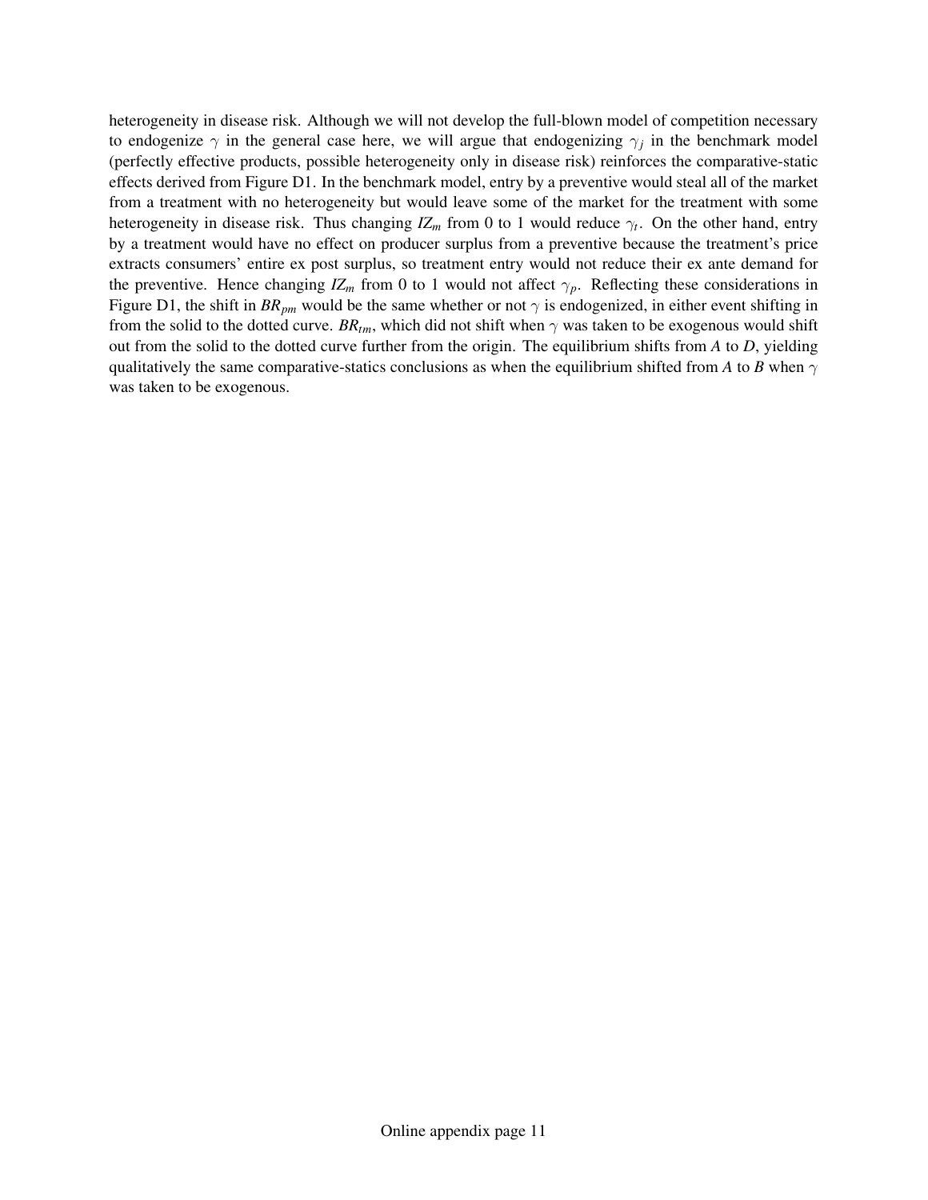heterogeneity in disease risk. Although we will not develop the full-blown model of competition necessary to endogenize $\gamma$ in the general case here, we will argue that endogenizing $\gamma_j$ in the benchmark model (perfectly effective products, possible heterogeneity only in disease risk) reinforces the comparative-static effects derived from Figure D1. In the benchmark model, entry by a preventive would steal all of the market from a treatment with no heterogeneity but would leave some of the market for the treatment with some heterogeneity in disease risk. Thus changing $IZ_m$ from 0 to 1 would reduce $\gamma_t$. On the other hand, entry by a treatment would have no effect on producer surplus from a preventive because the treatment's price extracts consumers' entire ex post surplus, so treatment entry would not reduce their ex ante demand for the preventive. Hence changing $IZ_m$ from 0 to 1 would not affect $\gamma_p$. Reflecting these considerations in Figure D1, the shift in $BR_{pm}$ would be the same whether or not $\gamma$ is endogenized, in either event shifting in from the solid to the dotted curve. $BR_{tm}$, which did not shift when $\gamma$ was taken to be exogenous would shift out from the solid to the dotted curve further from the origin. The equilibrium shifts from *A* to *D*, yielding qualitatively the same comparative-statics conclusions as when the equilibrium shifted from *A* to *B* when $\gamma$ was taken to be exogenous.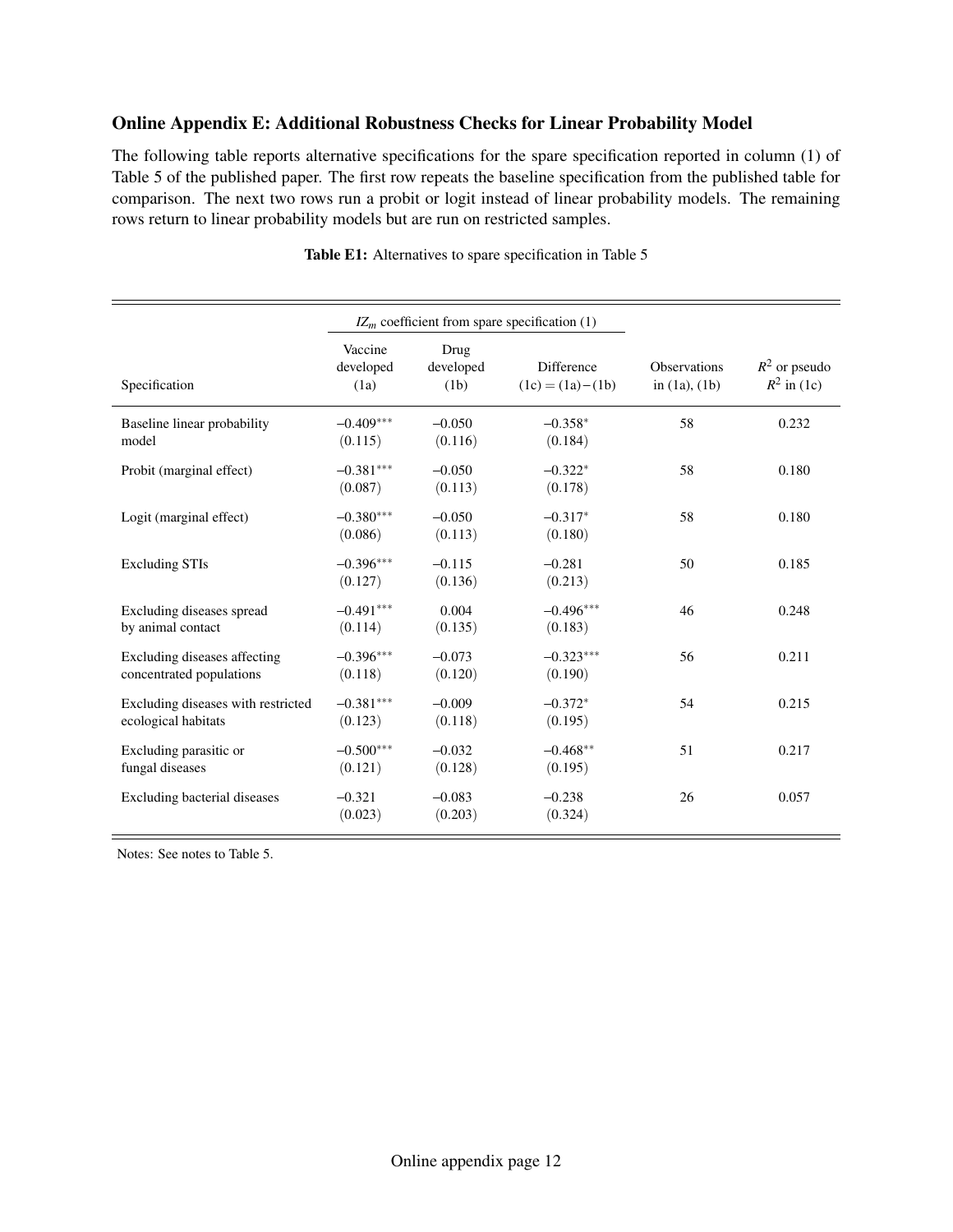## Online Appendix E: Additional Robustness Checks for Linear Probability Model

The following table reports alternative specifications for the spare specification reported in column (1) of Table 5 of the published paper. The first row repeats the baseline specification from the published table for comparison. The next two rows run a probit or logit instead of linear probability models. The remaining rows return to linear probability models but are run on restricted samples.

**Table E1:** Alternatives to spare specification in Table 5

| | $IZ_m$ coefficient from spare specification (1) | | | | |
|---|---|---|---|---|---|
| Specification | Vaccine developed (1a) | Drug developed (1b) | Difference $(1c) = (1a) - (1b)$ | Observations in (1a), (1b) | $R^2$ or pseudo $R^2$ in (1c) |
| Baseline linear probability model | $-0.409^{***}$ (0.115) | $-0.050$ (0.116) | $-0.358^{*}$ (0.184) | 58 | 0.232 |
| Probit (marginal effect) | $-0.381^{***}$ (0.087) | $-0.050$ (0.113) | $-0.322^{*}$ (0.178) | 58 | 0.180 |
| Logit (marginal effect) | $-0.380^{***}$ (0.086) | $-0.050$ (0.113) | $-0.317^{*}$ (0.180) | 58 | 0.180 |
| Excluding STIs | $-0.396^{***}$ (0.127) | $-0.115$ (0.136) | $-0.281$ (0.213) | 50 | 0.185 |
| Excluding diseases spread by animal contact | $-0.491^{***}$ (0.114) | 0.004 (0.135) | $-0.496^{***}$ (0.183) | 46 | 0.248 |
| Excluding diseases affecting concentrated populations | $-0.396^{***}$ (0.118) | $-0.073$ (0.120) | $-0.323^{***}$ (0.190) | 56 | 0.211 |
| Excluding diseases with restricted ecological habitats | $-0.381^{***}$ (0.123) | $-0.009$ (0.118) | $-0.372^{*}$ (0.195) | 54 | 0.215 |
| Excluding parasitic or fungal diseases | $-0.500^{***}$ (0.121) | $-0.032$ (0.128) | $-0.468^{**}$ (0.195) | 51 | 0.217 |
| Excluding bacterial diseases | $-0.321$ (0.023) | $-0.083$ (0.203) | $-0.238$ (0.324) | 26 | 0.057 |

Notes: See notes to Table 5.